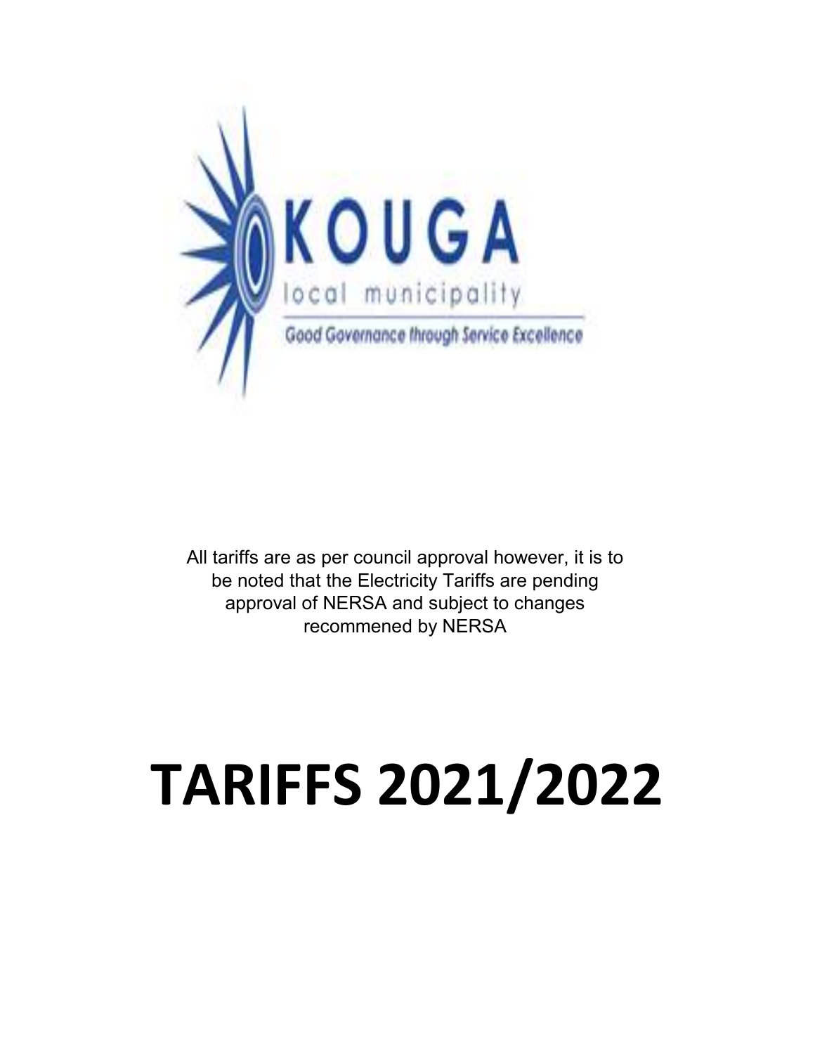KOUGA

local municipality

Good Governance through Service Excellence

All tariffs are as per council approval however, it is to be noted that the Electricity Tariffs are pending approval of NERSA and subject to changes recommened by NERSA

# TARIFFS 2021/2022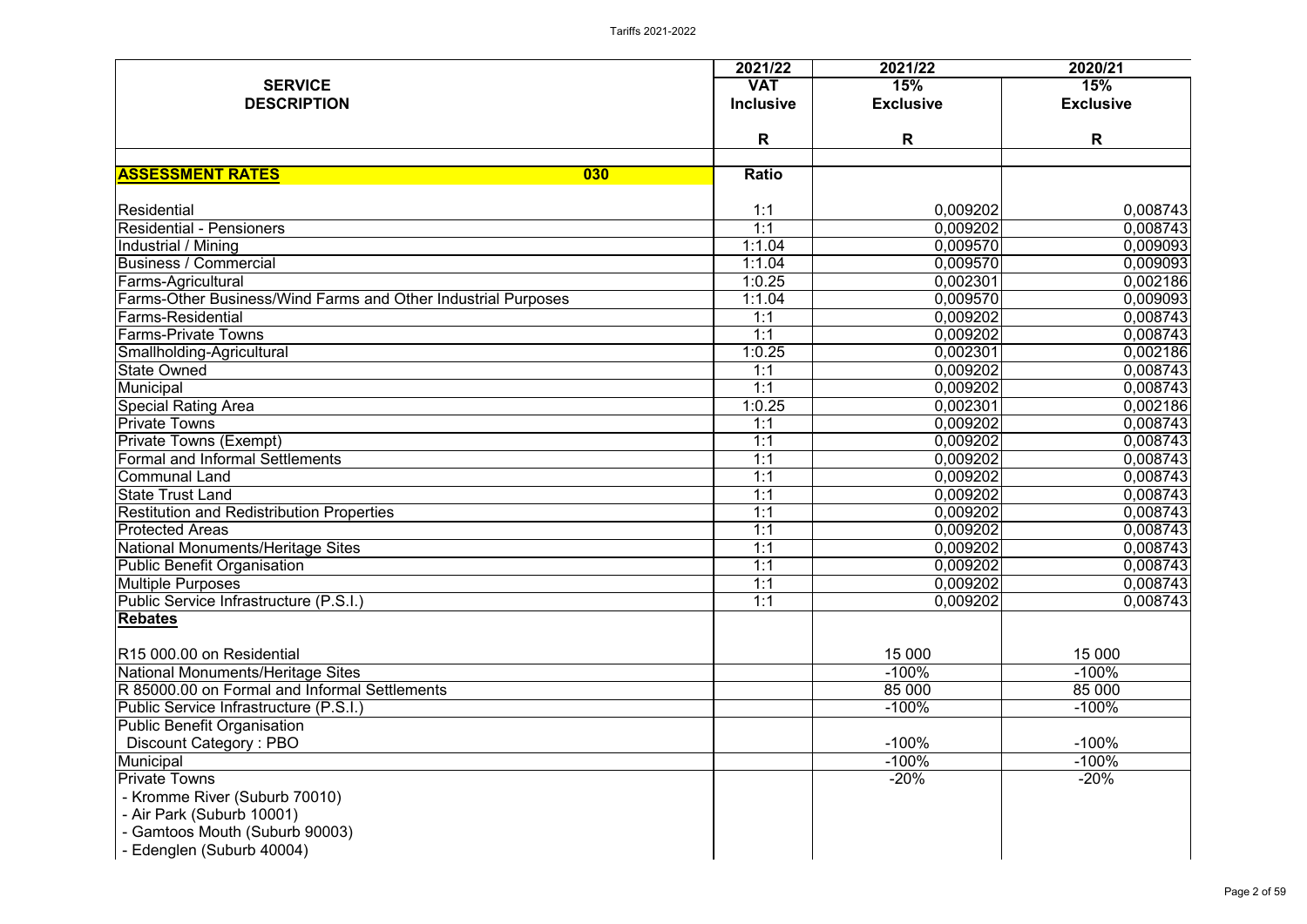| SERVICE DESCRIPTION | 2021/22 VAT Inclusive | 2021/22 15% Exclusive | 2020/21 15% Exclusive |
|---|---|---|---|
| | R | R | R |
| **ASSESSMENT RATES** 030 | **Ratio** | | |
| Residential | 1:1 | 0,009202 | 0,008743 |
| Residential - Pensioners | 1:1 | 0,009202 | 0,008743 |
| Industrial / Mining | 1:1.04 | 0,009570 | 0,009093 |
| Business / Commercial | 1:1.04 | 0,009570 | 0,009093 |
| Farms-Agricultural | 1:0.25 | 0,002301 | 0,002186 |
| Farms-Other Business/Wind Farms and Other Industrial Purposes | 1:1.04 | 0,009570 | 0,009093 |
| Farms-Residential | 1:1 | 0,009202 | 0,008743 |
| Farms-Private Towns | 1:1 | 0,009202 | 0,008743 |
| Smallholding-Agricultural | 1:0.25 | 0,002301 | 0,002186 |
| State Owned | 1:1 | 0,009202 | 0,008743 |
| Municipal | 1:1 | 0,009202 | 0,008743 |
| Special Rating Area | 1:0.25 | 0,002301 | 0,002186 |
| Private Towns | 1:1 | 0,009202 | 0,008743 |
| Private Towns (Exempt) | 1:1 | 0,009202 | 0,008743 |
| Formal and Informal Settlements | 1:1 | 0,009202 | 0,008743 |
| Communal Land | 1:1 | 0,009202 | 0,008743 |
| State Trust Land | 1:1 | 0,009202 | 0,008743 |
| Restitution and Redistribution Properties | 1:1 | 0,009202 | 0,008743 |
| Protected Areas | 1:1 | 0,009202 | 0,008743 |
| National Monuments/Heritage Sites | 1:1 | 0,009202 | 0,008743 |
| Public Benefit Organisation | 1:1 | 0,009202 | 0,008743 |
| Multiple Purposes | 1:1 | 0,009202 | 0,008743 |
| Public Service Infrastructure (P.S.I.) | 1:1 | 0,009202 | 0,008743 |
| **Rebates** | | | |
| R15 000.00 on Residential | | 15 000 | 15 000 |
| National Monuments/Heritage Sites | | -100% | -100% |
| R 85000.00 on Formal and Informal Settlements | | 85 000 | 85 000 |
| Public Service Infrastructure (P.S.I.) | | -100% | -100% |
| Public Benefit Organisation | | | |
| Discount Category : PBO | | -100% | -100% |
| Municipal | | -100% | -100% |
| Private Towns | | -20% | -20% |
| - Kromme River (Suburb 70010) | | | |
| - Air Park (Suburb 10001) | | | |
| - Gamtoos Mouth (Suburb 90003) | | | |
| - Edenglen (Suburb 40004) | | | |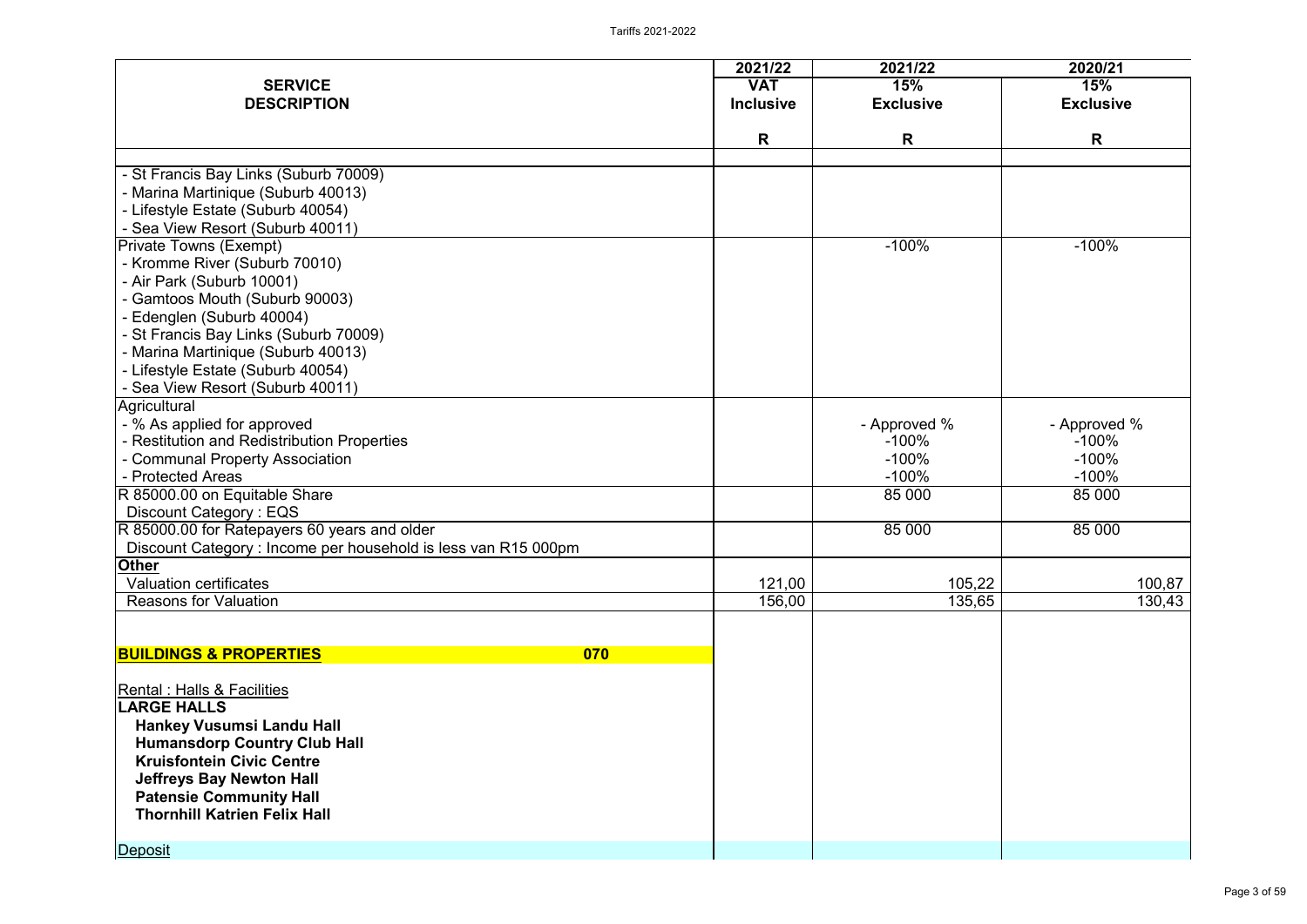| SERVICE DESCRIPTION | 2021/22 VAT Inclusive R | 2021/22 15% Exclusive R | 2020/21 15% Exclusive R |
|---|---|---|---|
| - St Francis Bay Links (Suburb 70009) | | | |
| - Marina Martinique (Suburb 40013) | | | |
| - Lifestyle Estate (Suburb 40054) | | | |
| - Sea View Resort (Suburb 40011) | | | |
| Private Towns (Exempt) | | -100% | -100% |
| - Kromme River (Suburb 70010) | | | |
| - Air Park (Suburb 10001) | | | |
| - Gamtoos Mouth (Suburb 90003) | | | |
| - Edenglen (Suburb 40004) | | | |
| - St Francis Bay Links (Suburb 70009) | | | |
| - Marina Martinique (Suburb 40013) | | | |
| - Lifestyle Estate (Suburb 40054) | | | |
| - Sea View Resort (Suburb 40011) | | | |
| Agricultural | | | |
| - % As applied for approved | | - Approved % | - Approved % |
| - Restitution and Redistribution Properties | | -100% | -100% |
| - Communal Property Association | | -100% | -100% |
| - Protected Areas | | -100% | -100% |
| R 85000.00 on Equitable Share | | 85 000 | 85 000 |
| Discount Category : EQS | | | |
| R 85000.00 for Ratepayers 60 years and older | | 85 000 | 85 000 |
| Discount Category : Income per household is less van R15 000pm | | | |
| **Other** | | | |
| Valuation certificates | 121,00 | 105,22 | 100,87 |
| Reasons for Valuation | 156,00 | 135,65 | 130,43 |
| | | | |
| **BUILDINGS & PROPERTIES 070** | | | |
| Rental : Halls & Facilities | | | |
| **LARGE HALLS** | | | |
| **Hankey Vusumsi Landu Hall** | | | |
| **Humansdorp Country Club Hall** | | | |
| **Kruisfontein Civic Centre** | | | |
| **Jeffreys Bay Newton Hall** | | | |
| **Patensie Community Hall** | | | |
| **Thornhill Katrien Felix Hall** | | | |
| Deposit | | | |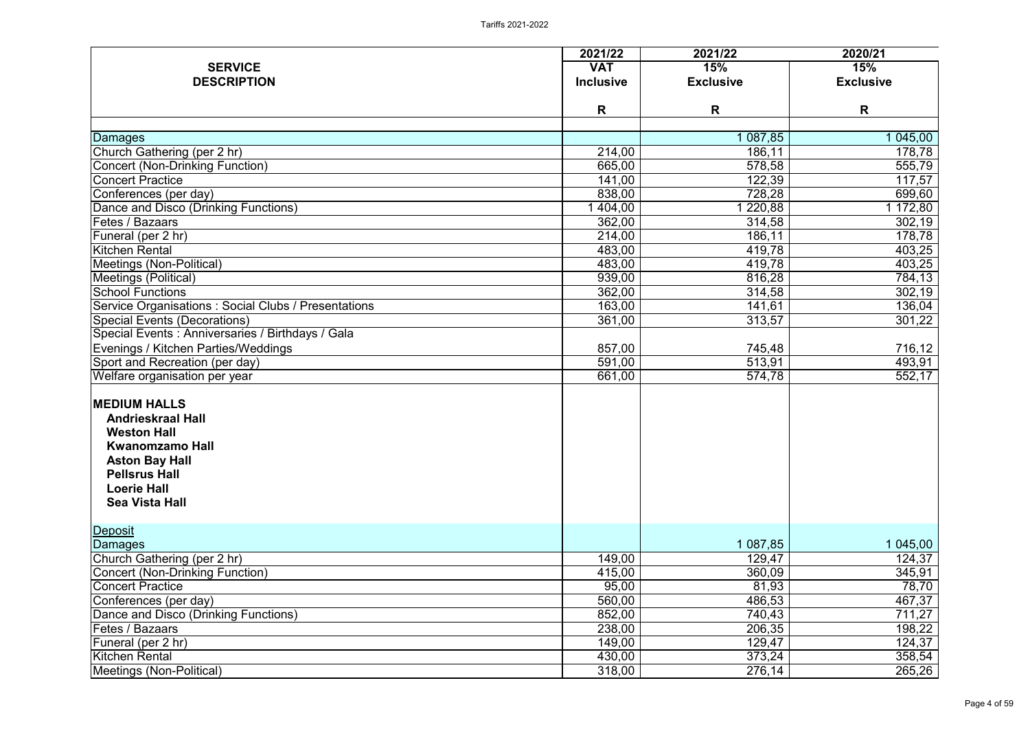| SERVICE DESCRIPTION | 2021/22 VAT Inclusive R | 2021/22 15% Exclusive R | 2020/21 15% Exclusive R |
|---|---|---|---|
| Damages | | 1 087,85 | 1 045,00 |
| Church Gathering (per 2 hr) | 214,00 | 186,11 | 178,78 |
| Concert (Non-Drinking Function) | 665,00 | 578,58 | 555,79 |
| Concert Practice | 141,00 | 122,39 | 117,57 |
| Conferences (per day) | 838,00 | 728,28 | 699,60 |
| Dance and Disco (Drinking Functions) | 1 404,00 | 1 220,88 | 1 172,80 |
| Fetes / Bazaars | 362,00 | 314,58 | 302,19 |
| Funeral (per 2 hr) | 214,00 | 186,11 | 178,78 |
| Kitchen Rental | 483,00 | 419,78 | 403,25 |
| Meetings (Non-Political) | 483,00 | 419,78 | 403,25 |
| Meetings (Political) | 939,00 | 816,28 | 784,13 |
| School Functions | 362,00 | 314,58 | 302,19 |
| Service Organisations : Social Clubs / Presentations | 163,00 | 141,61 | 136,04 |
| Special Events (Decorations) | 361,00 | 313,57 | 301,22 |
| Special Events : Anniversaries / Birthdays / Gala Evenings / Kitchen Parties/Weddings | 857,00 | 745,48 | 716,12 |
| Sport and Recreation (per day) | 591,00 | 513,91 | 493,91 |
| Welfare organisation per year | 661,00 | 574,78 | 552,17 |
| **MEDIUM HALLS** | | | |
| **Andrieskraal Hall** | | | |
| **Weston Hall** | | | |
| **Kwanomzamo Hall** | | | |
| **Aston Bay Hall** | | | |
| **Pellsrus Hall** | | | |
| **Loerie Hall** | | | |
| **Sea Vista Hall** | | | |
| Deposit | | | |
| Damages | | 1 087,85 | 1 045,00 |
| Church Gathering (per 2 hr) | 149,00 | 129,47 | 124,37 |
| Concert (Non-Drinking Function) | 415,00 | 360,09 | 345,91 |
| Concert Practice | 95,00 | 81,93 | 78,70 |
| Conferences (per day) | 560,00 | 486,53 | 467,37 |
| Dance and Disco (Drinking Functions) | 852,00 | 740,43 | 711,27 |
| Fetes / Bazaars | 238,00 | 206,35 | 198,22 |
| Funeral (per 2 hr) | 149,00 | 129,47 | 124,37 |
| Kitchen Rental | 430,00 | 373,24 | 358,54 |
| Meetings (Non-Political) | 318,00 | 276,14 | 265,26 |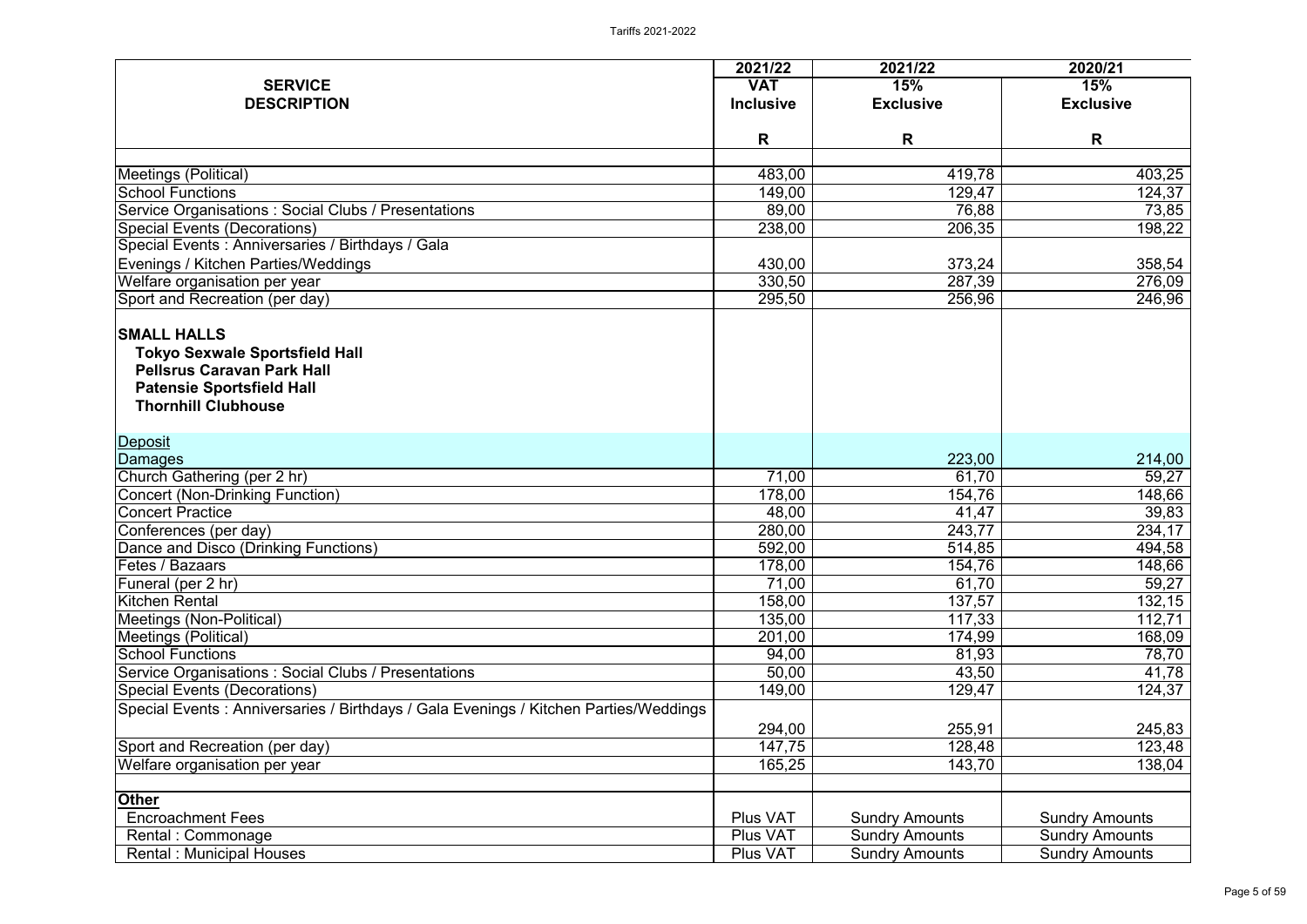| SERVICE DESCRIPTION | 2021/22 VAT Inclusive R | 2021/22 15% Exclusive R | 2020/21 15% Exclusive R |
|---|---|---|---|
| Meetings (Political) | 483,00 | 419,78 | 403,25 |
| School Functions | 149,00 | 129,47 | 124,37 |
| Service Organisations : Social Clubs / Presentations | 89,00 | 76,88 | 73,85 |
| Special Events (Decorations) | 238,00 | 206,35 | 198,22 |
| Special Events : Anniversaries / Birthdays / Gala Evenings / Kitchen Parties/Weddings | 430,00 | 373,24 | 358,54 |
| Welfare organisation per year | 330,50 | 287,39 | 276,09 |
| Sport and Recreation (per day) | 295,50 | 256,96 | 246,96 |
| **SMALL HALLS** | | | |
| **Tokyo Sexwale Sportsfield Hall** | | | |
| **Pellsrus Caravan Park Hall** | | | |
| **Patensie Sportsfield Hall** | | | |
| **Thornhill Clubhouse** | | | |
| Deposit | | | |
| Damages | | 223,00 | 214,00 |
| Church Gathering (per 2 hr) | 71,00 | 61,70 | 59,27 |
| Concert (Non-Drinking Function) | 178,00 | 154,76 | 148,66 |
| Concert Practice | 48,00 | 41,47 | 39,83 |
| Conferences (per day) | 280,00 | 243,77 | 234,17 |
| Dance and Disco (Drinking Functions) | 592,00 | 514,85 | 494,58 |
| Fetes / Bazaars | 178,00 | 154,76 | 148,66 |
| Funeral (per 2 hr) | 71,00 | 61,70 | 59,27 |
| Kitchen Rental | 158,00 | 137,57 | 132,15 |
| Meetings (Non-Political) | 135,00 | 117,33 | 112,71 |
| Meetings (Political) | 201,00 | 174,99 | 168,09 |
| School Functions | 94,00 | 81,93 | 78,70 |
| Service Organisations : Social Clubs / Presentations | 50,00 | 43,50 | 41,78 |
| Special Events (Decorations) | 149,00 | 129,47 | 124,37 |
| Special Events : Anniversaries / Birthdays / Gala Evenings / Kitchen Parties/Weddings | 294,00 | 255,91 | 245,83 |
| Sport and Recreation (per day) | 147,75 | 128,48 | 123,48 |
| Welfare organisation per year | 165,25 | 143,70 | 138,04 |
| **Other** | | | |
| Encroachment Fees | Plus VAT | Sundry Amounts | Sundry Amounts |
| Rental : Commonage | Plus VAT | Sundry Amounts | Sundry Amounts |
| Rental : Municipal Houses | Plus VAT | Sundry Amounts | Sundry Amounts |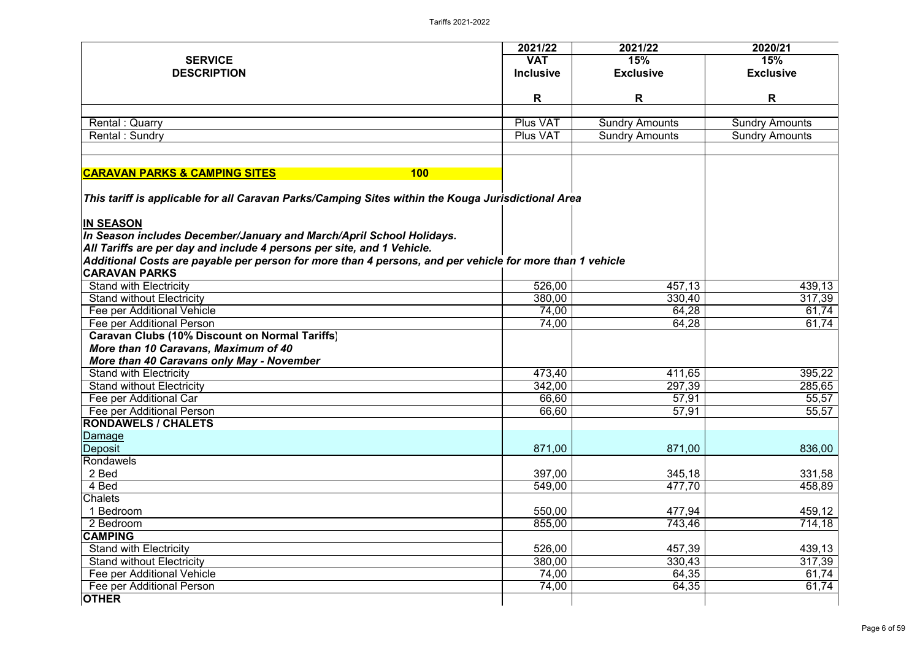| SERVICE DESCRIPTION | 2021/22 VAT Inclusive | 2021/22 15% Exclusive | 2020/21 15% Exclusive |
|---|---|---|---|
| | R | R | R |
| Rental : Quarry | Plus VAT | Sundry Amounts | Sundry Amounts |
| Rental : Sundry | Plus VAT | Sundry Amounts | Sundry Amounts |
| **CARAVAN PARKS & CAMPING SITES** **100** | | | |
| ***This tariff is applicable for all Caravan Parks/Camping Sites within the Kouga Jurisdictional Area*** | | | |
| **IN SEASON** | | | |
| ***In Season includes December/January and March/April School Holidays.*** | | | |
| ***All Tariffs are per day and include 4 persons per site, and 1 Vehicle.*** | | | |
| ***Additional Costs are payable per person for more than 4 persons, and per vehicle for more than 1 vehicle*** | | | |
| **CARAVAN PARKS** | | | |
| Stand with Electricity | 526,00 | 457,13 | 439,13 |
| Stand without Electricity | 380,00 | 330,40 | 317,39 |
| Fee per Additional Vehicle | 74,00 | 64,28 | 61,74 |
| Fee per Additional Person | 74,00 | 64,28 | 61,74 |
| **Caravan Clubs (10% Discount on Normal Tariffs)** | | | |
| ***More than 10 Caravans, Maximum of 40*** | | | |
| ***More than 40 Caravans only May - November*** | | | |
| Stand with Electricity | 473,40 | 411,65 | 395,22 |
| Stand without Electricity | 342,00 | 297,39 | 285,65 |
| Fee per Additional Car | 66,60 | 57,91 | 55,57 |
| Fee per Additional Person | 66,60 | 57,91 | 55,57 |
| **RONDAWELS / CHALETS** | | | |
| Damage | | | |
| Deposit | 871,00 | 871,00 | 836,00 |
| Rondawels | | | |
| 2 Bed | 397,00 | 345,18 | 331,58 |
| 4 Bed | 549,00 | 477,70 | 458,89 |
| Chalets | | | |
| 1 Bedroom | 550,00 | 477,94 | 459,12 |
| 2 Bedroom | 855,00 | 743,46 | 714,18 |
| **CAMPING** | | | |
| Stand with Electricity | 526,00 | 457,39 | 439,13 |
| Stand without Electricity | 380,00 | 330,43 | 317,39 |
| Fee per Additional Vehicle | 74,00 | 64,35 | 61,74 |
| Fee per Additional Person | 74,00 | 64,35 | 61,74 |
| **OTHER** | | | |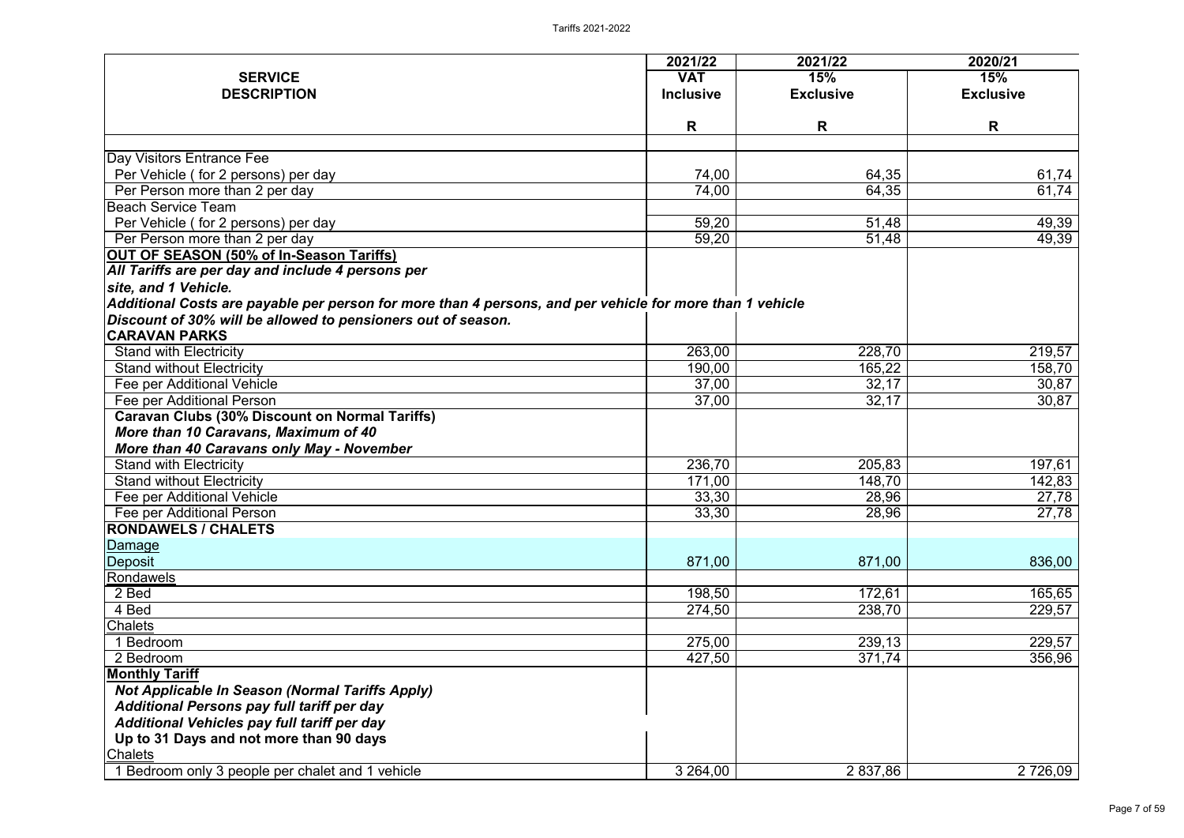| SERVICE DESCRIPTION | 2021/22 VAT Inclusive | 2021/22 15% Exclusive | 2020/21 15% Exclusive |
|---|---|---|---|
| | R | R | R |
| Day Visitors Entrance Fee | | | |
| Per Vehicle ( for 2 persons) per day | 74,00 | 64,35 | 61,74 |
| Per Person more than 2 per day | 74,00 | 64,35 | 61,74 |
| Beach Service Team | | | |
| Per Vehicle ( for 2 persons) per day | 59,20 | 51,48 | 49,39 |
| Per Person more than 2 per day | 59,20 | 51,48 | 49,39 |
| **OUT OF SEASON (50% of In-Season Tariffs)** | | | |
| ***All Tariffs are per day and include 4 persons per site, and 1 Vehicle.*** | | | |
| ***Additional Costs are payable per person for more than 4 persons, and per vehicle for more than 1 vehicle*** | | | |
| ***Discount of 30% will be allowed to pensioners out of season.*** | | | |
| **CARAVAN PARKS** | | | |
| Stand with Electricity | 263,00 | 228,70 | 219,57 |
| Stand without Electricity | 190,00 | 165,22 | 158,70 |
| Fee per Additional Vehicle | 37,00 | 32,17 | 30,87 |
| Fee per Additional Person | 37,00 | 32,17 | 30,87 |
| **Caravan Clubs (30% Discount on Normal Tariffs)** | | | |
| ***More than 10 Caravans, Maximum of 40*** | | | |
| ***More than 40 Caravans only May - November*** | | | |
| Stand with Electricity | 236,70 | 205,83 | 197,61 |
| Stand without Electricity | 171,00 | 148,70 | 142,83 |
| Fee per Additional Vehicle | 33,30 | 28,96 | 27,78 |
| Fee per Additional Person | 33,30 | 28,96 | 27,78 |
| **RONDAWELS / CHALETS** | | | |
| Damage | | | |
| Deposit | 871,00 | 871,00 | 836,00 |
| Rondawels | | | |
| 2 Bed | 198,50 | 172,61 | 165,65 |
| 4 Bed | 274,50 | 238,70 | 229,57 |
| Chalets | | | |
| 1 Bedroom | 275,00 | 239,13 | 229,57 |
| 2 Bedroom | 427,50 | 371,74 | 356,96 |
| **Monthly Tariff** | | | |
| ***Not Applicable In Season (Normal Tariffs Apply)*** | | | |
| ***Additional Persons pay full tariff per day*** | | | |
| ***Additional Vehicles pay full tariff per day*** | | | |
| **Up to 31 Days and not more than 90 days** | | | |
| Chalets | | | |
| 1 Bedroom only 3 people per chalet and 1 vehicle | 3 264,00 | 2 837,86 | 2 726,09 |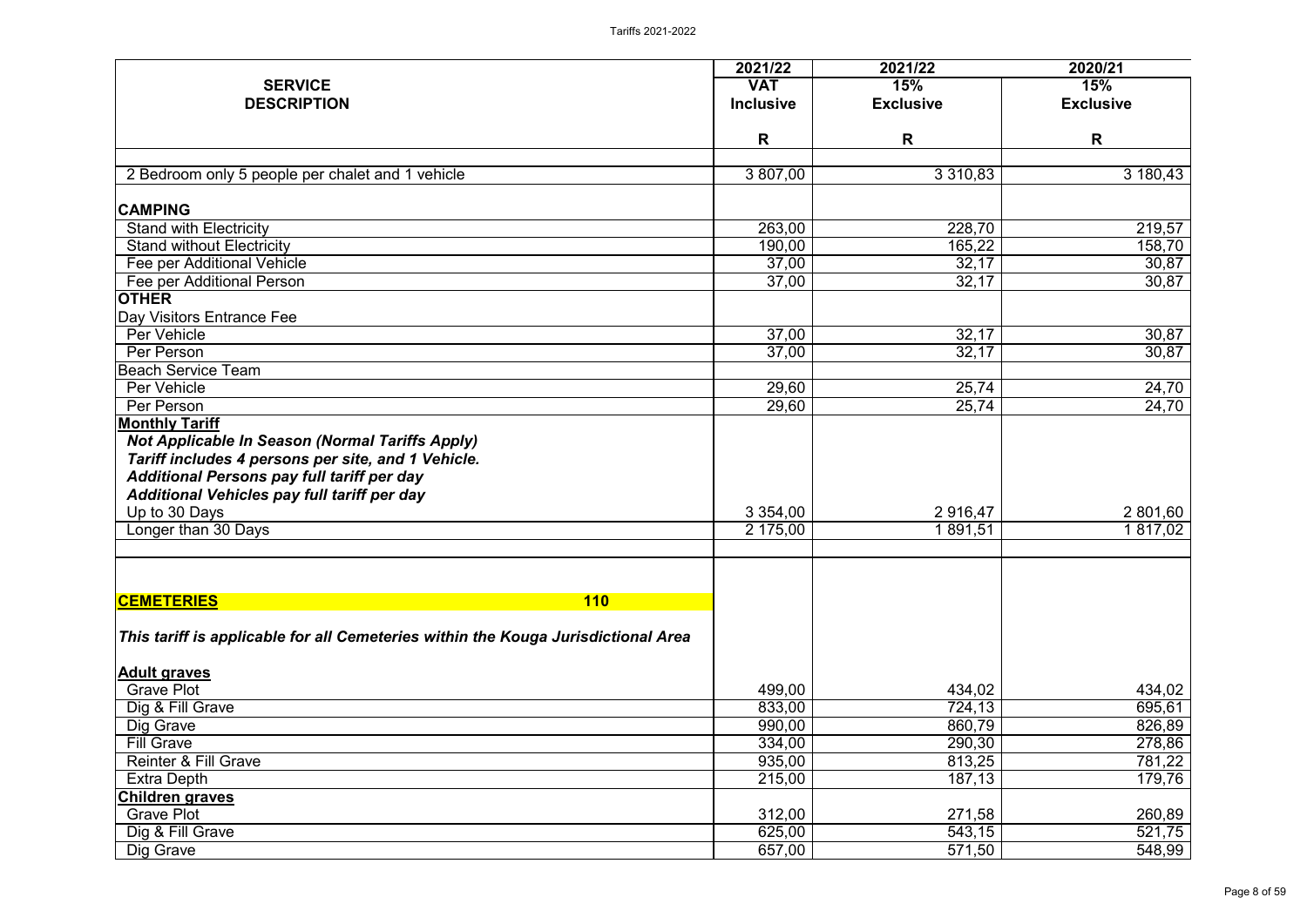| SERVICE DESCRIPTION | 2021/22 VAT Inclusive | 2021/22 15% Exclusive | 2020/21 15% Exclusive |
|---|---|---|---|
| | R | R | R |
| 2 Bedroom only 5 people per chalet and 1 vehicle | 3 807,00 | 3 310,83 | 3 180,43 |
| **CAMPING** | | | |
| Stand with Electricity | 263,00 | 228,70 | 219,57 |
| Stand without Electricity | 190,00 | 165,22 | 158,70 |
| Fee per Additional Vehicle | 37,00 | 32,17 | 30,87 |
| Fee per Additional Person | 37,00 | 32,17 | 30,87 |
| **OTHER** | | | |
| Day Visitors Entrance Fee | | | |
| Per Vehicle | 37,00 | 32,17 | 30,87 |
| Per Person | 37,00 | 32,17 | 30,87 |
| Beach Service Team | | | |
| Per Vehicle | 29,60 | 25,74 | 24,70 |
| Per Person | 29,60 | 25,74 | 24,70 |
| **Monthly Tariff** | | | |
| ***Not Applicable In Season (Normal Tariffs Apply)*** | | | |
| ***Tariff includes 4 persons per site, and 1 Vehicle.*** | | | |
| ***Additional Persons pay full tariff per day*** | | | |
| ***Additional Vehicles pay full tariff per day*** | | | |
| Up to 30 Days | 3 354,00 | 2 916,47 | 2 801,60 |
| Longer than 30 Days | 2 175,00 | 1 891,51 | 1 817,02 |
| | | | |
| **CEMETERIES** **110** | | | |
| ***This tariff is applicable for all Cemeteries within the Kouga Jurisdictional Area*** | | | |
| **Adult graves** | | | |
| Grave Plot | 499,00 | 434,02 | 434,02 |
| Dig & Fill Grave | 833,00 | 724,13 | 695,61 |
| Dig Grave | 990,00 | 860,79 | 826,89 |
| Fill Grave | 334,00 | 290,30 | 278,86 |
| Reinter & Fill Grave | 935,00 | 813,25 | 781,22 |
| Extra Depth | 215,00 | 187,13 | 179,76 |
| **Children graves** | | | |
| Grave Plot | 312,00 | 271,58 | 260,89 |
| Dig & Fill Grave | 625,00 | 543,15 | 521,75 |
| Dig Grave | 657,00 | 571,50 | 548,99 |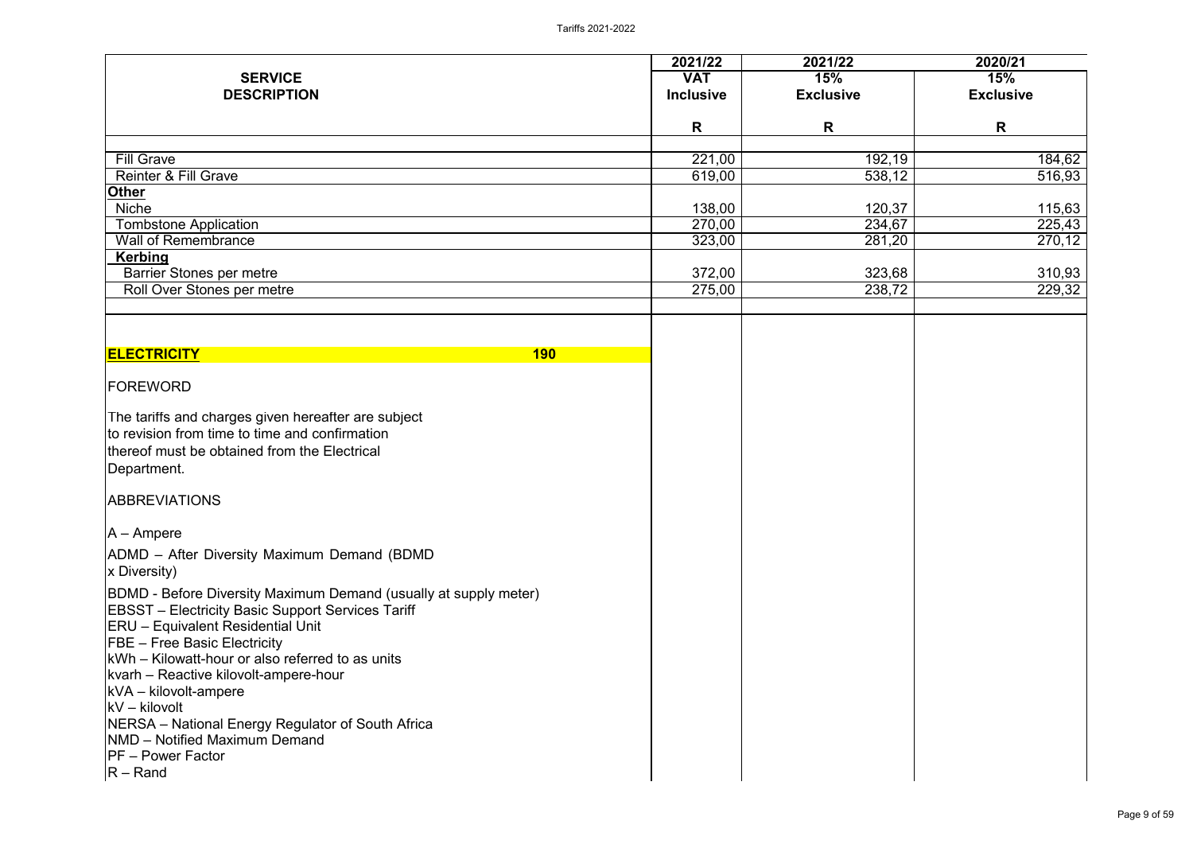| SERVICE DESCRIPTION | 2021/22 VAT Inclusive | 2021/22 15% Exclusive | 2020/21 15% Exclusive |
|---|---|---|---|
| | R | R | R |
| Fill Grave | 221,00 | 192,19 | 184,62 |
| Reinter & Fill Grave | 619,00 | 538,12 | 516,93 |
| **Other** | | | |
| Niche | 138,00 | 120,37 | 115,63 |
| Tombstone Application | 270,00 | 234,67 | 225,43 |
| Wall of Remembrance | 323,00 | 281,20 | 270,12 |
| **Kerbing** | | | |
| Barrier Stones per metre | 372,00 | 323,68 | 310,93 |
| Roll Over Stones per metre | 275,00 | 238,72 | 229,32 |

## ELECTRICITY 190

FOREWORD

The tariffs and charges given hereafter are subject to revision from time to time and confirmation thereof must be obtained from the Electrical Department.

ABBREVIATIONS

A – Ampere

ADMD – After Diversity Maximum Demand (BDMD x Diversity)

BDMD - Before Diversity Maximum Demand (usually at supply meter)
EBSST – Electricity Basic Support Services Tariff
ERU – Equivalent Residential Unit
FBE – Free Basic Electricity
kWh – Kilowatt-hour or also referred to as units
kvarh – Reactive kilovolt-ampere-hour
kVA – kilovolt-ampere
kV – kilovolt
NERSA – National Energy Regulator of South Africa
NMD – Notified Maximum Demand
PF – Power Factor
R – Rand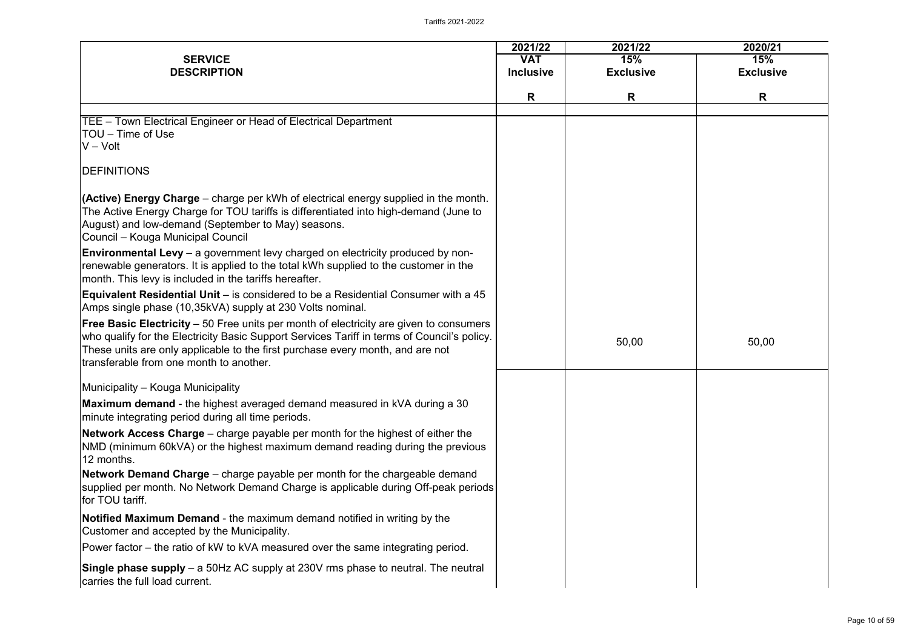| SERVICE DESCRIPTION | 2021/22 VAT Inclusive R | 2021/22 15% Exclusive R | 2020/21 15% Exclusive R |
|---|---|---|---|
| TEE – Town Electrical Engineer or Head of Electrical Department | | | |
| TOU – Time of Use | | | |
| V – Volt | | | |
| DEFINITIONS | | | |
| **(Active) Energy Charge** – charge per kWh of electrical energy supplied in the month. The Active Energy Charge for TOU tariffs is differentiated into high-demand (June to August) and low-demand (September to May) seasons. | | | |
| Council – Kouga Municipal Council | | | |
| **Environmental Levy** – a government levy charged on electricity produced by non-renewable generators. It is applied to the total kWh supplied to the customer in the month. This levy is included in the tariffs hereafter. | | | |
| **Equivalent Residential Unit** – is considered to be a Residential Consumer with a 45 Amps single phase (10,35kVA) supply at 230 Volts nominal. | | | |
| **Free Basic Electricity** – 50 Free units per month of electricity are given to consumers who qualify for the Electricity Basic Support Services Tariff in terms of Council's policy. These units are only applicable to the first purchase every month, and are not transferable from one month to another. | | 50,00 | 50,00 |
| Municipality – Kouga Municipality | | | |
| **Maximum demand** - the highest averaged demand measured in kVA during a 30 minute integrating period during all time periods. | | | |
| **Network Access Charge** – charge payable per month for the highest of either the NMD (minimum 60kVA) or the highest maximum demand reading during the previous 12 months. | | | |
| **Network Demand Charge** – charge payable per month for the chargeable demand supplied per month. No Network Demand Charge is applicable during Off-peak periods for TOU tariff. | | | |
| **Notified Maximum Demand** - the maximum demand notified in writing by the Customer and accepted by the Municipality. | | | |
| Power factor – the ratio of kW to kVA measured over the same integrating period. | | | |
| **Single phase supply** – a 50Hz AC supply at 230V rms phase to neutral. The neutral carries the full load current. | | | |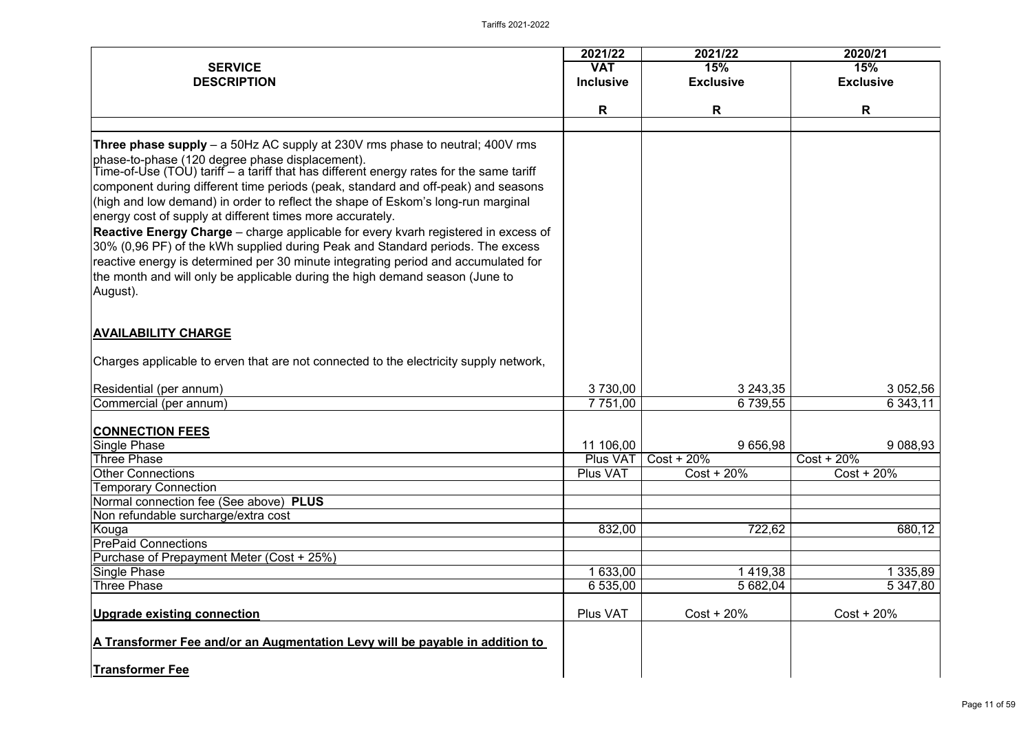| SERVICE DESCRIPTION | 2021/22 VAT Inclusive | 2021/22 15% Exclusive | 2020/21 15% Exclusive |
|---|---|---|---|
| | R | R | R |
| **Three phase supply** – a 50Hz AC supply at 230V rms phase to neutral; 400V rms phase-to-phase (120 degree phase displacement). Time-of-Use (TOU) tariff – a tariff that has different energy rates for the same tariff component during different time periods (peak, standard and off-peak) and seasons (high and low demand) in order to reflect the shape of Eskom's long-run marginal energy cost of supply at different times more accurately. **Reactive Energy Charge** – charge applicable for every kvarh registered in excess of 30% (0,96 PF) of the kWh supplied during Peak and Standard periods. The excess reactive energy is determined per 30 minute integrating period and accumulated for the month and will only be applicable during the high demand season (June to August). | | | |
| **AVAILABILITY CHARGE** | | | |
| Charges applicable to erven that are not connected to the electricity supply network, | | | |
| Residential (per annum) | 3 730,00 | 3 243,35 | 3 052,56 |
| Commercial (per annum) | 7 751,00 | 6 739,55 | 6 343,11 |
| **CONNECTION FEES** | | | |
| Single Phase | 11 106,00 | 9 656,98 | 9 088,93 |
| Three Phase | Plus VAT | Cost + 20% | Cost + 20% |
| Other Connections | Plus VAT | Cost + 20% | Cost + 20% |
| Temporary Connection | | | |
| Normal connection fee (See above) **PLUS** | | | |
| Non refundable surcharge/extra cost | | | |
| Kouga | 832,00 | 722,62 | 680,12 |
| PrePaid Connections | | | |
| Purchase of Prepayment Meter (Cost + 25%) | | | |
| Single Phase | 1 633,00 | 1 419,38 | 1 335,89 |
| Three Phase | 6 535,00 | 5 682,04 | 5 347,80 |
| **Upgrade existing connection** | Plus VAT | Cost + 20% | Cost + 20% |
| **A Transformer Fee and/or an Augmentation Levy will be payable in addition to** | | | |
| **Transformer Fee** | | | |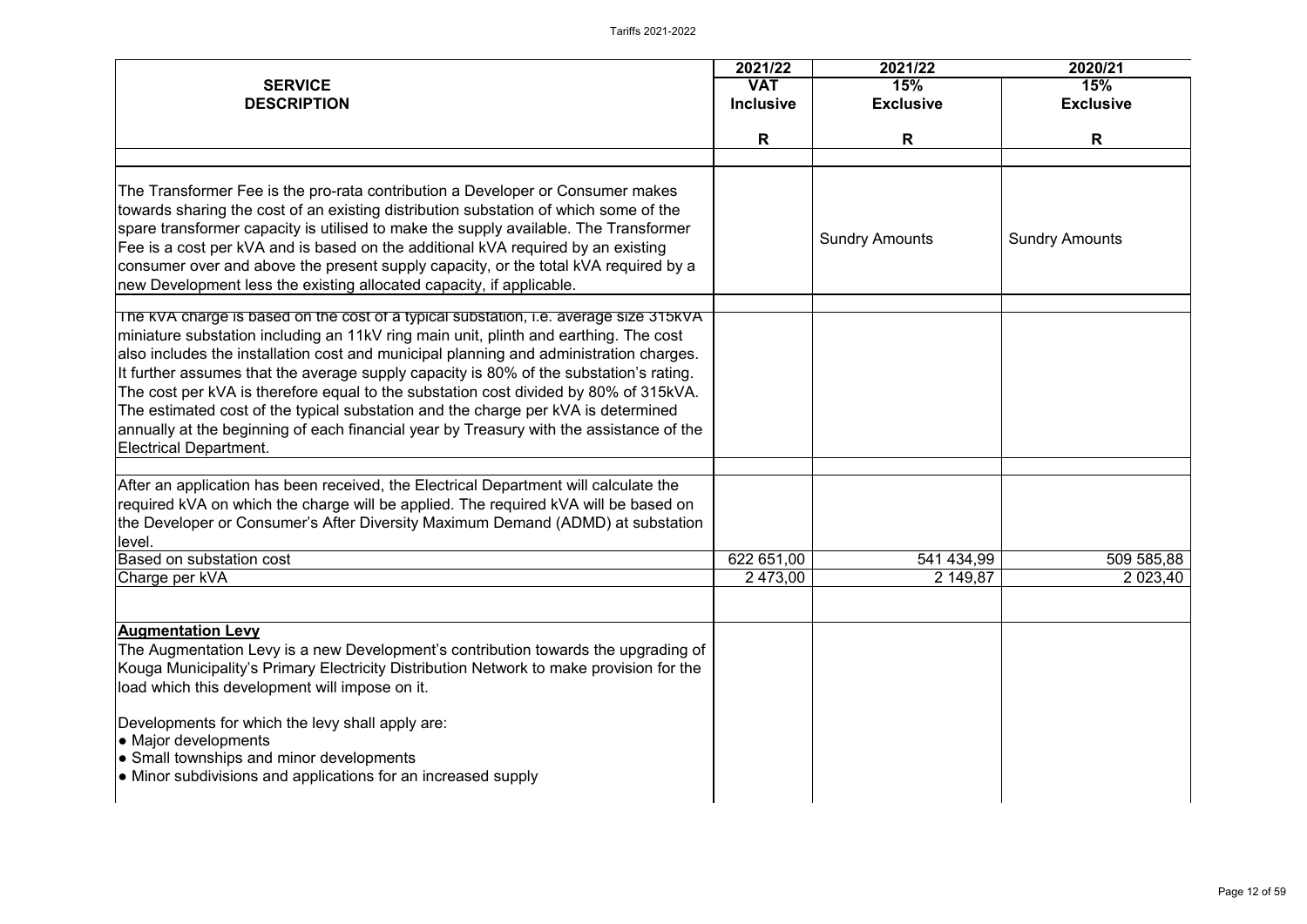| SERVICE DESCRIPTION | 2021/22 VAT Inclusive | 2021/22 15% Exclusive | 2020/21 15% Exclusive |
|---|---|---|---|
| | R | R | R |
| The Transformer Fee is the pro-rata contribution a Developer or Consumer makes towards sharing the cost of an existing distribution substation of which some of the spare transformer capacity is utilised to make the supply available. The Transformer Fee is a cost per kVA and is based on the additional kVA required by an existing consumer over and above the present supply capacity, or the total kVA required by a new Development less the existing allocated capacity, if applicable. | | Sundry Amounts | Sundry Amounts |
| The kVA charge is based on the cost of a typical substation, i.e. average size 315kVA miniature substation including an 11kV ring main unit, plinth and earthing. The cost also includes the installation cost and municipal planning and administration charges. It further assumes that the average supply capacity is 80% of the substation's rating. The cost per kVA is therefore equal to the substation cost divided by 80% of 315kVA. The estimated cost of the typical substation and the charge per kVA is determined annually at the beginning of each financial year by Treasury with the assistance of the Electrical Department. | | | |
| After an application has been received, the Electrical Department will calculate the required kVA on which the charge will be applied. The required kVA will be based on the Developer or Consumer's After Diversity Maximum Demand (ADMD) at substation level. | | | |
| Based on substation cost | 622 651,00 | 541 434,99 | 509 585,88 |
| Charge per kVA | 2 473,00 | 2 149,87 | 2 023,40 |
| | | | |
| **Augmentation Levy**<br>The Augmentation Levy is a new Development's contribution towards the upgrading of Kouga Municipality's Primary Electricity Distribution Network to make provision for the load which this development will impose on it.<br><br>Developments for which the levy shall apply are:<br>● Major developments<br>● Small townships and minor developments<br>● Minor subdivisions and applications for an increased supply | | | |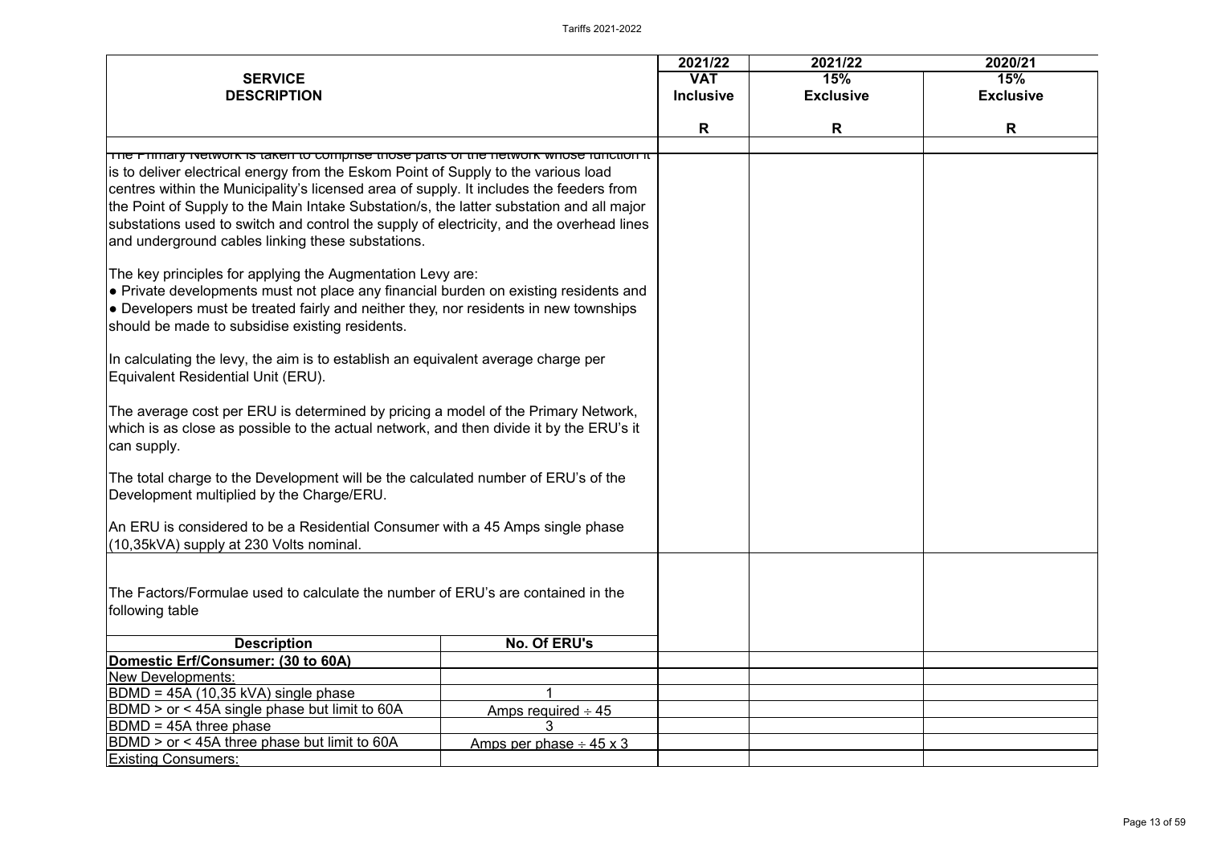| SERVICE DESCRIPTION | | 2021/22 VAT Inclusive | 2021/22 15% Exclusive | 2020/21 15% Exclusive |
|---|---|---|---|---|
| | | R | R | R |
| The Primary Network is taken to comprise those parts of the network whose function it is to deliver electrical energy from the Eskom Point of Supply to the various load centres within the Municipality's licensed area of supply. It includes the feeders from the Point of Supply to the Main Intake Substation/s, the latter substation and all major substations used to switch and control the supply of electricity, and the overhead lines and underground cables linking these substations.<br><br>The key principles for applying the Augmentation Levy are:<br>● Private developments must not place any financial burden on existing residents and<br>● Developers must be treated fairly and neither they, nor residents in new townships should be made to subsidise existing residents.<br><br>In calculating the levy, the aim is to establish an equivalent average charge per Equivalent Residential Unit (ERU).<br><br>The average cost per ERU is determined by pricing a model of the Primary Network, which is as close as possible to the actual network, and then divide it by the ERU's it can supply.<br><br>The total charge to the Development will be the calculated number of ERU's of the Development multiplied by the Charge/ERU.<br><br>An ERU is considered to be a Residential Consumer with a 45 Amps single phase (10,35kVA) supply at 230 Volts nominal. | | | | |
| The Factors/Formulae used to calculate the number of ERU's are contained in the following table | | | | |
| **Description** | **No. Of ERU's** | | | |
| **Domestic Erf/Consumer: (30 to 60A)** | | | | |
| New Developments: | | | | |
| BDMD = 45A (10,35 kVA) single phase | 1 | | | |
| BDMD > or < 45A single phase but limit to 60A | Amps required ÷ 45 | | | |
| BDMD = 45A three phase | 3 | | | |
| BDMD > or < 45A three phase but limit to 60A | Amps per phase ÷ 45 x 3 | | | |
| Existing Consumers: | | | | |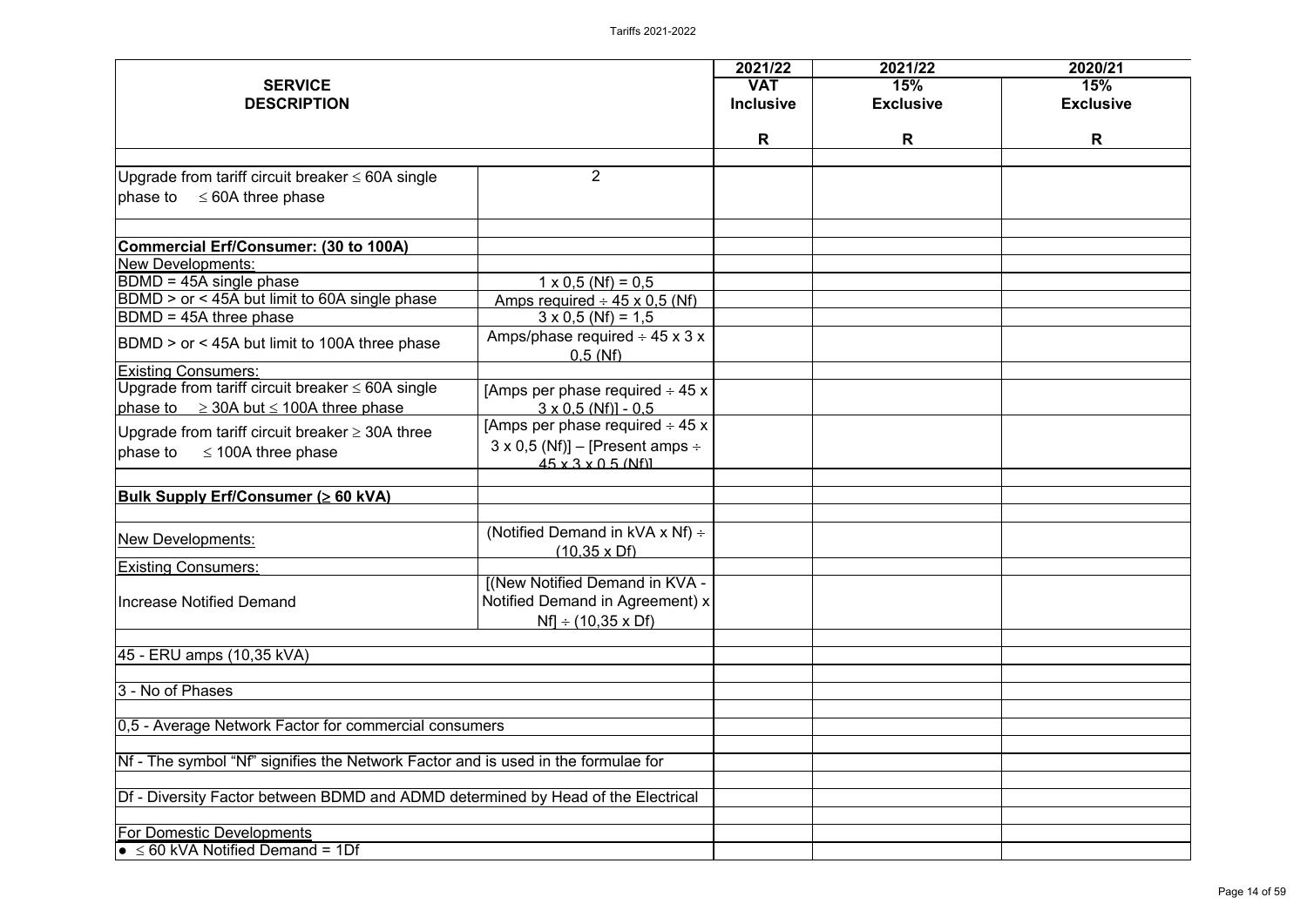| SERVICE DESCRIPTION | | 2021/22 VAT Inclusive R | 2021/22 15% Exclusive R | 2020/21 15% Exclusive R |
|---|---|---|---|---|
| Upgrade from tariff circuit breaker ≤ 60A single phase to ≤ 60A three phase | 2 | | | |
| **Commercial Erf/Consumer: (30 to 100A)** | | | | |
| New Developments: | | | | |
| BDMD = 45A single phase | 1 x 0,5 (Nf) = 0,5 | | | |
| BDMD > or < 45A but limit to 60A single phase | Amps required ÷ 45 x 0,5 (Nf) | | | |
| BDMD = 45A three phase | 3 x 0,5 (Nf) = 1,5 | | | |
| BDMD > or < 45A but limit to 100A three phase | Amps/phase required ÷ 45 x 3 x 0,5 (Nf) | | | |
| Existing Consumers: | | | | |
| Upgrade from tariff circuit breaker ≤ 60A single phase to ≥ 30A but ≤ 100A three phase | [Amps per phase required ÷ 45 x 3 x 0,5 (Nf)] - 0,5 | | | |
| Upgrade from tariff circuit breaker ≥ 30A three phase to ≤ 100A three phase | [Amps per phase required ÷ 45 x 3 x 0,5 (Nf)] – [Present amps ÷ 45 x 3 x 0,5 (Nf)] | | | |
| **Bulk Supply Erf/Consumer (≥ 60 kVA)** | | | | |
| New Developments: | (Notified Demand in kVA x Nf) ÷ (10,35 x Df) | | | |
| Existing Consumers: | | | | |
| Increase Notified Demand | [(New Notified Demand in KVA - Notified Demand in Agreement) x Nf] ÷ (10,35 x Df) | | | |
| 45 - ERU amps (10,35 kVA) | | | | |
| 3 - No of Phases | | | | |
| 0,5 - Average Network Factor for commercial consumers | | | | |
| Nf - The symbol "Nf" signifies the Network Factor and is used in the formulae for | | | | |
| Df - Diversity Factor between BDMD and ADMD determined by Head of the Electrical | | | | |
| For Domestic Developments | | | | |
| • ≤ 60 kVA Notified Demand = 1Df | | | | |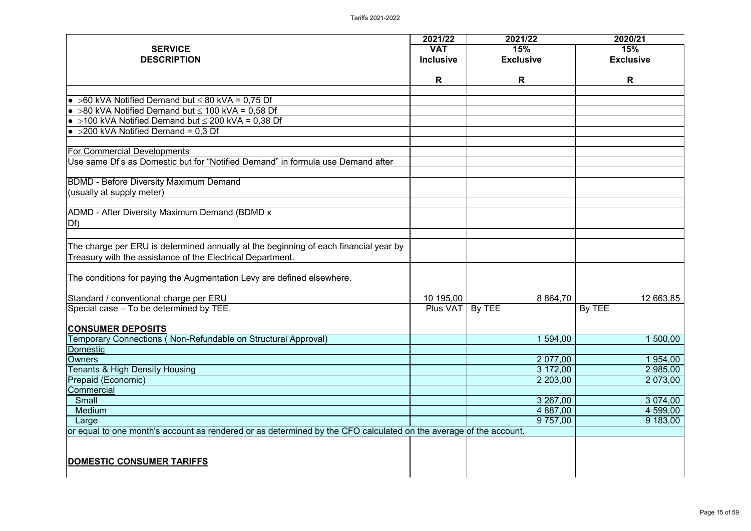| SERVICE DESCRIPTION | 2021/22 VAT Inclusive | 2021/22 15% Exclusive | 2020/21 15% Exclusive |
|---|---|---|---|
| | R | R | R |
| • >60 kVA Notified Demand but ≤ 80 kVA = 0,75 Df | | | |
| • >80 kVA Notified Demand but ≤ 100 kVA = 0,58 Df | | | |
| • >100 kVA Notified Demand but ≤ 200 kVA = 0,38 Df | | | |
| • >200 kVA Notified Demand = 0,3 Df | | | |
| For Commercial Developments | | | |
| Use same Df's as Domestic but for "Notified Demand" in formula use Demand after | | | |
| BDMD - Before Diversity Maximum Demand (usually at supply meter) | | | |
| ADMD - After Diversity Maximum Demand (BDMD x Df) | | | |
| The charge per ERU is determined annually at the beginning of each financial year by Treasury with the assistance of the Electrical Department. | | | |
| The conditions for paying the Augmentation Levy are defined elsewhere. | | | |
| Standard / conventional charge per ERU | 10 195,00 | 8 864,70 | 12 663,85 |
| Special case – To be determined by TEE. | Plus VAT | By TEE | By TEE |
| **CONSUMER DEPOSITS** | | | |
| Temporary Connections ( Non-Refundable on Structural Approval) | | 1 594,00 | 1 500,00 |
| Domestic | | | |
| Owners | | 2 077,00 | 1 954,00 |
| Tenants & High Density Housing | | 3 172,00 | 2 985,00 |
| Prepaid (Economic) | | 2 203,00 | 2 073,00 |
| Commercial | | | |
| Small | | 3 267,00 | 3 074,00 |
| Medium | | 4 887,00 | 4 599,00 |
| Large | | 9 757,00 | 9 183,00 |
| or equal to one month's account as rendered or as determined by the CFO calculated on the average of the account. | | | |
| **DOMESTIC CONSUMER TARIFFS** | | | |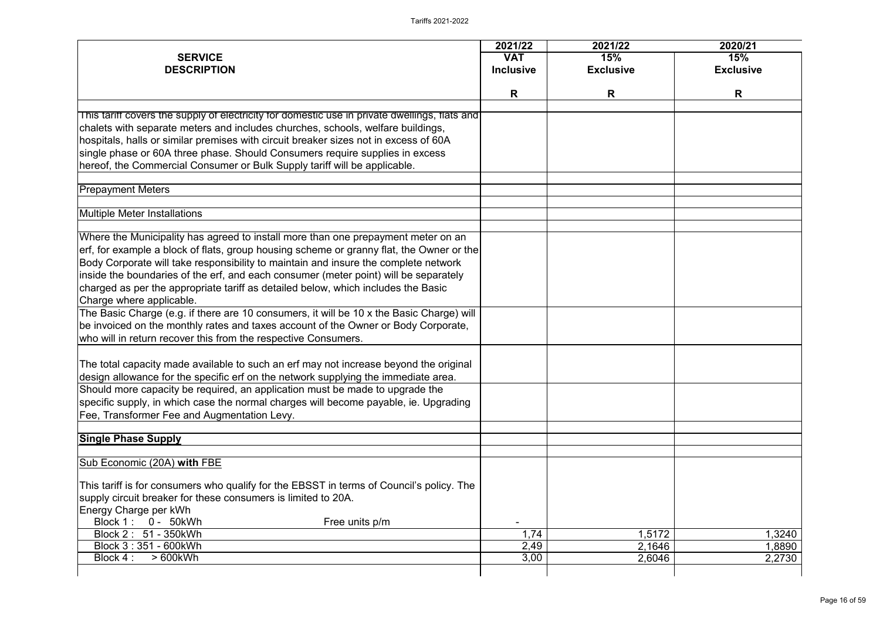| SERVICE<br>DESCRIPTION | 2021/22<br>VAT<br>Inclusive<br><br>R | 2021/22<br>15%<br>Exclusive<br><br>R | 2020/21<br>15%<br>Exclusive<br><br>R |
|---|---|---|---|
| This tariff covers the supply of electricity for domestic use in private dwellings, flats and chalets with separate meters and includes churches, schools, welfare buildings, hospitals, halls or similar premises with circuit breaker sizes not in excess of 60A single phase or 60A three phase. Should Consumers require supplies in excess hereof, the Commercial Consumer or Bulk Supply tariff will be applicable. | | | |
| Prepayment Meters | | | |
| Multiple Meter Installations | | | |
| Where the Municipality has agreed to install more than one prepayment meter on an erf, for example a block of flats, group housing scheme or granny flat, the Owner or the Body Corporate will take responsibility to maintain and insure the complete network inside the boundaries of the erf, and each consumer (meter point) will be separately charged as per the appropriate tariff as detailed below, which includes the Basic Charge where applicable. | | | |
| The Basic Charge (e.g. if there are 10 consumers, it will be 10 x the Basic Charge) will be invoiced on the monthly rates and taxes account of the Owner or Body Corporate, who will in return recover this from the respective Consumers. | | | |
| The total capacity made available to such an erf may not increase beyond the original design allowance for the specific erf on the network supplying the immediate area. | | | |
| Should more capacity be required, an application must be made to upgrade the specific supply, in which case the normal charges will become payable, ie. Upgrading Fee, Transformer Fee and Augmentation Levy. | | | |
| **Single Phase Supply** | | | |
| Sub Economic (20A) **with** FBE<br><br>This tariff is for consumers who qualify for the EBSST in terms of Council's policy. The supply circuit breaker for these consumers is limited to 20A.<br>Energy Charge per kWh | | | |
| Block 1 : 0 - 50kWh Free units p/m | - | | |
| Block 2 : 51 - 350kWh | 1,74 | 1,5172 | 1,3240 |
| Block 3 : 351 - 600kWh | 2,49 | 2,1646 | 1,8890 |
| Block 4 : > 600kWh | 3,00 | 2,6046 | 2,2730 |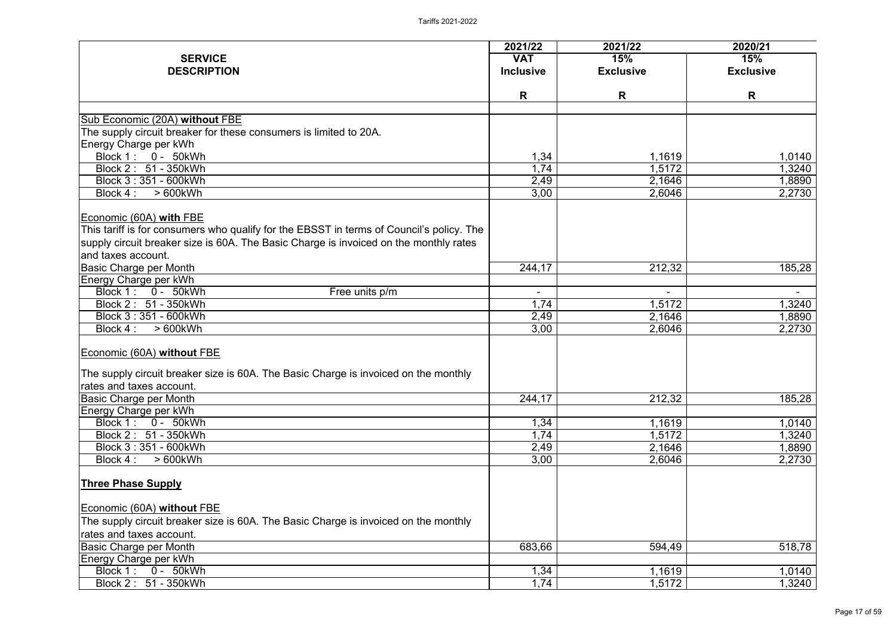| SERVICE DESCRIPTION | 2021/22 VAT Inclusive | 2021/22 15% Exclusive | 2020/21 15% Exclusive |
|---|---|---|---|
| | R | R | R |
| Sub Economic (20A) **without** FBE | | | |
| The supply circuit breaker for these consumers is limited to 20A. | | | |
| Energy Charge per kWh | | | |
| Block 1 : 0 - 50kWh | 1,34 | 1,1619 | 1,0140 |
| Block 2 : 51 - 350kWh | 1,74 | 1,5172 | 1,3240 |
| Block 3 : 351 - 600kWh | 2,49 | 2,1646 | 1,8890 |
| Block 4 : > 600kWh | 3,00 | 2,6046 | 2,2730 |
| Economic (60A) **with** FBE<br>This tariff is for consumers who qualify for the EBSST in terms of Council's policy. The supply circuit breaker size is 60A. The Basic Charge is invoiced on the monthly rates and taxes account. | | | |
| Basic Charge per Month | 244,17 | 212,32 | 185,28 |
| Energy Charge per kWh | | | |
| Block 1 : 0 - 50kWh Free units p/m | - | - | - |
| Block 2 : 51 - 350kWh | 1,74 | 1,5172 | 1,3240 |
| Block 3 : 351 - 600kWh | 2,49 | 2,1646 | 1,8890 |
| Block 4 : > 600kWh | 3,00 | 2,6046 | 2,2730 |
| Economic (60A) **without** FBE<br>The supply circuit breaker size is 60A. The Basic Charge is invoiced on the monthly rates and taxes account. | | | |
| Basic Charge per Month | 244,17 | 212,32 | 185,28 |
| Energy Charge per kWh | | | |
| Block 1 : 0 - 50kWh | 1,34 | 1,1619 | 1,0140 |
| Block 2 : 51 - 350kWh | 1,74 | 1,5172 | 1,3240 |
| Block 3 : 351 - 600kWh | 2,49 | 2,1646 | 1,8890 |
| Block 4 : > 600kWh | 3,00 | 2,6046 | 2,2730 |
| **Three Phase Supply**<br>Economic (60A) **without** FBE<br>The supply circuit breaker size is 60A. The Basic Charge is invoiced on the monthly rates and taxes account. | | | |
| Basic Charge per Month | 683,66 | 594,49 | 518,78 |
| Energy Charge per kWh | | | |
| Block 1 : 0 - 50kWh | 1,34 | 1,1619 | 1,0140 |
| Block 2 : 51 - 350kWh | 1,74 | 1,5172 | 1,3240 |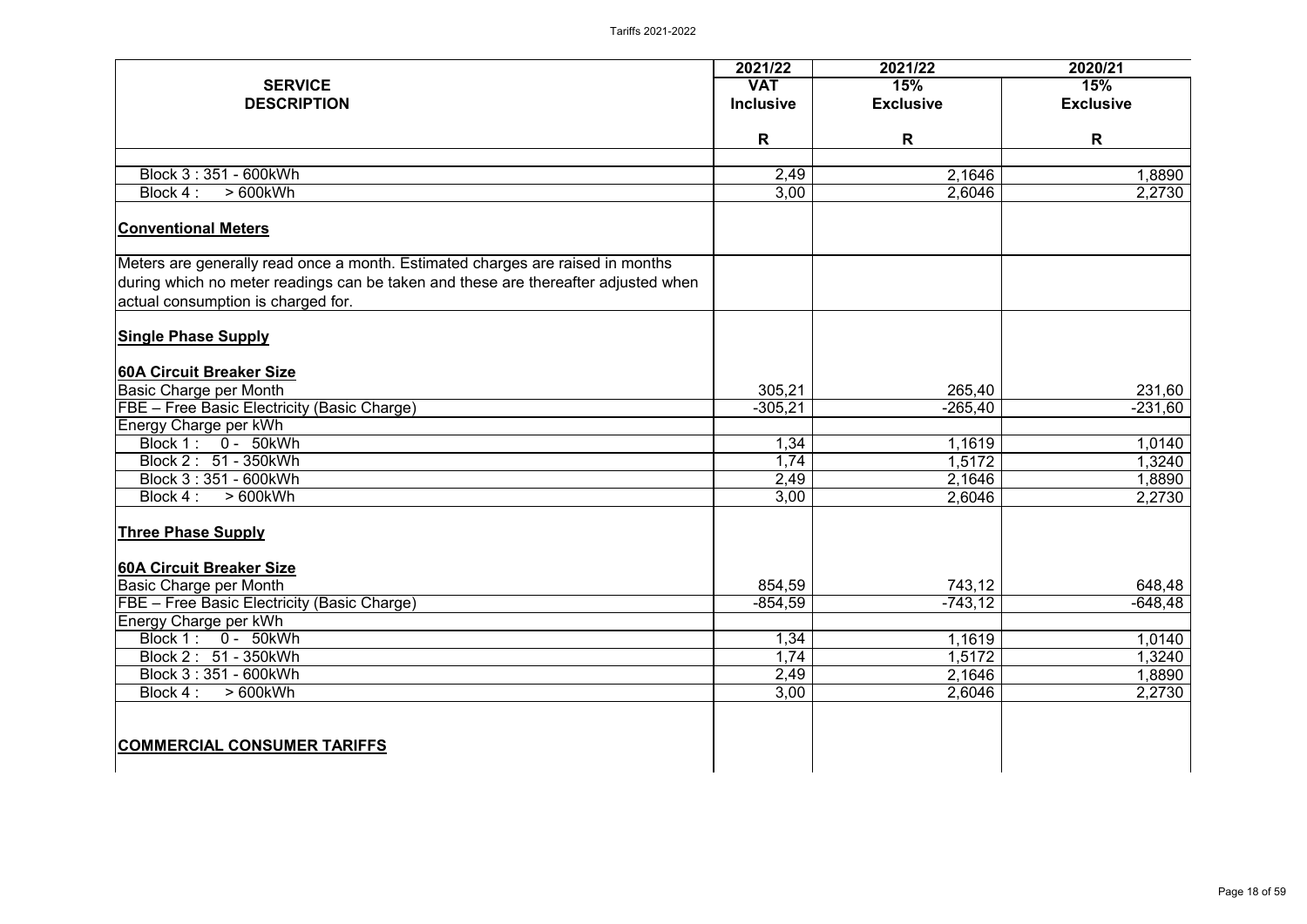| SERVICE DESCRIPTION | 2021/22 VAT Inclusive | 2021/22 15% Exclusive | 2020/21 15% Exclusive |
|---|---|---|---|
| | R | R | R |
| Block 3 : 351 - 600kWh | 2,49 | 2,1646 | 1,8890 |
| Block 4 : > 600kWh | 3,00 | 2,6046 | 2,2730 |
| **Conventional Meters** | | | |
| Meters are generally read once a month. Estimated charges are raised in months during which no meter readings can be taken and these are thereafter adjusted when actual consumption is charged for. | | | |
| **Single Phase Supply** | | | |
| **60A Circuit Breaker Size** | | | |
| Basic Charge per Month | 305,21 | 265,40 | 231,60 |
| FBE – Free Basic Electricity (Basic Charge) | -305,21 | -265,40 | -231,60 |
| Energy Charge per kWh | | | |
| Block 1 : 0 - 50kWh | 1,34 | 1,1619 | 1,0140 |
| Block 2 : 51 - 350kWh | 1,74 | 1,5172 | 1,3240 |
| Block 3 : 351 - 600kWh | 2,49 | 2,1646 | 1,8890 |
| Block 4 : > 600kWh | 3,00 | 2,6046 | 2,2730 |
| **Three Phase Supply** | | | |
| **60A Circuit Breaker Size** | | | |
| Basic Charge per Month | 854,59 | 743,12 | 648,48 |
| FBE – Free Basic Electricity (Basic Charge) | -854,59 | -743,12 | -648,48 |
| Energy Charge per kWh | | | |
| Block 1 : 0 - 50kWh | 1,34 | 1,1619 | 1,0140 |
| Block 2 : 51 - 350kWh | 1,74 | 1,5172 | 1,3240 |
| Block 3 : 351 - 600kWh | 2,49 | 2,1646 | 1,8890 |
| Block 4 : > 600kWh | 3,00 | 2,6046 | 2,2730 |
| **COMMERCIAL CONSUMER TARIFFS** | | | |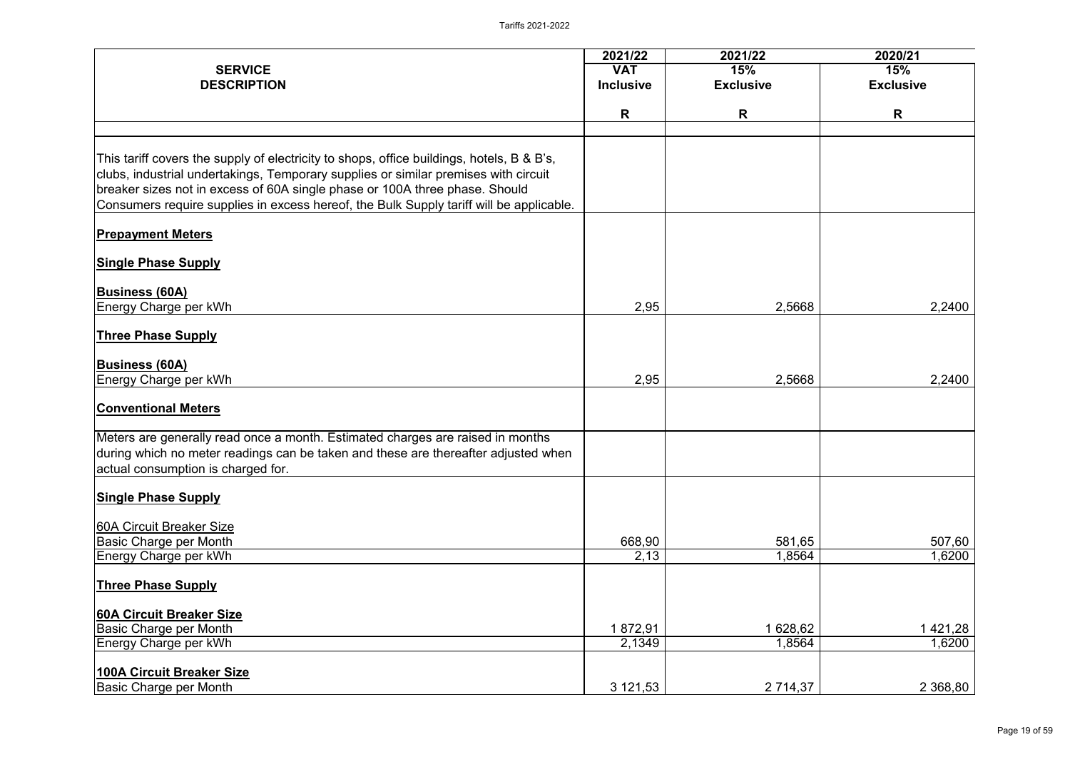| SERVICE DESCRIPTION | 2021/22 VAT Inclusive | 2021/22 15% Exclusive | 2020/21 15% Exclusive |
|---|---|---|---|
| | R | R | R |
| This tariff covers the supply of electricity to shops, office buildings, hotels, B & B's, clubs, industrial undertakings, Temporary supplies or similar premises with circuit breaker sizes not in excess of 60A single phase or 100A three phase. Should Consumers require supplies in excess hereof, the Bulk Supply tariff will be applicable. | | | |
| **Prepayment Meters** | | | |
| **Single Phase Supply** | | | |
| **Business (60A)** | | | |
| Energy Charge per kWh | 2,95 | 2,5668 | 2,2400 |
| **Three Phase Supply** | | | |
| **Business (60A)** | | | |
| Energy Charge per kWh | 2,95 | 2,5668 | 2,2400 |
| **Conventional Meters** | | | |
| Meters are generally read once a month. Estimated charges are raised in months during which no meter readings can be taken and these are thereafter adjusted when actual consumption is charged for. | | | |
| **Single Phase Supply** | | | |
| 60A Circuit Breaker Size | | | |
| Basic Charge per Month | 668,90 | 581,65 | 507,60 |
| Energy Charge per kWh | 2,13 | 1,8564 | 1,6200 |
| **Three Phase Supply** | | | |
| **60A Circuit Breaker Size** | | | |
| Basic Charge per Month | 1 872,91 | 1 628,62 | 1 421,28 |
| Energy Charge per kWh | 2,1349 | 1,8564 | 1,6200 |
| **100A Circuit Breaker Size** | | | |
| Basic Charge per Month | 3 121,53 | 2 714,37 | 2 368,80 |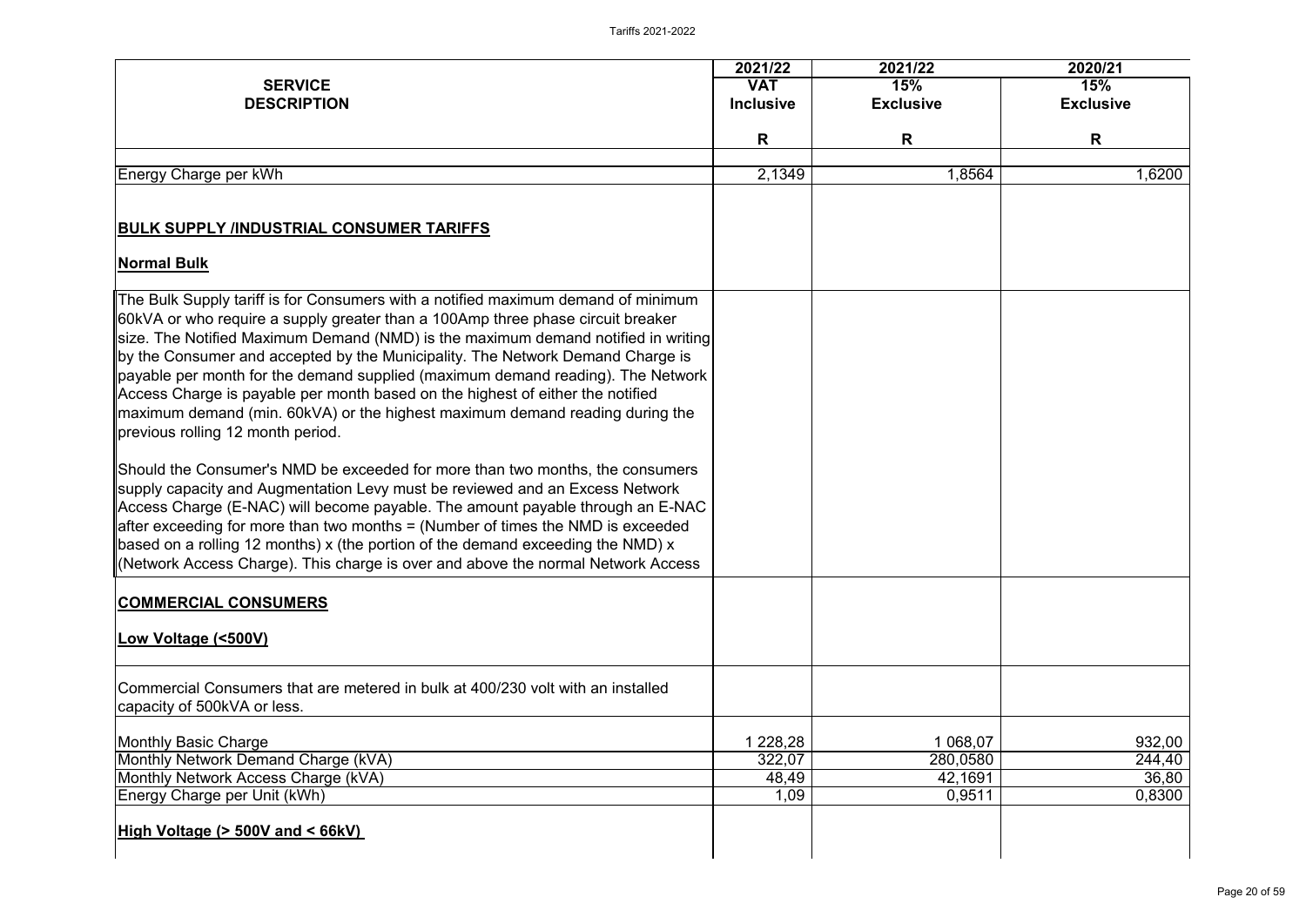| SERVICE DESCRIPTION | 2021/22 VAT Inclusive | 2021/22 15% Exclusive | 2020/21 15% Exclusive |
|---|---|---|---|
| | R | R | R |
| Energy Charge per kWh | 2,1349 | 1,8564 | 1,6200 |
| **BULK SUPPLY /INDUSTRIAL CONSUMER TARIFFS** | | | |
| **Normal Bulk** | | | |
| The Bulk Supply tariff is for Consumers with a notified maximum demand of minimum 60kVA or who require a supply greater than a 100Amp three phase circuit breaker size. The Notified Maximum Demand (NMD) is the maximum demand notified in writing by the Consumer and accepted by the Municipality. The Network Demand Charge is payable per month for the demand supplied (maximum demand reading). The Network Access Charge is payable per month based on the highest of either the notified maximum demand (min. 60kVA) or the highest maximum demand reading during the previous rolling 12 month period. | | | |
| Should the Consumer's NMD be exceeded for more than two months, the consumers supply capacity and Augmentation Levy must be reviewed and an Excess Network Access Charge (E-NAC) will become payable. The amount payable through an E-NAC after exceeding for more than two months = (Number of times the NMD is exceeded based on a rolling 12 months) x (the portion of the demand exceeding the NMD) x (Network Access Charge). This charge is over and above the normal Network Access | | | |
| **COMMERCIAL CONSUMERS** | | | |
| **Low Voltage (<500V)** | | | |
| Commercial Consumers that are metered in bulk at 400/230 volt with an installed capacity of 500kVA or less. | | | |
| Monthly Basic Charge | 1 228,28 | 1 068,07 | 932,00 |
| Monthly Network Demand Charge (kVA) | 322,07 | 280,0580 | 244,40 |
| Monthly Network Access Charge (kVA) | 48,49 | 42,1691 | 36,80 |
| Energy Charge per Unit (kWh) | 1,09 | 0,9511 | 0,8300 |
| **High Voltage (> 500V and < 66kV)** | | | |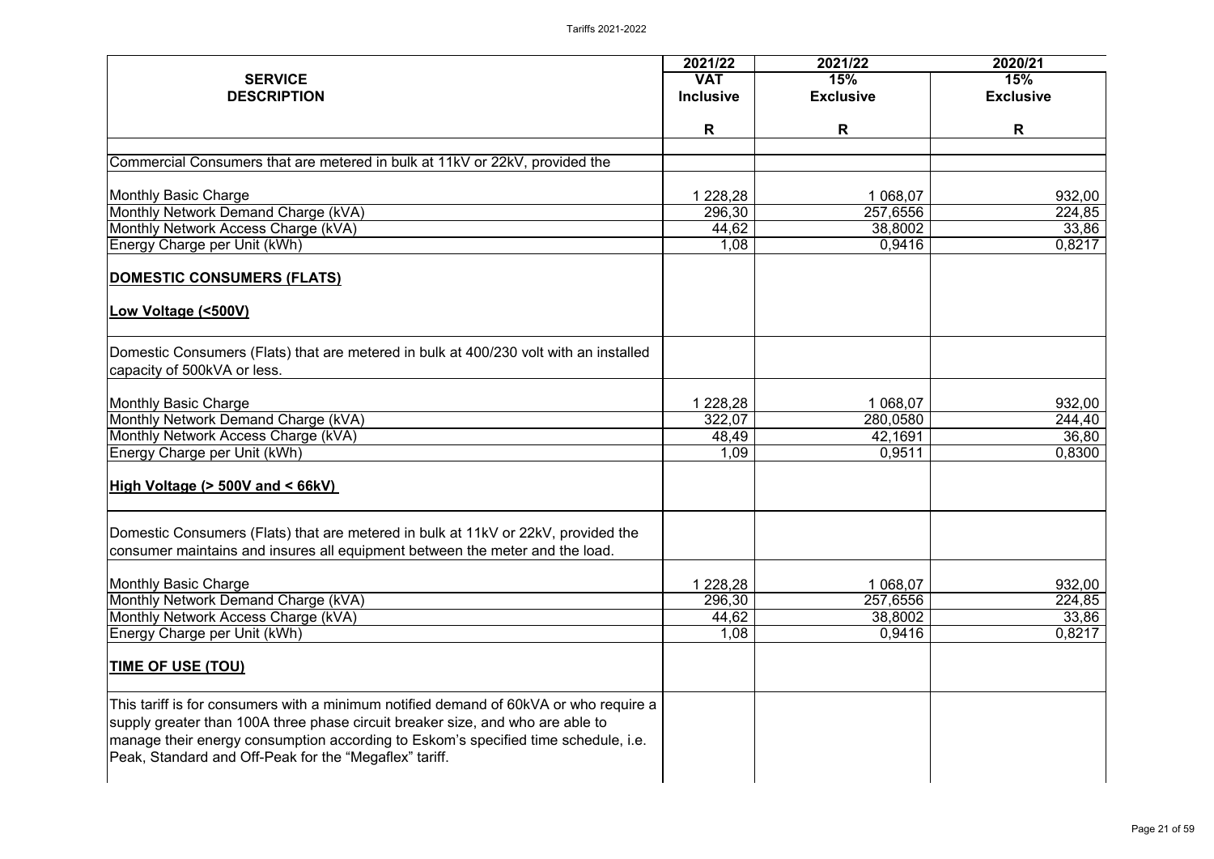| SERVICE DESCRIPTION | 2021/22 VAT Inclusive | 2021/22 15% Exclusive | 2020/21 15% Exclusive |
|---|---|---|---|
| | R | R | R |
| Commercial Consumers that are metered in bulk at 11kV or 22kV, provided the | | | |
| Monthly Basic Charge | 1 228,28 | 1 068,07 | 932,00 |
| Monthly Network Demand Charge (kVA) | 296,30 | 257,6556 | 224,85 |
| Monthly Network Access Charge (kVA) | 44,62 | 38,8002 | 33,86 |
| Energy Charge per Unit (kWh) | 1,08 | 0,9416 | 0,8217 |
| **DOMESTIC CONSUMERS (FLATS)** | | | |
| **Low Voltage (<500V)** | | | |
| Domestic Consumers (Flats) that are metered in bulk at 400/230 volt with an installed capacity of 500kVA or less. | | | |
| Monthly Basic Charge | 1 228,28 | 1 068,07 | 932,00 |
| Monthly Network Demand Charge (kVA) | 322,07 | 280,0580 | 244,40 |
| Monthly Network Access Charge (kVA) | 48,49 | 42,1691 | 36,80 |
| Energy Charge per Unit (kWh) | 1,09 | 0,9511 | 0,8300 |
| **High Voltage (> 500V and < 66kV)** | | | |
| Domestic Consumers (Flats) that are metered in bulk at 11kV or 22kV, provided the consumer maintains and insures all equipment between the meter and the load. | | | |
| Monthly Basic Charge | 1 228,28 | 1 068,07 | 932,00 |
| Monthly Network Demand Charge (kVA) | 296,30 | 257,6556 | 224,85 |
| Monthly Network Access Charge (kVA) | 44,62 | 38,8002 | 33,86 |
| Energy Charge per Unit (kWh) | 1,08 | 0,9416 | 0,8217 |
| **TIME OF USE (TOU)** | | | |
| This tariff is for consumers with a minimum notified demand of 60kVA or who require a supply greater than 100A three phase circuit breaker size, and who are able to manage their energy consumption according to Eskom's specified time schedule, i.e. Peak, Standard and Off-Peak for the "Megaflex" tariff. | | | |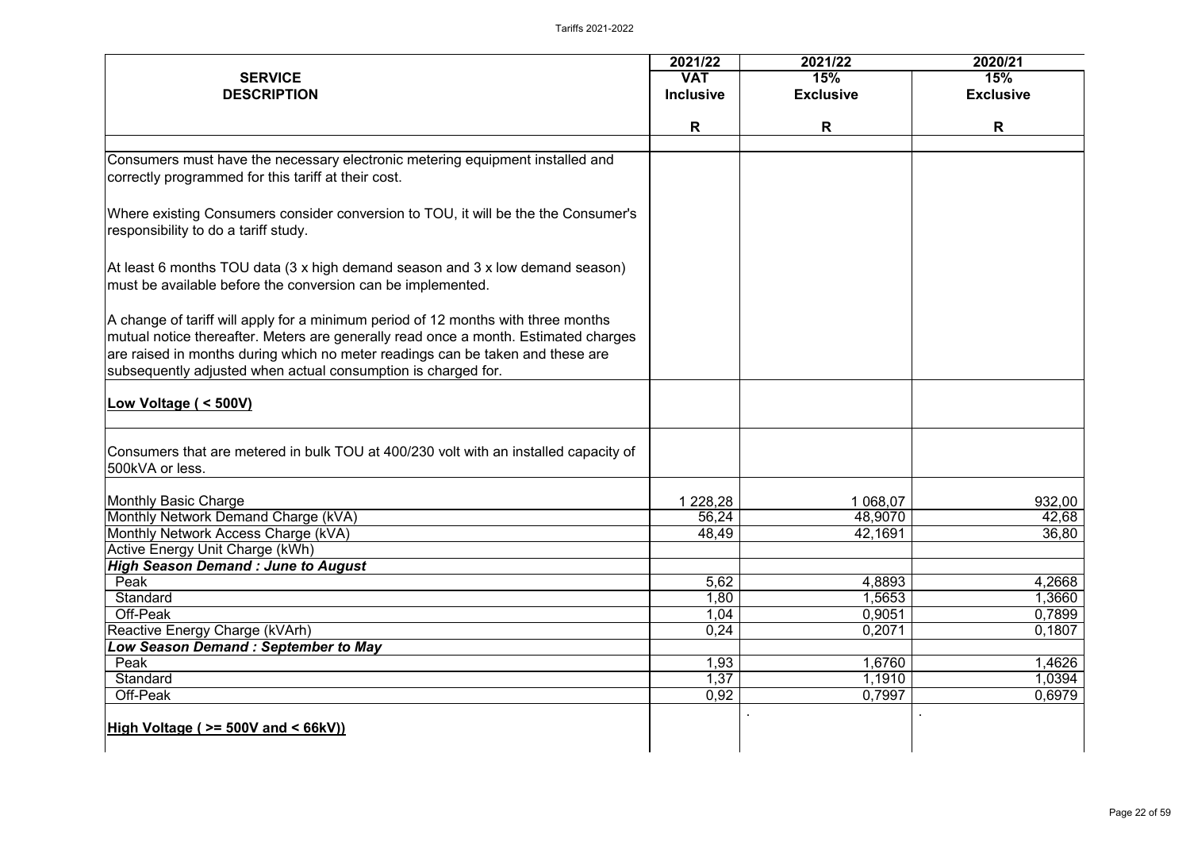| SERVICE DESCRIPTION | 2021/22 VAT Inclusive R | 2021/22 15% Exclusive R | 2020/21 15% Exclusive R |
| --- | --- | --- | --- |
| Consumers must have the necessary electronic metering equipment installed and correctly programmed for this tariff at their cost. | | | |
| Where existing Consumers consider conversion to TOU, it will be the the Consumer's responsibility to do a tariff study. | | | |
| At least 6 months TOU data (3 x high demand season and 3 x low demand season) must be available before the conversion can be implemented. | | | |
| A change of tariff will apply for a minimum period of 12 months with three months mutual notice thereafter. Meters are generally read once a month. Estimated charges are raised in months during which no meter readings can be taken and these are subsequently adjusted when actual consumption is charged for. | | | |
| **Low Voltage ( < 500V)** | | | |
| Consumers that are metered in bulk TOU at 400/230 volt with an installed capacity of 500kVA or less. | | | |
| Monthly Basic Charge | 1 228,28 | 1 068,07 | 932,00 |
| Monthly Network Demand Charge (kVA) | 56,24 | 48,9070 | 42,68 |
| Monthly Network Access Charge (kVA) | 48,49 | 42,1691 | 36,80 |
| Active Energy Unit Charge (kWh) | | | |
| ***High Season Demand : June to August*** | | | |
| Peak | 5,62 | 4,8893 | 4,2668 |
| Standard | 1,80 | 1,5653 | 1,3660 |
| Off-Peak | 1,04 | 0,9051 | 0,7899 |
| Reactive Energy Charge (kVArh) | 0,24 | 0,2071 | 0,1807 |
| ***Low Season Demand : September to May*** | | | |
| Peak | 1,93 | 1,6760 | 1,4626 |
| Standard | 1,37 | 1,1910 | 1,0394 |
| Off-Peak | 0,92 | 0,7997 | 0,6979 |
| **High Voltage ( >= 500V and < 66kV))** | | . | . |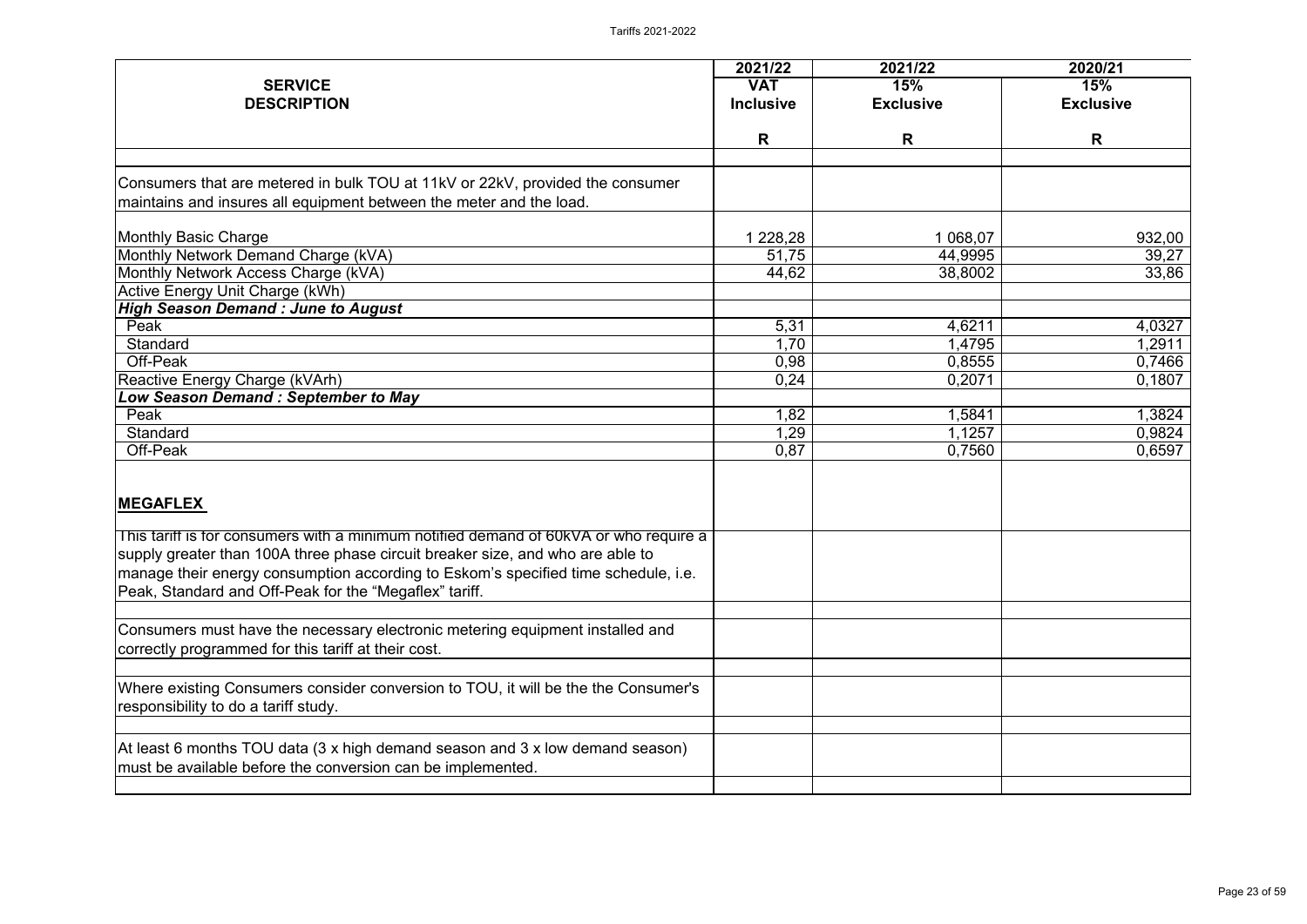| SERVICE DESCRIPTION | 2021/22 VAT Inclusive | 2021/22 15% Exclusive | 2020/21 15% Exclusive |
|---|---|---|---|
| | R | R | R |
| | | | |
| Consumers that are metered in bulk TOU at 11kV or 22kV, provided the consumer maintains and insures all equipment between the meter and the load. | | | |
| Monthly Basic Charge | 1 228,28 | 1 068,07 | 932,00 |
| Monthly Network Demand Charge (kVA) | 51,75 | 44,9995 | 39,27 |
| Monthly Network Access Charge (kVA) | 44,62 | 38,8002 | 33,86 |
| Active Energy Unit Charge (kWh) | | | |
| ***High Season Demand : June to August*** | | | |
| Peak | 5,31 | 4,6211 | 4,0327 |
| Standard | 1,70 | 1,4795 | 1,2911 |
| Off-Peak | 0,98 | 0,8555 | 0,7466 |
| Reactive Energy Charge (kVArh) | 0,24 | 0,2071 | 0,1807 |
| ***Low Season Demand : September to May*** | | | |
| Peak | 1,82 | 1,5841 | 1,3824 |
| Standard | 1,29 | 1,1257 | 0,9824 |
| Off-Peak | 0,87 | 0,7560 | 0,6597 |
| **MEGAFLEX** | | | |
| This tariff is for consumers with a minimum notified demand of 60kVA or who require a supply greater than 100A three phase circuit breaker size, and who are able to manage their energy consumption according to Eskom's specified time schedule, i.e. Peak, Standard and Off-Peak for the "Megaflex" tariff. | | | |
| | | | |
| Consumers must have the necessary electronic metering equipment installed and correctly programmed for this tariff at their cost. | | | |
| | | | |
| Where existing Consumers consider conversion to TOU, it will be the the Consumer's responsibility to do a tariff study. | | | |
| | | | |
| At least 6 months TOU data (3 x high demand season and 3 x low demand season) must be available before the conversion can be implemented. | | | |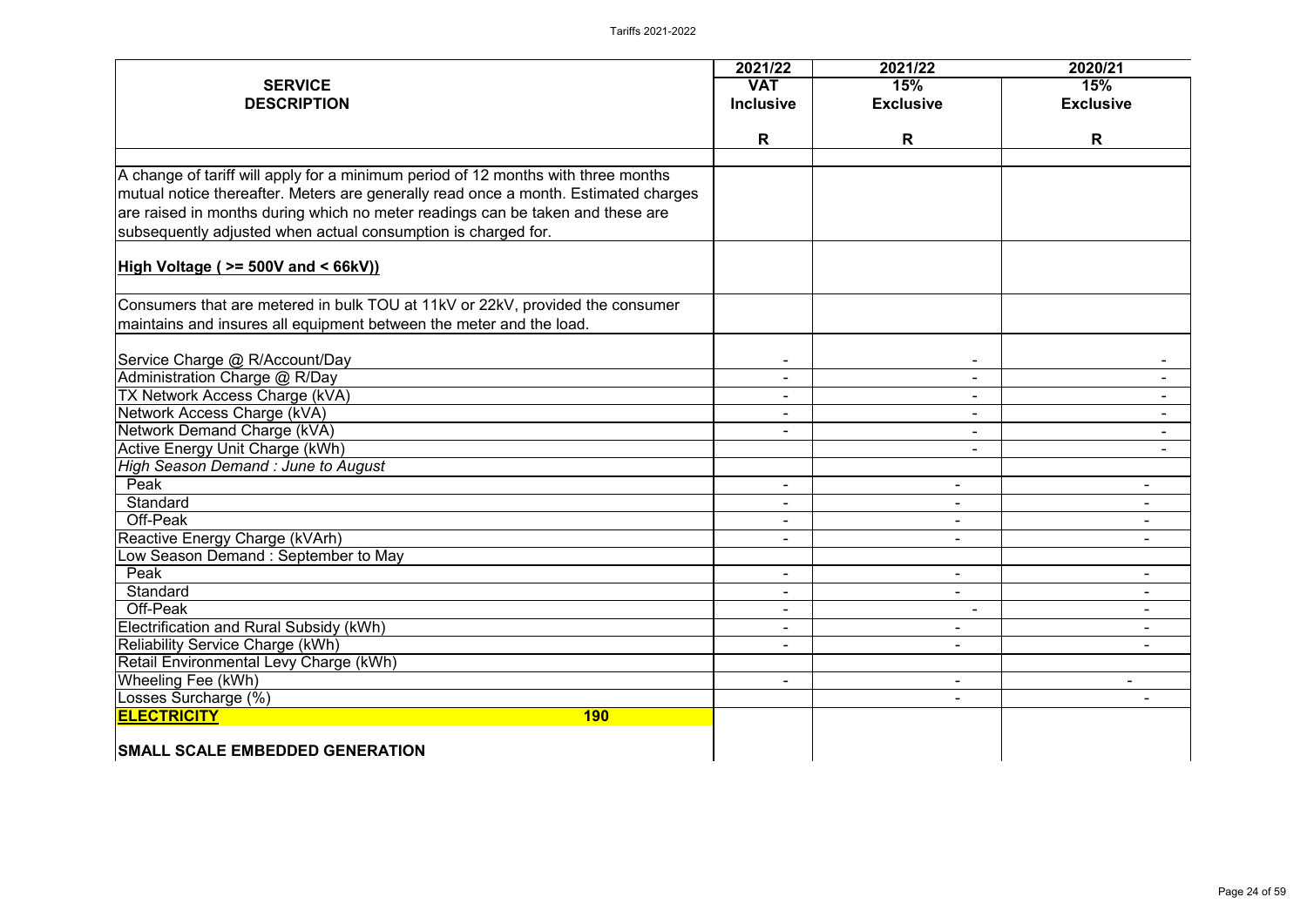| SERVICE DESCRIPTION | 2021/22 VAT Inclusive | 2021/22 15% Exclusive | 2020/21 15% Exclusive |
|---|---|---|---|
| | R | R | R |
| A change of tariff will apply for a minimum period of 12 months with three months mutual notice thereafter. Meters are generally read once a month. Estimated charges are raised in months during which no meter readings can be taken and these are subsequently adjusted when actual consumption is charged for. | | | |
| **High Voltage ( >= 500V and < 66kV))** | | | |
| Consumers that are metered in bulk TOU at 11kV or 22kV, provided the consumer maintains and insures all equipment between the meter and the load. | | | |
| Service Charge @ R/Account/Day | - | - | - |
| Administration Charge @ R/Day | - | - | - |
| TX Network Access Charge (kVA) | - | - | - |
| Network Access Charge (kVA) | - | - | - |
| Network Demand Charge (kVA) | - | - | - |
| Active Energy Unit Charge (kWh) | | - | - |
| *High Season Demand : June to August* | | | |
| Peak | - | - | - |
| Standard | - | - | - |
| Off-Peak | - | - | - |
| Reactive Energy Charge (kVArh) | - | - | - |
| Low Season Demand : September to May | | | |
| Peak | - | - | - |
| Standard | - | - | - |
| Off-Peak | - | - | - |
| Electrification and Rural Subsidy (kWh) | - | - | - |
| Reliability Service Charge (kWh) | - | - | - |
| Retail Environmental Levy Charge (kWh) | | | |
| Wheeling Fee (kWh) | - | - | - |
| Losses Surcharge (%) | | - | - |
| **ELECTRICITY** **190** | | | |
| **SMALL SCALE EMBEDDED GENERATION** | | | |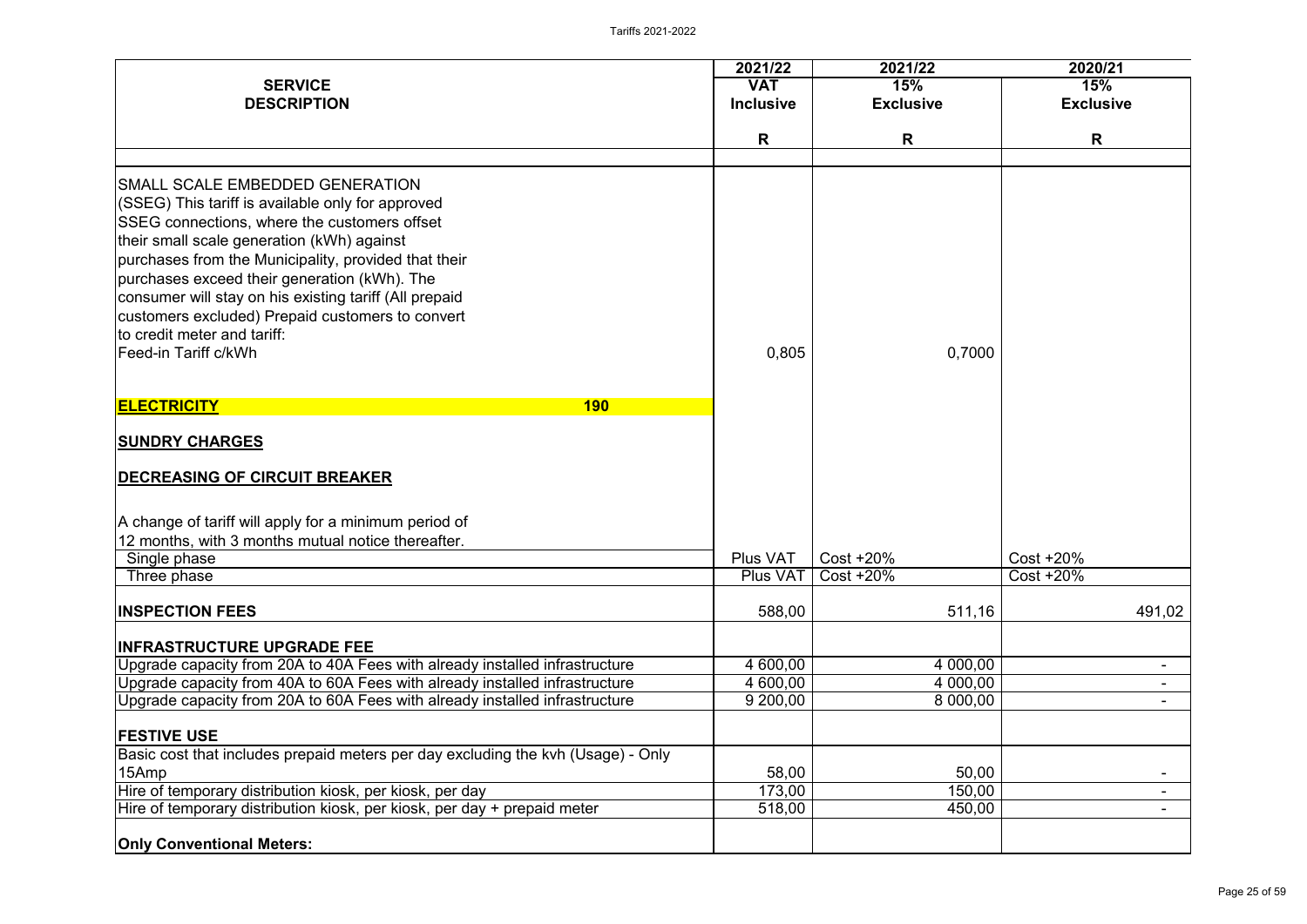| SERVICE DESCRIPTION | 2021/22 VAT Inclusive R | 2021/22 15% Exclusive R | 2020/21 15% Exclusive R |
|---|---|---|---|
| SMALL SCALE EMBEDDED GENERATION (SSEG) This tariff is available only for approved SSEG connections, where the customers offset their small scale generation (kWh) against purchases from the Municipality, provided that their purchases exceed their generation (kWh). The consumer will stay on his existing tariff (All prepaid customers excluded) Prepaid customers to convert to credit meter and tariff: | | | |
| Feed-in Tariff c/kWh | 0,805 | 0,7000 | |
| **ELECTRICITY** **190** | | | |
| **SUNDRY CHARGES** | | | |
| **DECREASING OF CIRCUIT BREAKER** | | | |
| A change of tariff will apply for a minimum period of 12 months, with 3 months mutual notice thereafter. | | | |
| Single phase | Plus VAT | Cost +20% | Cost +20% |
| Three phase | Plus VAT | Cost +20% | Cost +20% |
| **INSPECTION FEES** | 588,00 | 511,16 | 491,02 |
| **INFRASTRUCTURE UPGRADE FEE** | | | |
| Upgrade capacity from 20A to 40A Fees with already installed infrastructure | 4 600,00 | 4 000,00 | - |
| Upgrade capacity from 40A to 60A Fees with already installed infrastructure | 4 600,00 | 4 000,00 | - |
| Upgrade capacity from 20A to 60A Fees with already installed infrastructure | 9 200,00 | 8 000,00 | - |
| **FESTIVE USE** | | | |
| Basic cost that includes prepaid meters per day excluding the kvh (Usage) - Only 15Amp | 58,00 | 50,00 | - |
| Hire of temporary distribution kiosk, per kiosk, per day | 173,00 | 150,00 | - |
| Hire of temporary distribution kiosk, per kiosk, per day + prepaid meter | 518,00 | 450,00 | - |
| **Only Conventional Meters:** | | | |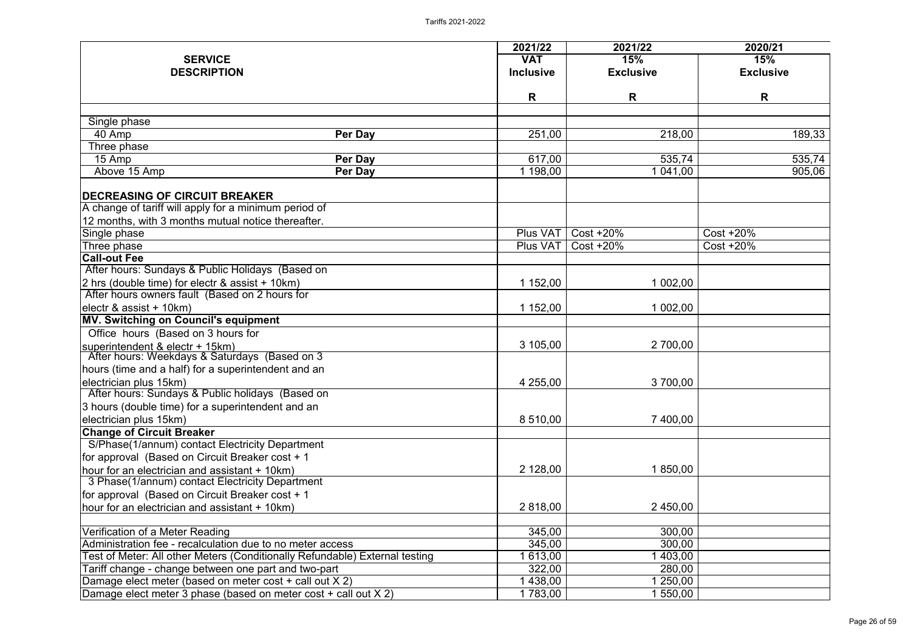| SERVICE DESCRIPTION | | 2021/22 VAT Inclusive | 2021/22 15% Exclusive | 2020/21 15% Exclusive |
|---|---|---|---|---|
| | | R | R | R |
| Single phase | | | | |
| 40 Amp | **Per Day** | 251,00 | 218,00 | 189,33 |
| Three phase | | | | |
| 15 Amp | **Per Day** | 617,00 | 535,74 | 535,74 |
| Above 15 Amp | **Per Day** | 1 198,00 | 1 041,00 | 905,06 |
| **DECREASING OF CIRCUIT BREAKER** | | | | |
| A change of tariff will apply for a minimum period of 12 months, with 3 months mutual notice thereafter. | | | | |
| Single phase | | Plus VAT | Cost +20% | Cost +20% |
| Three phase | | Plus VAT | Cost +20% | Cost +20% |
| **Call-out Fee** | | | | |
| After hours: Sundays & Public Holidays (Based on 2 hrs (double time) for electr & assist + 10km) | | 1 152,00 | 1 002,00 | |
| After hours owners fault (Based on 2 hours for electr & assist + 10km) | | 1 152,00 | 1 002,00 | |
| **MV. Switching on Council's equipment** | | | | |
| Office hours (Based on 3 hours for superintendent & electr + 15km) | | 3 105,00 | 2 700,00 | |
| After hours: Weekdays & Saturdays (Based on 3 hours (time and a half) for a superintendent and an electrician plus 15km) | | 4 255,00 | 3 700,00 | |
| After hours: Sundays & Public holidays (Based on 3 hours (double time) for a superintendent and an electrician plus 15km) | | 8 510,00 | 7 400,00 | |
| **Change of Circuit Breaker** | | | | |
| S/Phase(1/annum) contact Electricity Department for approval (Based on Circuit Breaker cost + 1 hour for an electrician and assistant + 10km) | | 2 128,00 | 1 850,00 | |
| 3 Phase(1/annum) contact Electricity Department for approval (Based on Circuit Breaker cost + 1 hour for an electrician and assistant + 10km) | | 2 818,00 | 2 450,00 | |
| | | | | |
| Verification of a Meter Reading | | 345,00 | 300,00 | |
| Administration fee - recalculation due to no meter access | | 345,00 | 300,00 | |
| Test of Meter: All other Meters (Conditionally Refundable) External testing | | 1 613,00 | 1 403,00 | |
| Tariff change - change between one part and two-part | | 322,00 | 280,00 | |
| Damage elect meter (based on meter cost + call out X 2) | | 1 438,00 | 1 250,00 | |
| Damage elect meter 3 phase (based on meter cost + call out X 2) | | 1 783,00 | 1 550,00 | |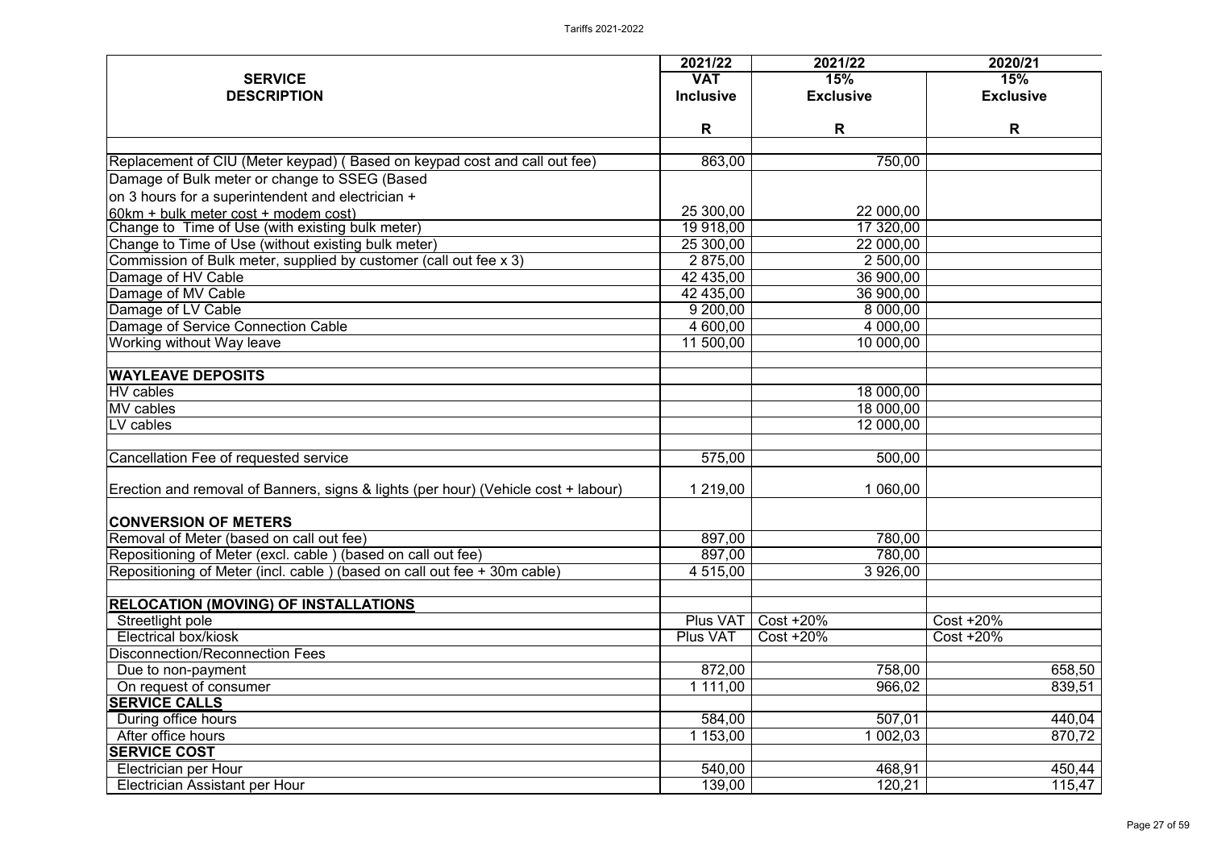| SERVICE DESCRIPTION | 2021/22 VAT Inclusive | 2021/22 15% Exclusive | 2020/21 15% Exclusive |
|---|---|---|---|
| | R | R | R |
| | | | |
| Replacement of CIU (Meter keypad) ( Based on keypad cost and call out fee) | 863,00 | 750,00 | |
| Damage of Bulk meter or change to SSEG (Based on 3 hours for a superintendent and electrician + 60km + bulk meter cost + modem cost) | 25 300,00 | 22 000,00 | |
| Change to Time of Use (with existing bulk meter) | 19 918,00 | 17 320,00 | |
| Change to Time of Use (without existing bulk meter) | 25 300,00 | 22 000,00 | |
| Commission of Bulk meter, supplied by customer (call out fee x 3) | 2 875,00 | 2 500,00 | |
| Damage of HV Cable | 42 435,00 | 36 900,00 | |
| Damage of MV Cable | 42 435,00 | 36 900,00 | |
| Damage of LV Cable | 9 200,00 | 8 000,00 | |
| Damage of Service Connection Cable | 4 600,00 | 4 000,00 | |
| Working without Way leave | 11 500,00 | 10 000,00 | |
| | | | |
| **WAYLEAVE DEPOSITS** | | | |
| HV cables | | 18 000,00 | |
| MV cables | | 18 000,00 | |
| LV cables | | 12 000,00 | |
| | | | |
| Cancellation Fee of requested service | 575,00 | 500,00 | |
| | | | |
| Erection and removal of Banners, signs & lights (per hour) (Vehicle cost + labour) | 1 219,00 | 1 060,00 | |
| | | | |
| **CONVERSION OF METERS** | | | |
| Removal of Meter (based on call out fee) | 897,00 | 780,00 | |
| Repositioning of Meter (excl. cable ) (based on call out fee) | 897,00 | 780,00 | |
| Repositioning of Meter (incl. cable ) (based on call out fee + 30m cable) | 4 515,00 | 3 926,00 | |
| | | | |
| **RELOCATION (MOVING) OF INSTALLATIONS** | | | |
| Streetlight pole | Plus VAT | Cost +20% | Cost +20% |
| Electrical box/kiosk | Plus VAT | Cost +20% | Cost +20% |
| Disconnection/Reconnection Fees | | | |
| Due to non-payment | 872,00 | 758,00 | 658,50 |
| On request of consumer | 1 111,00 | 966,02 | 839,51 |
| **SERVICE CALLS** | | | |
| During office hours | 584,00 | 507,01 | 440,04 |
| After office hours | 1 153,00 | 1 002,03 | 870,72 |
| **SERVICE COST** | | | |
| Electrician per Hour | 540,00 | 468,91 | 450,44 |
| Electrician Assistant per Hour | 139,00 | 120,21 | 115,47 |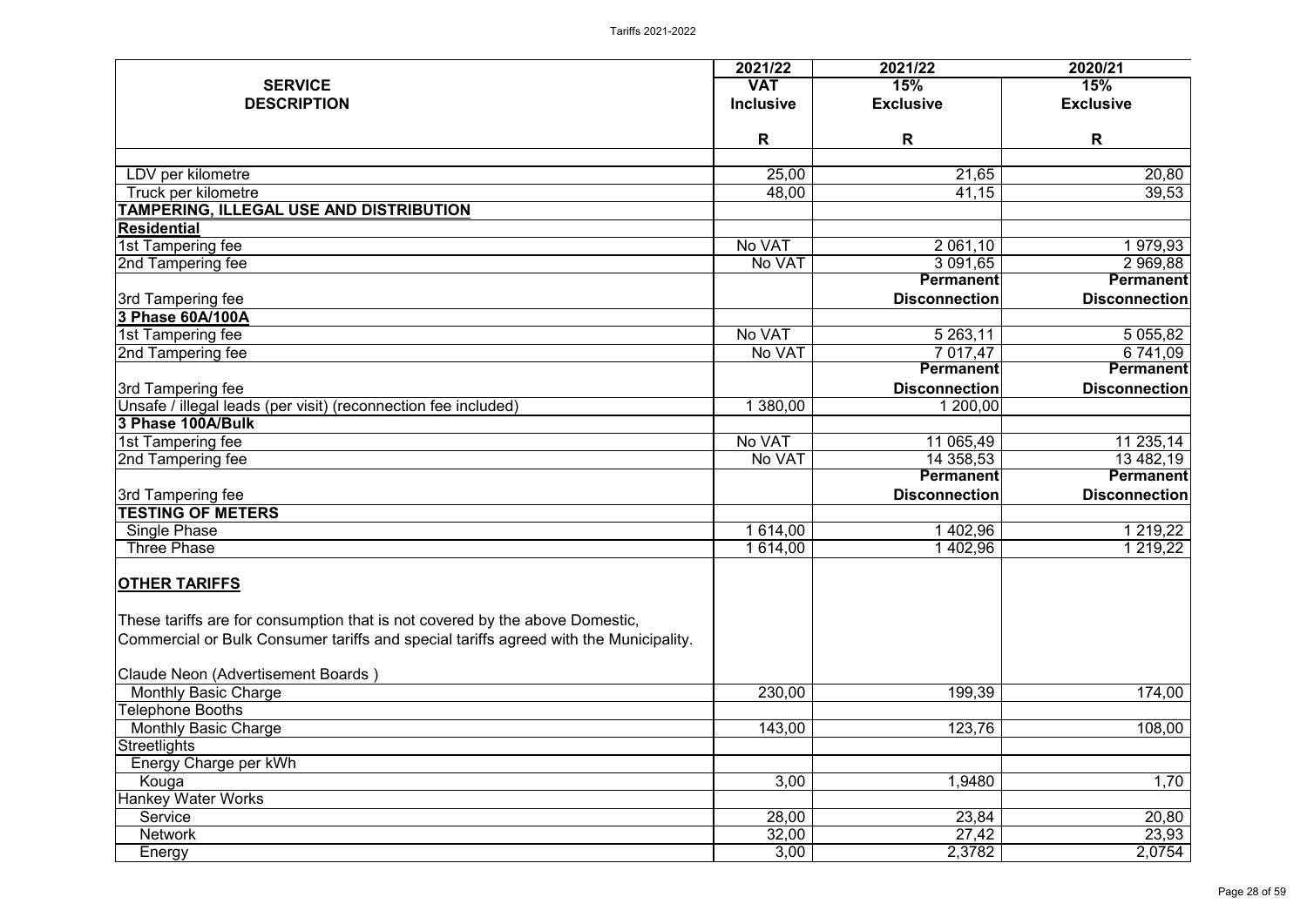| SERVICE DESCRIPTION | 2021/22 VAT Inclusive | 2021/22 15% Exclusive | 2020/21 15% Exclusive |
|---|---|---|---|
| | R | R | R |
| LDV per kilometre | 25,00 | 21,65 | 20,80 |
| Truck per kilometre | 48,00 | 41,15 | 39,53 |
| **TAMPERING, ILLEGAL USE AND DISTRIBUTION** | | | |
| **Residential** | | | |
| 1st Tampering fee | No VAT | 2 061,10 | 1 979,93 |
| 2nd Tampering fee | No VAT | 3 091,65 | 2 969,88 |
| 3rd Tampering fee | | **Permanent Disconnection** | **Permanent Disconnection** |
| **3 Phase 60A/100A** | | | |
| 1st Tampering fee | No VAT | 5 263,11 | 5 055,82 |
| 2nd Tampering fee | No VAT | 7 017,47 | 6 741,09 |
| 3rd Tampering fee | | **Permanent Disconnection** | **Permanent Disconnection** |
| Unsafe / illegal leads (per visit) (reconnection fee included) | 1 380,00 | 1 200,00 | |
| **3 Phase 100A/Bulk** | | | |
| 1st Tampering fee | No VAT | 11 065,49 | 11 235,14 |
| 2nd Tampering fee | No VAT | 14 358,53 | 13 482,19 |
| 3rd Tampering fee | | **Permanent Disconnection** | **Permanent Disconnection** |
| **TESTING OF METERS** | | | |
| Single Phase | 1 614,00 | 1 402,96 | 1 219,22 |
| Three Phase | 1 614,00 | 1 402,96 | 1 219,22 |
| **OTHER TARIFFS**<br><br>These tariffs are for consumption that is not covered by the above Domestic, Commercial or Bulk Consumer tariffs and special tariffs agreed with the Municipality.<br><br>Claude Neon (Advertisement Boards ) | | | |
| Monthly Basic Charge | 230,00 | 199,39 | 174,00 |
| Telephone Booths | | | |
| Monthly Basic Charge | 143,00 | 123,76 | 108,00 |
| Streetlights | | | |
| Energy Charge per kWh | | | |
| Kouga | 3,00 | 1,9480 | 1,70 |
| Hankey Water Works | | | |
| Service | 28,00 | 23,84 | 20,80 |
| Network | 32,00 | 27,42 | 23,93 |
| Energy | 3,00 | 2,3782 | 2,0754 |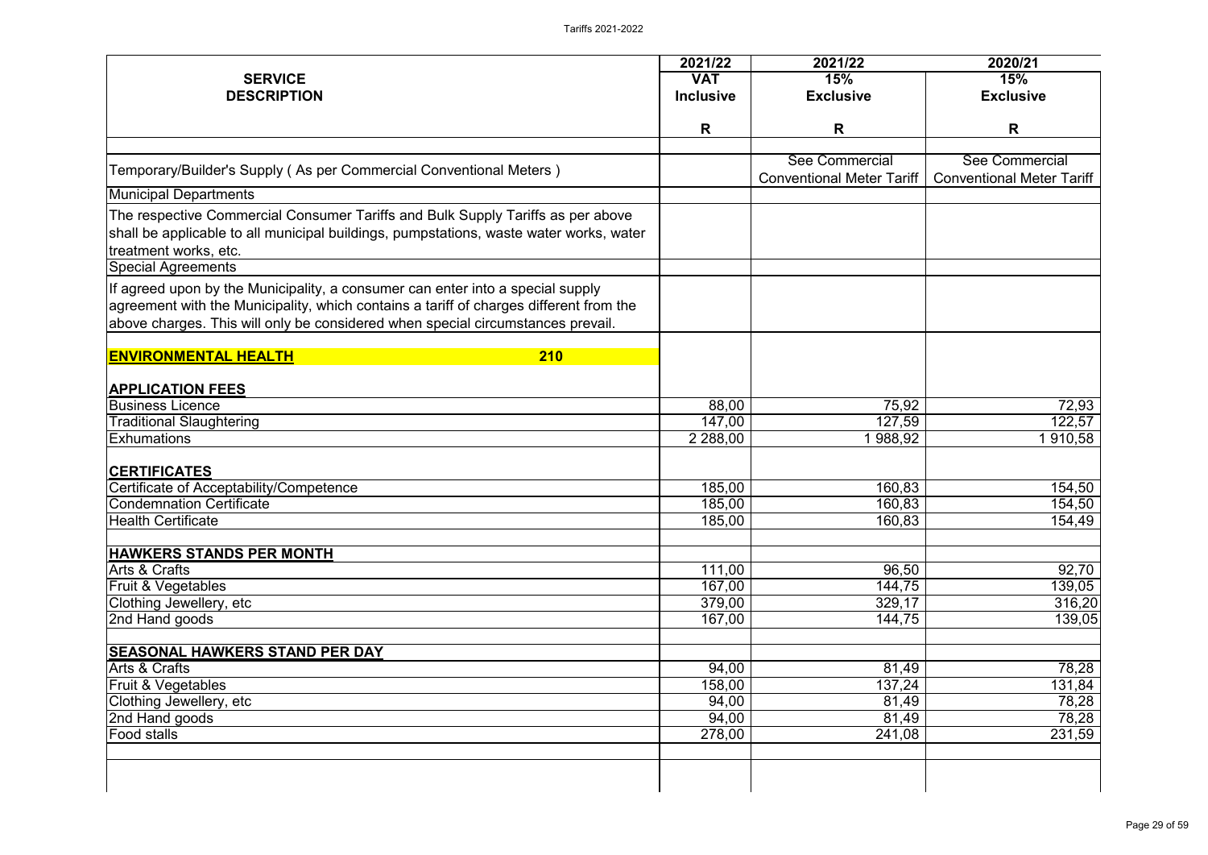| SERVICE DESCRIPTION | 2021/22 VAT Inclusive | 2021/22 15% Exclusive | 2020/21 15% Exclusive |
|---|---|---|---|
| | R | R | R |
| Temporary/Builder's Supply ( As per Commercial Conventional Meters ) | | See Commercial Conventional Meter Tariff | See Commercial Conventional Meter Tariff |
| Municipal Departments | | | |
| The respective Commercial Consumer Tariffs and Bulk Supply Tariffs as per above shall be applicable to all municipal buildings, pumpstations, waste water works, water treatment works, etc. | | | |
| Special Agreements | | | |
| If agreed upon by the Municipality, a consumer can enter into a special supply agreement with the Municipality, which contains a tariff of charges different from the above charges. This will only be considered when special circumstances prevail. | | | |
| **ENVIRONMENTAL HEALTH** **210** | | | |
| **APPLICATION FEES** | | | |
| Business Licence | 88,00 | 75,92 | 72,93 |
| Traditional Slaughtering | 147,00 | 127,59 | 122,57 |
| Exhumations | 2 288,00 | 1 988,92 | 1 910,58 |
| **CERTIFICATES** | | | |
| Certificate of Acceptability/Competence | 185,00 | 160,83 | 154,50 |
| Condemnation Certificate | 185,00 | 160,83 | 154,50 |
| Health Certificate | 185,00 | 160,83 | 154,49 |
| **HAWKERS STANDS PER MONTH** | | | |
| Arts & Crafts | 111,00 | 96,50 | 92,70 |
| Fruit & Vegetables | 167,00 | 144,75 | 139,05 |
| Clothing Jewellery, etc | 379,00 | 329,17 | 316,20 |
| 2nd Hand goods | 167,00 | 144,75 | 139,05 |
| **SEASONAL HAWKERS STAND PER DAY** | | | |
| Arts & Crafts | 94,00 | 81,49 | 78,28 |
| Fruit & Vegetables | 158,00 | 137,24 | 131,84 |
| Clothing Jewellery, etc | 94,00 | 81,49 | 78,28 |
| 2nd Hand goods | 94,00 | 81,49 | 78,28 |
| Food stalls | 278,00 | 241,08 | 231,59 |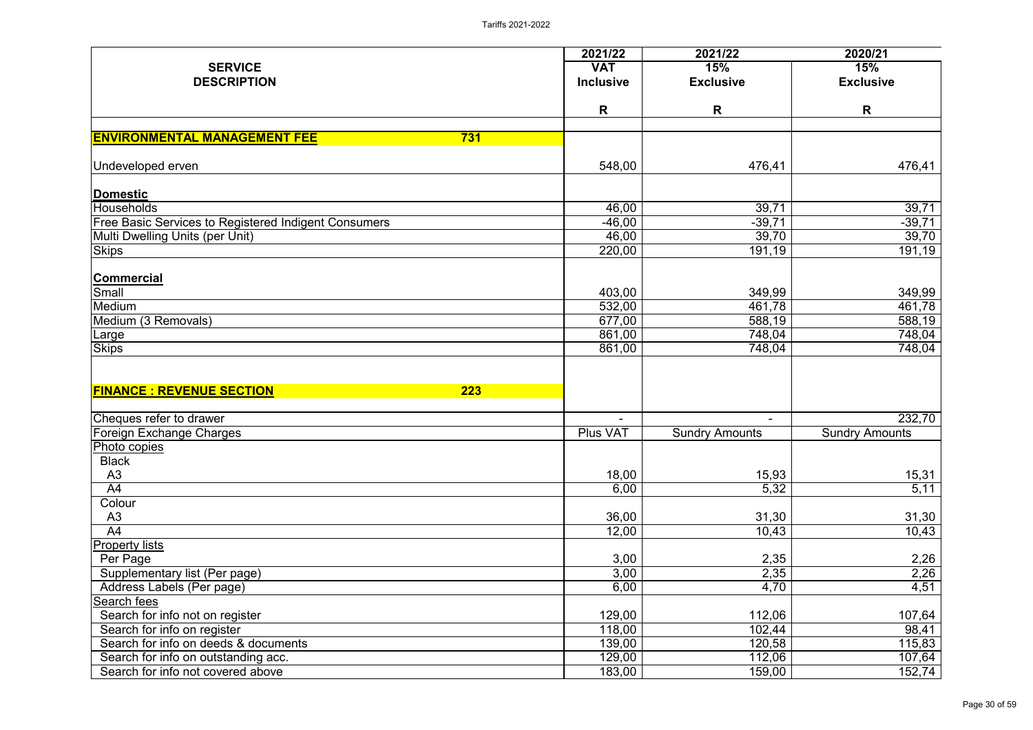| SERVICE DESCRIPTION | 2021/22 VAT Inclusive | 2021/22 15% Exclusive | 2020/21 15% Exclusive |
|---|---|---|---|
| | R | R | R |
| **ENVIRONMENTAL MANAGEMENT FEE** 731 | | | |
| Undeveloped erven | 548,00 | 476,41 | 476,41 |
| **Domestic** | | | |
| Households | 46,00 | 39,71 | 39,71 |
| Free Basic Services to Registered Indigent Consumers | -46,00 | -39,71 | -39,71 |
| Multi Dwelling Units (per Unit) | 46,00 | 39,70 | 39,70 |
| Skips | 220,00 | 191,19 | 191,19 |
| **Commercial** | | | |
| Small | 403,00 | 349,99 | 349,99 |
| Medium | 532,00 | 461,78 | 461,78 |
| Medium (3 Removals) | 677,00 | 588,19 | 588,19 |
| Large | 861,00 | 748,04 | 748,04 |
| Skips | 861,00 | 748,04 | 748,04 |
| **FINANCE : REVENUE SECTION** 223 | | | |
| Cheques refer to drawer | - | - | 232,70 |
| Foreign Exchange Charges | Plus VAT | Sundry Amounts | Sundry Amounts |
| Photo copies | | | |
| Black | | | |
| A3 | 18,00 | 15,93 | 15,31 |
| A4 | 6,00 | 5,32 | 5,11 |
| Colour | | | |
| A3 | 36,00 | 31,30 | 31,30 |
| A4 | 12,00 | 10,43 | 10,43 |
| Property lists | | | |
| Per Page | 3,00 | 2,35 | 2,26 |
| Supplementary list (Per page) | 3,00 | 2,35 | 2,26 |
| Address Labels (Per page) | 6,00 | 4,70 | 4,51 |
| Search fees | | | |
| Search for info not on register | 129,00 | 112,06 | 107,64 |
| Search for info on register | 118,00 | 102,44 | 98,41 |
| Search for info on deeds & documents | 139,00 | 120,58 | 115,83 |
| Search for info on outstanding acc. | 129,00 | 112,06 | 107,64 |
| Search for info not covered above | 183,00 | 159,00 | 152,74 |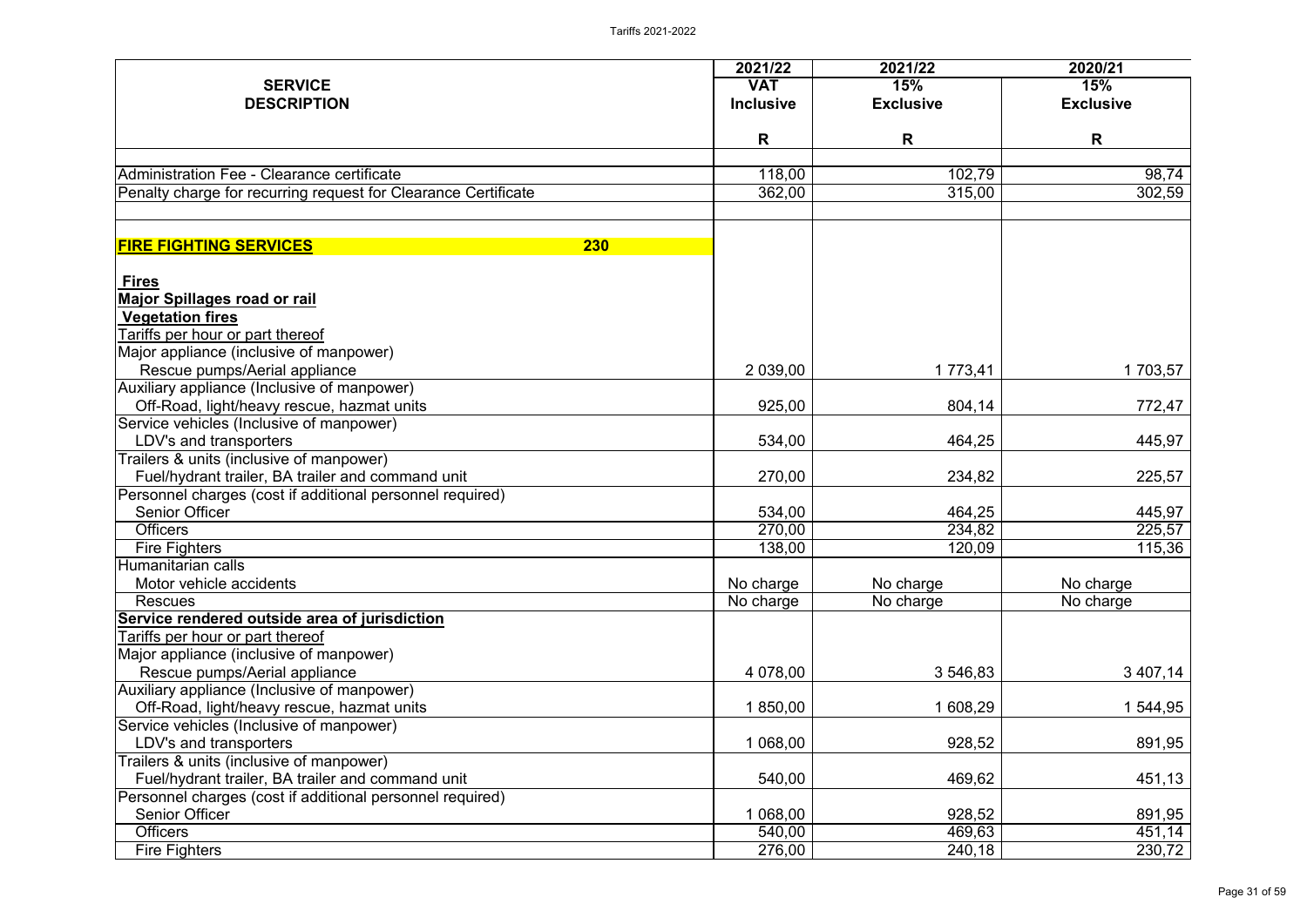| SERVICE DESCRIPTION | 2021/22 VAT Inclusive R | 2021/22 15% Exclusive R | 2020/21 15% Exclusive R |
|---|---|---|---|
| Administration Fee - Clearance certificate | 118,00 | 102,79 | 98,74 |
| Penalty charge for recurring request for Clearance Certificate | 362,00 | 315,00 | 302,59 |
| | | | |
| **FIRE FIGHTING SERVICES** 230 | | | |
| **Fires** | | | |
| **Major Spillages road or rail** | | | |
| **Vegetation fires** | | | |
| Tariffs per hour or part thereof | | | |
| Major appliance (inclusive of manpower) | | | |
| Rescue pumps/Aerial appliance | 2 039,00 | 1 773,41 | 1 703,57 |
| Auxiliary appliance (Inclusive of manpower) | | | |
| Off-Road, light/heavy rescue, hazmat units | 925,00 | 804,14 | 772,47 |
| Service vehicles (Inclusive of manpower) | | | |
| LDV's and transporters | 534,00 | 464,25 | 445,97 |
| Trailers & units (inclusive of manpower) | | | |
| Fuel/hydrant trailer, BA trailer and command unit | 270,00 | 234,82 | 225,57 |
| Personnel charges (cost if additional personnel required) | | | |
| Senior Officer | 534,00 | 464,25 | 445,97 |
| Officers | 270,00 | 234,82 | 225,57 |
| Fire Fighters | 138,00 | 120,09 | 115,36 |
| Humanitarian calls | | | |
| Motor vehicle accidents | No charge | No charge | No charge |
| Rescues | No charge | No charge | No charge |
| **Service rendered outside area of jurisdiction** | | | |
| Tariffs per hour or part thereof | | | |
| Major appliance (inclusive of manpower) | | | |
| Rescue pumps/Aerial appliance | 4 078,00 | 3 546,83 | 3 407,14 |
| Auxiliary appliance (Inclusive of manpower) | | | |
| Off-Road, light/heavy rescue, hazmat units | 1 850,00 | 1 608,29 | 1 544,95 |
| Service vehicles (Inclusive of manpower) | | | |
| LDV's and transporters | 1 068,00 | 928,52 | 891,95 |
| Trailers & units (inclusive of manpower) | | | |
| Fuel/hydrant trailer, BA trailer and command unit | 540,00 | 469,62 | 451,13 |
| Personnel charges (cost if additional personnel required) | | | |
| Senior Officer | 1 068,00 | 928,52 | 891,95 |
| Officers | 540,00 | 469,63 | 451,14 |
| Fire Fighters | 276,00 | 240,18 | 230,72 |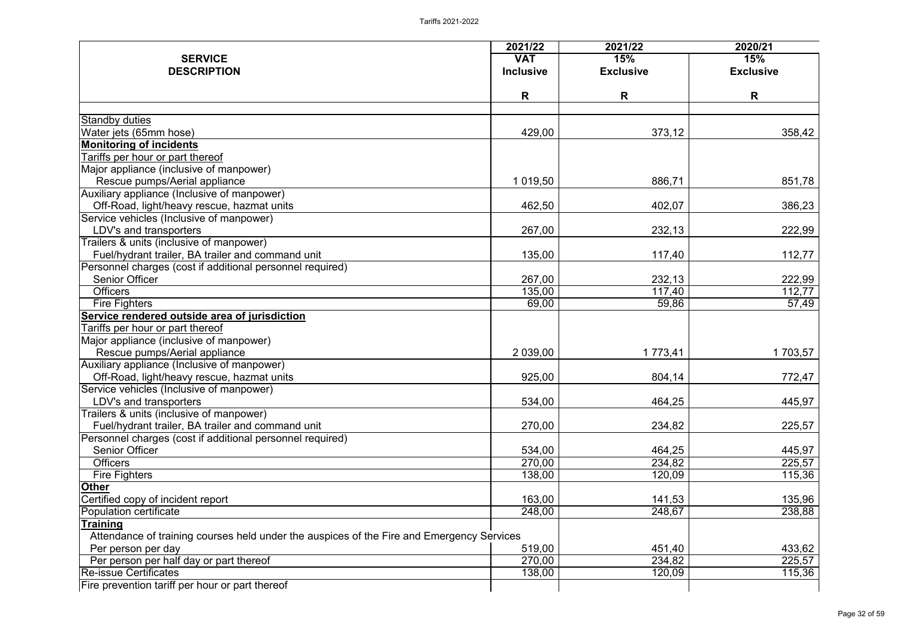| SERVICE DESCRIPTION | 2021/22 VAT Inclusive R | 2021/22 15% Exclusive R | 2020/21 15% Exclusive R |
|---|---|---|---|
| Standby duties | | | |
| Water jets (65mm hose) | 429,00 | 373,12 | 358,42 |
| **Monitoring of incidents** | | | |
| Tariffs per hour or part thereof | | | |
| Major appliance (inclusive of manpower) | | | |
| Rescue pumps/Aerial appliance | 1 019,50 | 886,71 | 851,78 |
| Auxiliary appliance (Inclusive of manpower) | | | |
| Off-Road, light/heavy rescue, hazmat units | 462,50 | 402,07 | 386,23 |
| Service vehicles (Inclusive of manpower) | | | |
| LDV's and transporters | 267,00 | 232,13 | 222,99 |
| Trailers & units (inclusive of manpower) | | | |
| Fuel/hydrant trailer, BA trailer and command unit | 135,00 | 117,40 | 112,77 |
| Personnel charges (cost if additional personnel required) | | | |
| Senior Officer | 267,00 | 232,13 | 222,99 |
| Officers | 135,00 | 117,40 | 112,77 |
| Fire Fighters | 69,00 | 59,86 | 57,49 |
| **Service rendered outside area of jurisdiction** | | | |
| Tariffs per hour or part thereof | | | |
| Major appliance (inclusive of manpower) | | | |
| Rescue pumps/Aerial appliance | 2 039,00 | 1 773,41 | 1 703,57 |
| Auxiliary appliance (Inclusive of manpower) | | | |
| Off-Road, light/heavy rescue, hazmat units | 925,00 | 804,14 | 772,47 |
| Service vehicles (Inclusive of manpower) | | | |
| LDV's and transporters | 534,00 | 464,25 | 445,97 |
| Trailers & units (inclusive of manpower) | | | |
| Fuel/hydrant trailer, BA trailer and command unit | 270,00 | 234,82 | 225,57 |
| Personnel charges (cost if additional personnel required) | | | |
| Senior Officer | 534,00 | 464,25 | 445,97 |
| Officers | 270,00 | 234,82 | 225,57 |
| Fire Fighters | 138,00 | 120,09 | 115,36 |
| **Other** | | | |
| Certified copy of incident report | 163,00 | 141,53 | 135,96 |
| Population certificate | 248,00 | 248,67 | 238,88 |
| **Training** | | | |
| Attendance of training courses held under the auspices of the Fire and Emergency Services | | | |
| Per person per day | 519,00 | 451,40 | 433,62 |
| Per person per half day or part thereof | 270,00 | 234,82 | 225,57 |
| Re-issue Certificates | 138,00 | 120,09 | 115,36 |
| Fire prevention tariff per hour or part thereof | | | |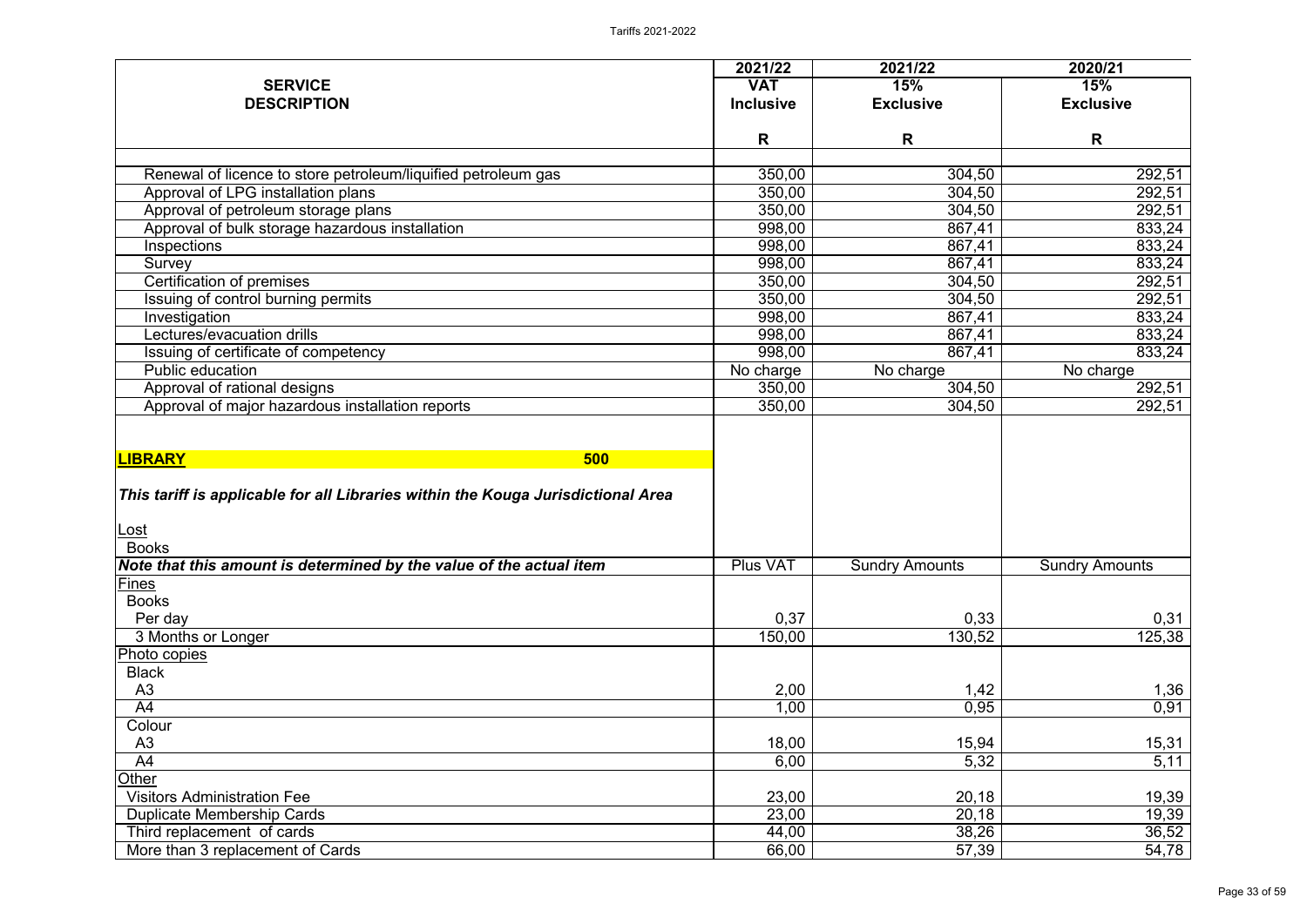| SERVICE DESCRIPTION | 2021/22 VAT Inclusive R | 2021/22 15% Exclusive R | 2020/21 15% Exclusive R |
|---|---|---|---|
| Renewal of licence to store petroleum/liquified petroleum gas | 350,00 | 304,50 | 292,51 |
| Approval of LPG installation plans | 350,00 | 304,50 | 292,51 |
| Approval of petroleum storage plans | 350,00 | 304,50 | 292,51 |
| Approval of bulk storage hazardous installation | 998,00 | 867,41 | 833,24 |
| Inspections | 998,00 | 867,41 | 833,24 |
| Survey | 998,00 | 867,41 | 833,24 |
| Certification of premises | 350,00 | 304,50 | 292,51 |
| Issuing of control burning permits | 350,00 | 304,50 | 292,51 |
| Investigation | 998,00 | 867,41 | 833,24 |
| Lectures/evacuation drills | 998,00 | 867,41 | 833,24 |
| Issuing of certificate of competency | 998,00 | 867,41 | 833,24 |
| Public education | No charge | No charge | No charge |
| Approval of rational designs | 350,00 | 304,50 | 292,51 |
| Approval of major hazardous installation reports | 350,00 | 304,50 | 292,51 |
| **LIBRARY** **500** | | | |
| ***This tariff is applicable for all Libraries within the Kouga Jurisdictional Area*** | | | |
| Lost | | | |
| Books | | | |
| ***Note that this amount is determined by the value of the actual item*** | Plus VAT | Sundry Amounts | Sundry Amounts |
| Fines | | | |
| Books | | | |
| Per day | 0,37 | 0,33 | 0,31 |
| 3 Months or Longer | 150,00 | 130,52 | 125,38 |
| Photo copies | | | |
| Black | | | |
| A3 | 2,00 | 1,42 | 1,36 |
| A4 | 1,00 | 0,95 | 0,91 |
| Colour | | | |
| A3 | 18,00 | 15,94 | 15,31 |
| A4 | 6,00 | 5,32 | 5,11 |
| Other | | | |
| Visitors Administration Fee | 23,00 | 20,18 | 19,39 |
| Duplicate Membership Cards | 23,00 | 20,18 | 19,39 |
| Third replacement of cards | 44,00 | 38,26 | 36,52 |
| More than 3 replacement of Cards | 66,00 | 57,39 | 54,78 |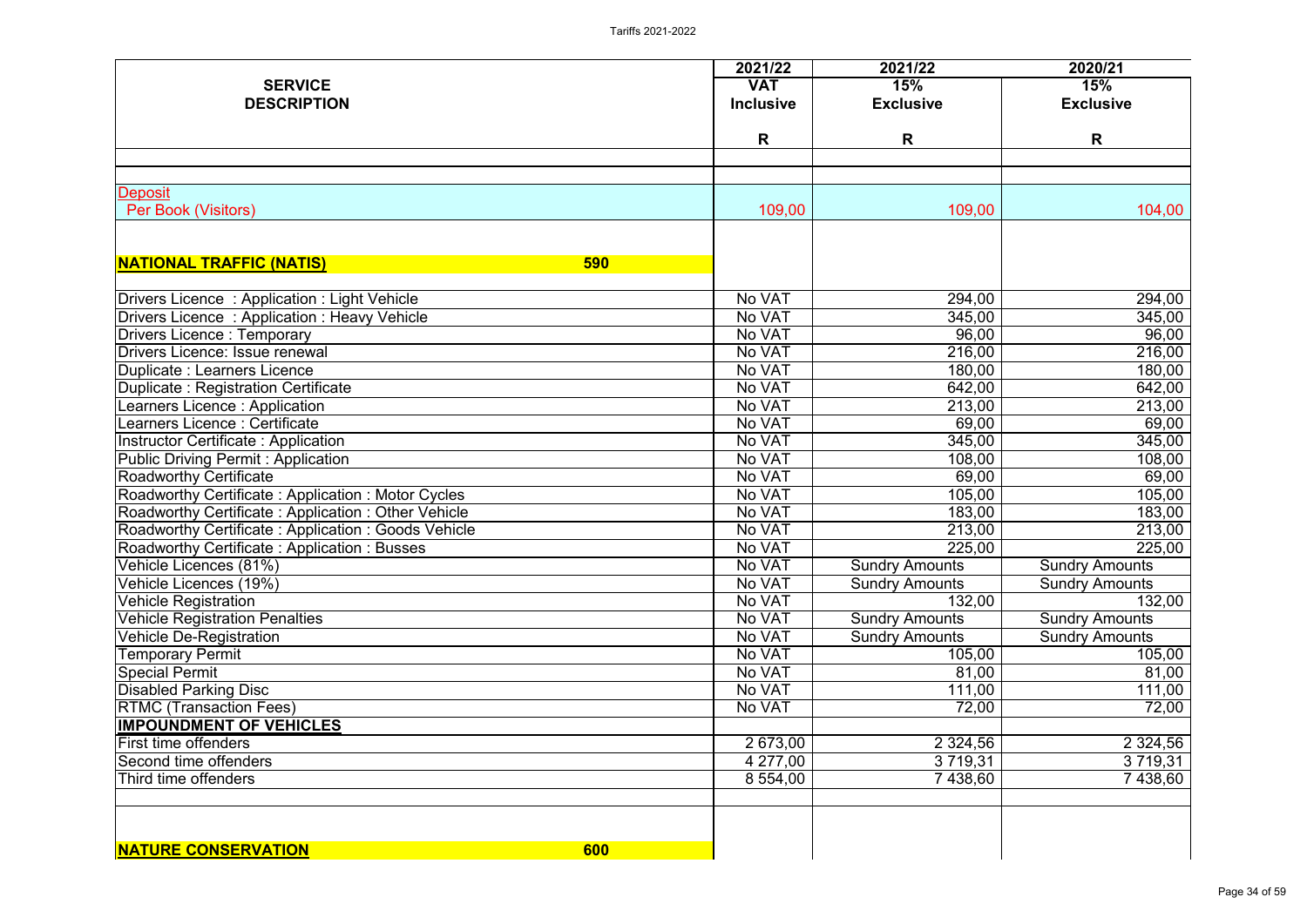| SERVICE DESCRIPTION | | 2021/22 VAT Inclusive R | 2021/22 15% Exclusive R | 2020/21 15% Exclusive R |
|---|---|---|---|---|
| Deposit | | | | |
| Per Book (Visitors) | | 109,00 | 109,00 | 104,00 |
| **NATIONAL TRAFFIC (NATIS)** | **590** | | | |
| Drivers Licence : Application : Light Vehicle | | No VAT | 294,00 | 294,00 |
| Drivers Licence : Application : Heavy Vehicle | | No VAT | 345,00 | 345,00 |
| Drivers Licence : Temporary | | No VAT | 96,00 | 96,00 |
| Drivers Licence: Issue renewal | | No VAT | 216,00 | 216,00 |
| Duplicate : Learners Licence | | No VAT | 180,00 | 180,00 |
| Duplicate : Registration Certificate | | No VAT | 642,00 | 642,00 |
| Learners Licence : Application | | No VAT | 213,00 | 213,00 |
| Learners Licence : Certificate | | No VAT | 69,00 | 69,00 |
| Instructor Certificate : Application | | No VAT | 345,00 | 345,00 |
| Public Driving Permit : Application | | No VAT | 108,00 | 108,00 |
| Roadworthy Certificate | | No VAT | 69,00 | 69,00 |
| Roadworthy Certificate : Application : Motor Cycles | | No VAT | 105,00 | 105,00 |
| Roadworthy Certificate : Application : Other Vehicle | | No VAT | 183,00 | 183,00 |
| Roadworthy Certificate : Application : Goods Vehicle | | No VAT | 213,00 | 213,00 |
| Roadworthy Certificate : Application : Busses | | No VAT | 225,00 | 225,00 |
| Vehicle Licences (81%) | | No VAT | Sundry Amounts | Sundry Amounts |
| Vehicle Licences (19%) | | No VAT | Sundry Amounts | Sundry Amounts |
| Vehicle Registration | | No VAT | 132,00 | 132,00 |
| Vehicle Registration Penalties | | No VAT | Sundry Amounts | Sundry Amounts |
| Vehicle De-Registration | | No VAT | Sundry Amounts | Sundry Amounts |
| Temporary Permit | | No VAT | 105,00 | 105,00 |
| Special Permit | | No VAT | 81,00 | 81,00 |
| Disabled Parking Disc | | No VAT | 111,00 | 111,00 |
| RTMC (Transaction Fees) | | No VAT | 72,00 | 72,00 |
| **IMPOUNDMENT OF VEHICLES** | | | | |
| First time offenders | | 2 673,00 | 2 324,56 | 2 324,56 |
| Second time offenders | | 4 277,00 | 3 719,31 | 3 719,31 |
| Third time offenders | | 8 554,00 | 7 438,60 | 7 438,60 |
| **NATURE CONSERVATION** | **600** | | | |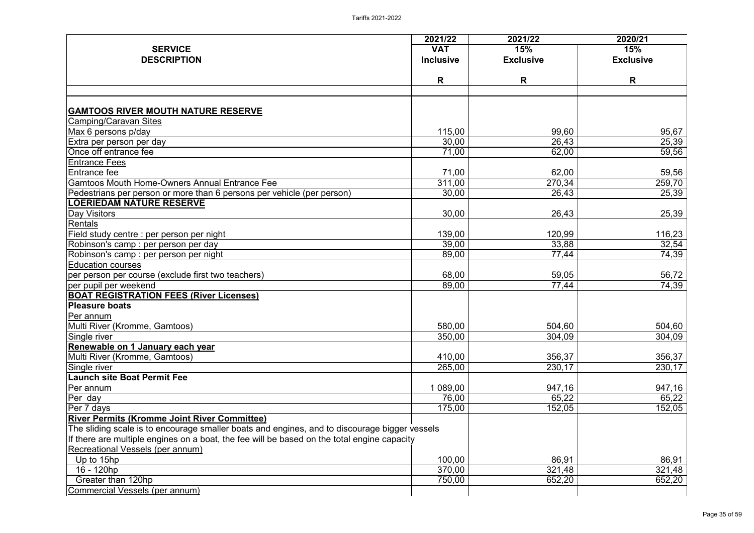| SERVICE DESCRIPTION | 2021/22 VAT Inclusive | 2021/22 15% Exclusive | 2020/21 15% Exclusive |
|---|---|---|---|
| | R | R | R |
| **GAMTOOS RIVER MOUTH NATURE RESERVE** | | | |
| Camping/Caravan Sites | | | |
| Max 6 persons p/day | 115,00 | 99,60 | 95,67 |
| Extra per person per day | 30,00 | 26,43 | 25,39 |
| Once off entrance fee | 71,00 | 62,00 | 59,56 |
| Entrance Fees | | | |
| Entrance fee | 71,00 | 62,00 | 59,56 |
| Gamtoos Mouth Home-Owners Annual Entrance Fee | 311,00 | 270,34 | 259,70 |
| Pedestrians per person or more than 6 persons per vehicle (per person) | 30,00 | 26,43 | 25,39 |
| **LOERIEDAM NATURE RESERVE** | | | |
| Day Visitors | 30,00 | 26,43 | 25,39 |
| Rentals | | | |
| Field study centre : per person per night | 139,00 | 120,99 | 116,23 |
| Robinson's camp : per person per day | 39,00 | 33,88 | 32,54 |
| Robinson's camp : per person per night | 89,00 | 77,44 | 74,39 |
| Education courses | | | |
| per person per course (exclude first two teachers) | 68,00 | 59,05 | 56,72 |
| per pupil per weekend | 89,00 | 77,44 | 74,39 |
| **BOAT REGISTRATION FEES (River Licenses)** | | | |
| **Pleasure boats** | | | |
| Per annum | | | |
| Multi River (Kromme, Gamtoos) | 580,00 | 504,60 | 504,60 |
| Single river | 350,00 | 304,09 | 304,09 |
| **Renewable on 1 January each year** | | | |
| Multi River (Kromme, Gamtoos) | 410,00 | 356,37 | 356,37 |
| Single river | 265,00 | 230,17 | 230,17 |
| **Launch site Boat Permit Fee** | | | |
| Per annum | 1 089,00 | 947,16 | 947,16 |
| Per day | 76,00 | 65,22 | 65,22 |
| Per 7 days | 175,00 | 152,05 | 152,05 |
| **River Permits (Kromme Joint River Committee)** | | | |
| The sliding scale is to encourage smaller boats and engines, and to discourage bigger vessels | | | |
| If there are multiple engines on a boat, the fee will be based on the total engine capacity | | | |
| Recreational Vessels (per annum) | | | |
| Up to 15hp | 100,00 | 86,91 | 86,91 |
| 16 - 120hp | 370,00 | 321,48 | 321,48 |
| Greater than 120hp | 750,00 | 652,20 | 652,20 |
| Commercial Vessels (per annum) | | | |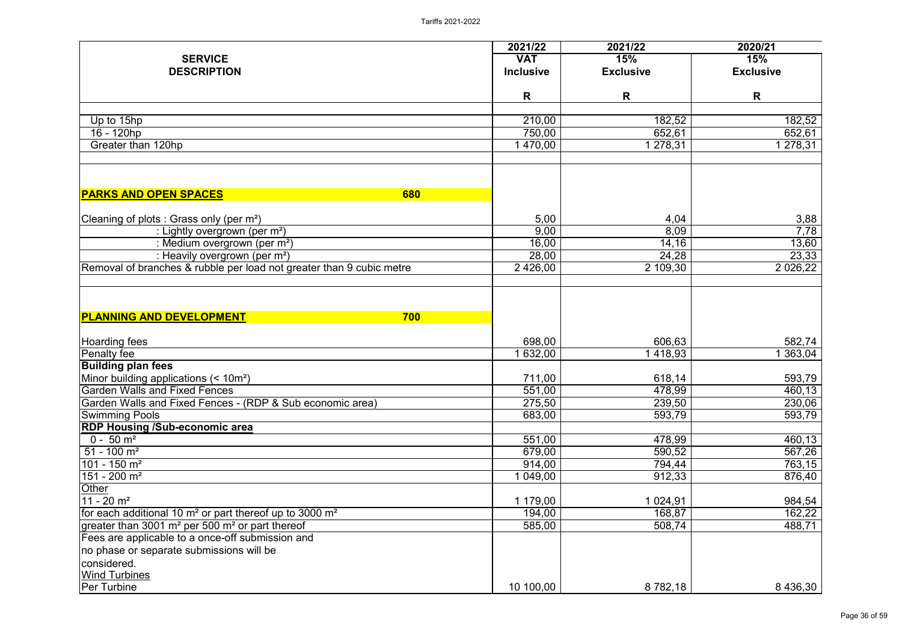| SERVICE DESCRIPTION | 2021/22 VAT Inclusive | 2021/22 15% Exclusive | 2020/21 15% Exclusive |
|---|---|---|---|
| | R | R | R |
| Up to 15hp | 210,00 | 182,52 | 182,52 |
| 16 - 120hp | 750,00 | 652,61 | 652,61 |
| Greater than 120hp | 1 470,00 | 1 278,31 | 1 278,31 |
| | | | |
| **PARKS AND OPEN SPACES** 680 | | | |
| Cleaning of plots : Grass only (per m²) | 5,00 | 4,04 | 3,88 |
| : Lightly overgrown (per m²) | 9,00 | 8,09 | 7,78 |
| : Medium overgrown (per m²) | 16,00 | 14,16 | 13,60 |
| : Heavily overgrown (per m²) | 28,00 | 24,28 | 23,33 |
| Removal of branches & rubble per load not greater than 9 cubic metre | 2 426,00 | 2 109,30 | 2 026,22 |
| | | | |
| **PLANNING AND DEVELOPMENT** 700 | | | |
| Hoarding fees | 698,00 | 606,63 | 582,74 |
| Penalty fee | 1 632,00 | 1 418,93 | 1 363,04 |
| **Building plan fees** | | | |
| Minor building applications (< 10m²) | 711,00 | 618,14 | 593,79 |
| Garden Walls and Fixed Fences | 551,00 | 478,99 | 460,13 |
| Garden Walls and Fixed Fences - (RDP & Sub economic area) | 275,50 | 239,50 | 230,06 |
| Swimming Pools | 683,00 | 593,79 | 593,79 |
| **RDP Housing /Sub-economic area** | | | |
| 0 - 50 m² | 551,00 | 478,99 | 460,13 |
| 51 - 100 m² | 679,00 | 590,52 | 567,26 |
| 101 - 150 m² | 914,00 | 794,44 | 763,15 |
| 151 - 200 m² | 1 049,00 | 912,33 | 876,40 |
| Other | | | |
| 11 - 20 m² | 1 179,00 | 1 024,91 | 984,54 |
| for each additional 10 m² or part thereof up to 3000 m² | 194,00 | 168,87 | 162,22 |
| greater than 3001 m² per 500 m² or part thereof | 585,00 | 508,74 | 488,71 |
| Fees are applicable to a once-off submission and no phase or separate submissions will be considered. | | | |
| Wind Turbines | | | |
| Per Turbine | 10 100,00 | 8 782,18 | 8 436,30 |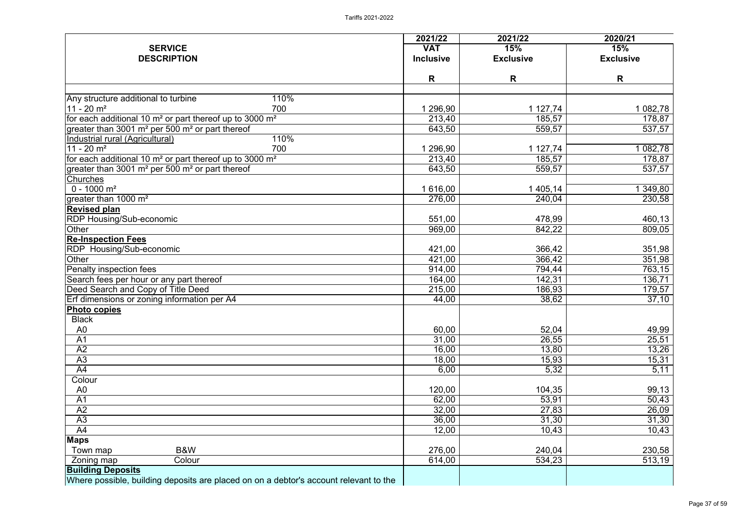| SERVICE DESCRIPTION | | 2021/22 VAT Inclusive | 2021/22 15% Exclusive | 2020/21 15% Exclusive |
|---|---|---|---|---|
| | | R | R | R |
| Any structure additional to turbine | 110% | | | |
| 11 - 20 m² | 700 | 1 296,90 | 1 127,74 | 1 082,78 |
| for each additional 10 m² or part thereof up to 3000 m² | | 213,40 | 185,57 | 178,87 |
| greater than 3001 m² per 500 m² or part thereof | | 643,50 | 559,57 | 537,57 |
| Industrial rural (Agricultural) | 110% | | | |
| 11 - 20 m² | 700 | 1 296,90 | 1 127,74 | 1 082,78 |
| for each additional 10 m² or part thereof up to 3000 m² | | 213,40 | 185,57 | 178,87 |
| greater than 3001 m² per 500 m² or part thereof | | 643,50 | 559,57 | 537,57 |
| Churches | | | | |
| 0 - 1000 m² | | 1 616,00 | 1 405,14 | 1 349,80 |
| greater than 1000 m² | | 276,00 | 240,04 | 230,58 |
| **Revised plan** | | | | |
| RDP Housing/Sub-economic | | 551,00 | 478,99 | 460,13 |
| Other | | 969,00 | 842,22 | 809,05 |
| **Re-Inspection Fees** | | | | |
| RDP Housing/Sub-economic | | 421,00 | 366,42 | 351,98 |
| Other | | 421,00 | 366,42 | 351,98 |
| Penalty inspection fees | | 914,00 | 794,44 | 763,15 |
| Search fees per hour or any part thereof | | 164,00 | 142,31 | 136,71 |
| Deed Search and Copy of Title Deed | | 215,00 | 186,93 | 179,57 |
| Erf dimensions or zoning information per A4 | | 44,00 | 38,62 | 37,10 |
| **Photo copies** | | | | |
| Black | | | | |
| A0 | | 60,00 | 52,04 | 49,99 |
| A1 | | 31,00 | 26,55 | 25,51 |
| A2 | | 16,00 | 13,80 | 13,26 |
| A3 | | 18,00 | 15,93 | 15,31 |
| A4 | | 6,00 | 5,32 | 5,11 |
| Colour | | | | |
| A0 | | 120,00 | 104,35 | 99,13 |
| A1 | | 62,00 | 53,91 | 50,43 |
| A2 | | 32,00 | 27,83 | 26,09 |
| A3 | | 36,00 | 31,30 | 31,30 |
| A4 | | 12,00 | 10,43 | 10,43 |
| **Maps** | | | | |
| Town map | B&W | 276,00 | 240,04 | 230,58 |
| Zoning map | Colour | 614,00 | 534,23 | 513,19 |
| **Building Deposits** | | | | |
| Where possible, building deposits are placed on on a debtor's account relevant to the | | | | |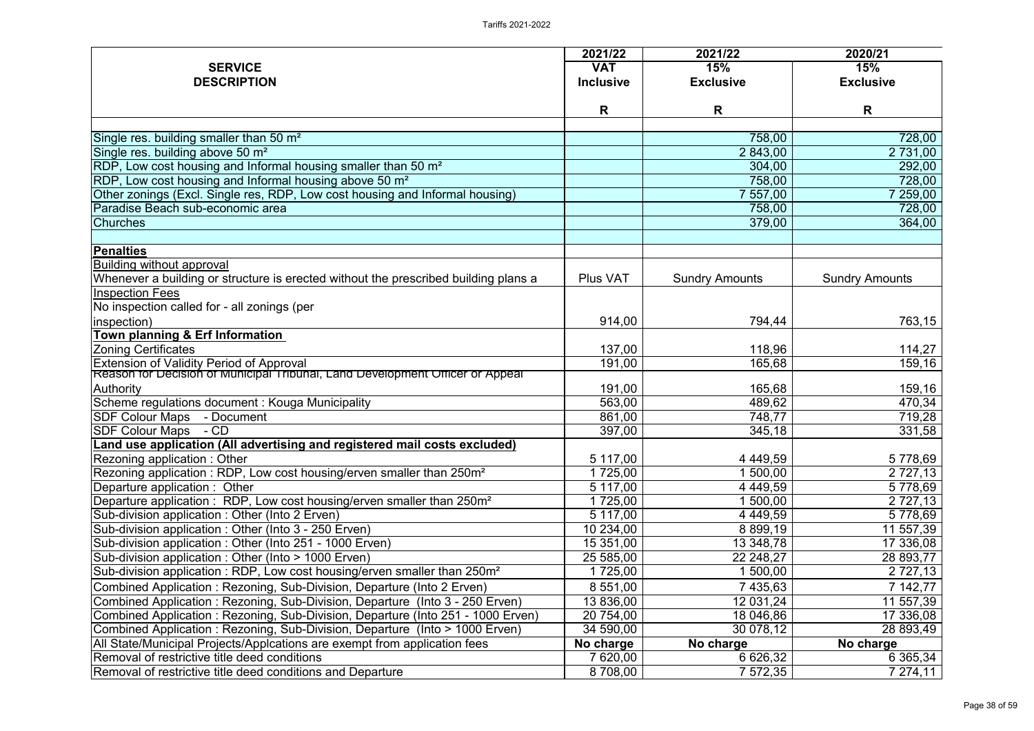Tariffs 2021-2022

| SERVICE DESCRIPTION | 2021/22 VAT Inclusive | 2021/22 15% Exclusive | 2020/21 15% Exclusive |
|---|---|---|---|
| | R | R | R |
| Single res. building smaller than 50 m² | | 758,00 | 728,00 |
| Single res. building above 50 m² | | 2 843,00 | 2 731,00 |
| RDP, Low cost housing and Informal housing smaller than 50 m² | | 304,00 | 292,00 |
| RDP, Low cost housing and Informal housing above 50 m² | | 758,00 | 728,00 |
| Other zonings (Excl. Single res, RDP, Low cost housing and Informal housing) | | 7 557,00 | 7 259,00 |
| Paradise Beach sub-economic area | | 758,00 | 728,00 |
| Churches | | 379,00 | 364,00 |
| | | | |
| **Penalties** | | | |
| Building without approval | | | |
| Whenever a building or structure is erected without the prescribed building plans a | Plus VAT | Sundry Amounts | Sundry Amounts |
| Inspection Fees | | | |
| No inspection called for - all zonings (per inspection) | 914,00 | 794,44 | 763,15 |
| **Town planning & Erf Information** | | | |
| Zoning Certificates | 137,00 | 118,96 | 114,27 |
| Extension of Validity Period of Approval | 191,00 | 165,68 | 159,16 |
| Reason for Decision of Municipal Tribunal, Land Development Officer or Appeal Authority | 191,00 | 165,68 | 159,16 |
| Scheme regulations document : Kouga Municipality | 563,00 | 489,62 | 470,34 |
| SDF Colour Maps - Document | 861,00 | 748,77 | 719,28 |
| SDF Colour Maps - CD | 397,00 | 345,18 | 331,58 |
| **Land use application (All advertising and registered mail costs excluded)** | | | |
| Rezoning application : Other | 5 117,00 | 4 449,59 | 5 778,69 |
| Rezoning application : RDP, Low cost housing/erven smaller than 250m² | 1 725,00 | 1 500,00 | 2 727,13 |
| Departure application : Other | 5 117,00 | 4 449,59 | 5 778,69 |
| Departure application : RDP, Low cost housing/erven smaller than 250m² | 1 725,00 | 1 500,00 | 2 727,13 |
| Sub-division application : Other (Into 2 Erven) | 5 117,00 | 4 449,59 | 5 778,69 |
| Sub-division application : Other (Into 3 - 250 Erven) | 10 234,00 | 8 899,19 | 11 557,39 |
| Sub-division application : Other (Into 251 - 1000 Erven) | 15 351,00 | 13 348,78 | 17 336,08 |
| Sub-division application : Other (Into > 1000 Erven) | 25 585,00 | 22 248,27 | 28 893,77 |
| Sub-division application : RDP, Low cost housing/erven smaller than 250m² | 1 725,00 | 1 500,00 | 2 727,13 |
| Combined Application : Rezoning, Sub-Division, Departure (Into 2 Erven) | 8 551,00 | 7 435,63 | 7 142,77 |
| Combined Application : Rezoning, Sub-Division, Departure (Into 3 - 250 Erven) | 13 836,00 | 12 031,24 | 11 557,39 |
| Combined Application : Rezoning, Sub-Division, Departure (Into 251 - 1000 Erven) | 20 754,00 | 18 046,86 | 17 336,08 |
| Combined Application : Rezoning, Sub-Division, Departure (Into > 1000 Erven) | 34 590,00 | 30 078,12 | 28 893,49 |
| All State/Municipal Projects/Applcations are exempt from application fees | **No charge** | **No charge** | **No charge** |
| Removal of restrictive title deed conditions | 7 620,00 | 6 626,32 | 6 365,34 |
| Removal of restrictive title deed conditions and Departure | 8 708,00 | 7 572,35 | 7 274,11 |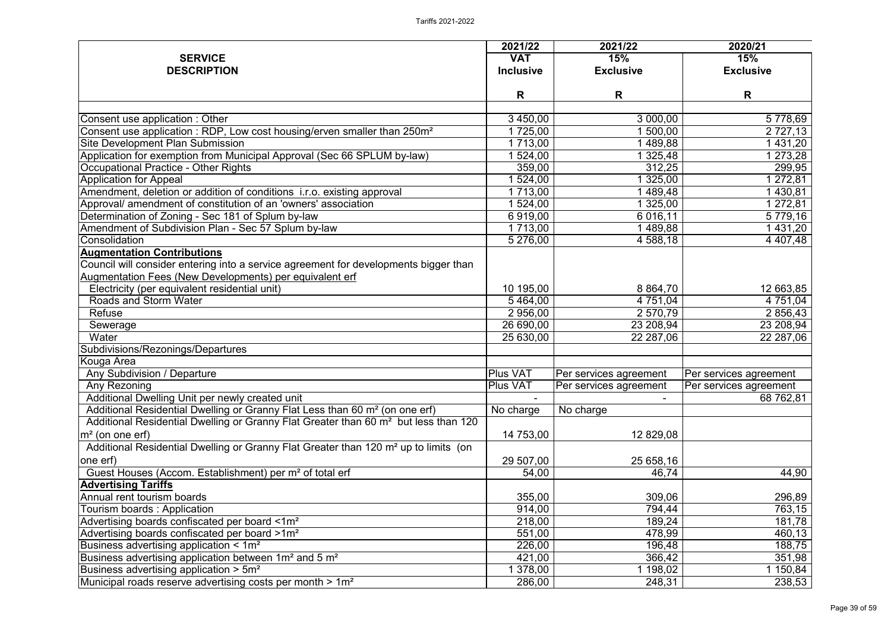| SERVICE DESCRIPTION | 2021/22 VAT Inclusive R | 2021/22 15% Exclusive R | 2020/21 15% Exclusive R |
|---|---|---|---|
| Consent use application : Other | 3 450,00 | 3 000,00 | 5 778,69 |
| Consent use application : RDP, Low cost housing/erven smaller than 250m² | 1 725,00 | 1 500,00 | 2 727,13 |
| Site Development Plan Submission | 1 713,00 | 1 489,88 | 1 431,20 |
| Application for exemption from Municipal Approval (Sec 66 SPLUM by-law) | 1 524,00 | 1 325,48 | 1 273,28 |
| Occupational Practice - Other Rights | 359,00 | 312,25 | 299,95 |
| Application for Appeal | 1 524,00 | 1 325,00 | 1 272,81 |
| Amendment, deletion or addition of conditions i.r.o. existing approval | 1 713,00 | 1 489,48 | 1 430,81 |
| Approval/ amendment of constitution of an 'owners' association | 1 524,00 | 1 325,00 | 1 272,81 |
| Determination of Zoning - Sec 181 of Splum by-law | 6 919,00 | 6 016,11 | 5 779,16 |
| Amendment of Subdivision Plan - Sec 57 Splum by-law | 1 713,00 | 1 489,88 | 1 431,20 |
| Consolidation | 5 276,00 | 4 588,18 | 4 407,48 |
| **Augmentation Contributions** | | | |
| Council will consider entering into a service agreement for developments bigger than | | | |
| Augmentation Fees (New Developments) per equivalent erf | | | |
| Electricity (per equivalent residential unit) | 10 195,00 | 8 864,70 | 12 663,85 |
| Roads and Storm Water | 5 464,00 | 4 751,04 | 4 751,04 |
| Refuse | 2 956,00 | 2 570,79 | 2 856,43 |
| Sewerage | 26 690,00 | 23 208,94 | 23 208,94 |
| Water | 25 630,00 | 22 287,06 | 22 287,06 |
| Subdivisions/Rezonings/Departures | | | |
| Kouga Area | | | |
| Any Subdivision / Departure | Plus VAT | Per services agreement | Per services agreement |
| Any Rezoning | Plus VAT | Per services agreement | Per services agreement |
| Additional Dwelling Unit per newly created unit | - | - | 68 762,81 |
| Additional Residential Dwelling or Granny Flat Less than 60 m² (on one erf) | No charge | No charge | |
| Additional Residential Dwelling or Granny Flat Greater than 60 m² but less than 120 m² (on one erf) | 14 753,00 | 12 829,08 | |
| Additional Residential Dwelling or Granny Flat Greater than 120 m² up to limits (on one erf) | 29 507,00 | 25 658,16 | |
| Guest Houses (Accom. Establishment) per m² of total erf | 54,00 | 46,74 | 44,90 |
| **Advertising Tariffs** | | | |
| Annual rent tourism boards | 355,00 | 309,06 | 296,89 |
| Tourism boards : Application | 914,00 | 794,44 | 763,15 |
| Advertising boards confiscated per board <1m² | 218,00 | 189,24 | 181,78 |
| Advertising boards confiscated per board >1m² | 551,00 | 478,99 | 460,13 |
| Business advertising application < 1m² | 226,00 | 196,48 | 188,75 |
| Business advertising application between 1m² and 5 m² | 421,00 | 366,42 | 351,98 |
| Business advertising application > 5m² | 1 378,00 | 1 198,02 | 1 150,84 |
| Municipal roads reserve advertising costs per month > 1m² | 286,00 | 248,31 | 238,53 |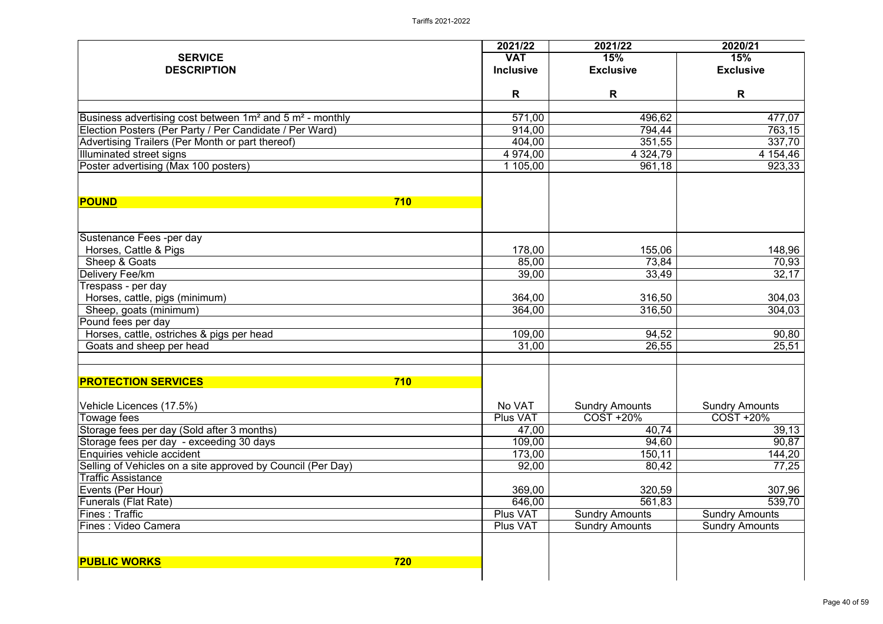| SERVICE DESCRIPTION | 2021/22 VAT Inclusive | 2021/22 15% Exclusive | 2020/21 15% Exclusive |
|---|---|---|---|
| | R | R | R |
| Business advertising cost between 1m² and 5 m² - monthly | 571,00 | 496,62 | 477,07 |
| Election Posters (Per Party / Per Candidate / Per Ward) | 914,00 | 794,44 | 763,15 |
| Advertising Trailers (Per Month or part thereof) | 404,00 | 351,55 | 337,70 |
| Illuminated street signs | 4 974,00 | 4 324,79 | 4 154,46 |
| Poster advertising (Max 100 posters) | 1 105,00 | 961,18 | 923,33 |
| **POUND** 710 | | | |
| Sustenance Fees -per day | | | |
| Horses, Cattle & Pigs | 178,00 | 155,06 | 148,96 |
| Sheep & Goats | 85,00 | 73,84 | 70,93 |
| Delivery Fee/km | 39,00 | 33,49 | 32,17 |
| Trespass - per day | | | |
| Horses, cattle, pigs (minimum) | 364,00 | 316,50 | 304,03 |
| Sheep, goats (minimum) | 364,00 | 316,50 | 304,03 |
| Pound fees per day | | | |
| Horses, cattle, ostriches & pigs per head | 109,00 | 94,52 | 90,80 |
| Goats and sheep per head | 31,00 | 26,55 | 25,51 |
| **PROTECTION SERVICES** 710 | | | |
| Vehicle Licences (17.5%) | No VAT | Sundry Amounts | Sundry Amounts |
| Towage fees | Plus VAT | COST +20% | COST +20% |
| Storage fees per day (Sold after 3 months) | 47,00 | 40,74 | 39,13 |
| Storage fees per day - exceeding 30 days | 109,00 | 94,60 | 90,87 |
| Enquiries vehicle accident | 173,00 | 150,11 | 144,20 |
| Selling of Vehicles on a site approved by Council (Per Day) | 92,00 | 80,42 | 77,25 |
| Traffic Assistance | | | |
| Events (Per Hour) | 369,00 | 320,59 | 307,96 |
| Funerals (Flat Rate) | 646,00 | 561,83 | 539,70 |
| Fines : Traffic | Plus VAT | Sundry Amounts | Sundry Amounts |
| Fines : Video Camera | Plus VAT | Sundry Amounts | Sundry Amounts |
| **PUBLIC WORKS** 720 | | | |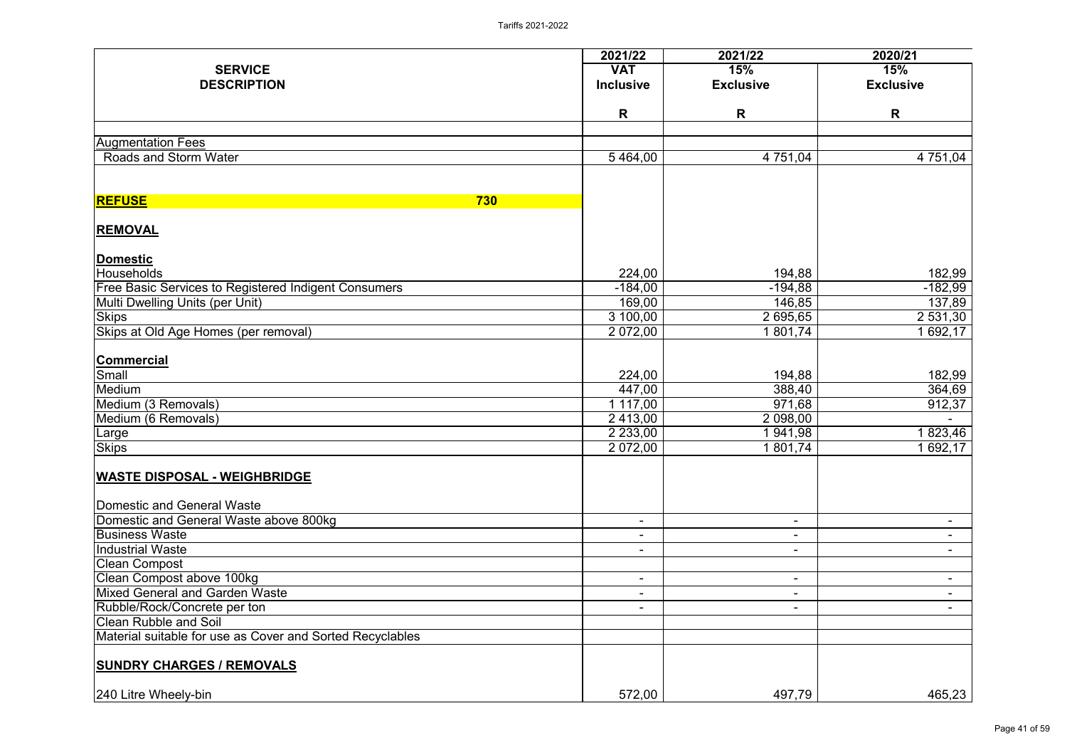| SERVICE DESCRIPTION | 2021/22 VAT Inclusive | 2021/22 15% Exclusive | 2020/21 15% Exclusive |
|---|---|---|---|
| | R | R | R |
| **Augmentation Fees** | | | |
| Roads and Storm Water | 5 464,00 | 4 751,04 | 4 751,04 |
| **REFUSE** 730 | | | |
| **REMOVAL** | | | |
| **Domestic** | | | |
| Households | 224,00 | 194,88 | 182,99 |
| Free Basic Services to Registered Indigent Consumers | -184,00 | -194,88 | -182,99 |
| Multi Dwelling Units (per Unit) | 169,00 | 146,85 | 137,89 |
| Skips | 3 100,00 | 2 695,65 | 2 531,30 |
| Skips at Old Age Homes (per removal) | 2 072,00 | 1 801,74 | 1 692,17 |
| **Commercial** | | | |
| Small | 224,00 | 194,88 | 182,99 |
| Medium | 447,00 | 388,40 | 364,69 |
| Medium (3 Removals) | 1 117,00 | 971,68 | 912,37 |
| Medium (6 Removals) | 2 413,00 | 2 098,00 | - |
| Large | 2 233,00 | 1 941,98 | 1 823,46 |
| Skips | 2 072,00 | 1 801,74 | 1 692,17 |
| **WASTE DISPOSAL - WEIGHBRIDGE** | | | |
| Domestic and General Waste | | | |
| Domestic and General Waste above 800kg | - | - | - |
| Business Waste | - | - | - |
| Industrial Waste | - | - | - |
| Clean Compost | | | |
| Clean Compost above 100kg | - | - | - |
| Mixed General and Garden Waste | - | - | - |
| Rubble/Rock/Concrete per ton | - | - | - |
| Clean Rubble and Soil | | | |
| Material suitable for use as Cover and Sorted Recyclables | | | |
| **SUNDRY CHARGES / REMOVALS** | | | |
| 240 Litre Wheely-bin | 572,00 | 497,79 | 465,23 |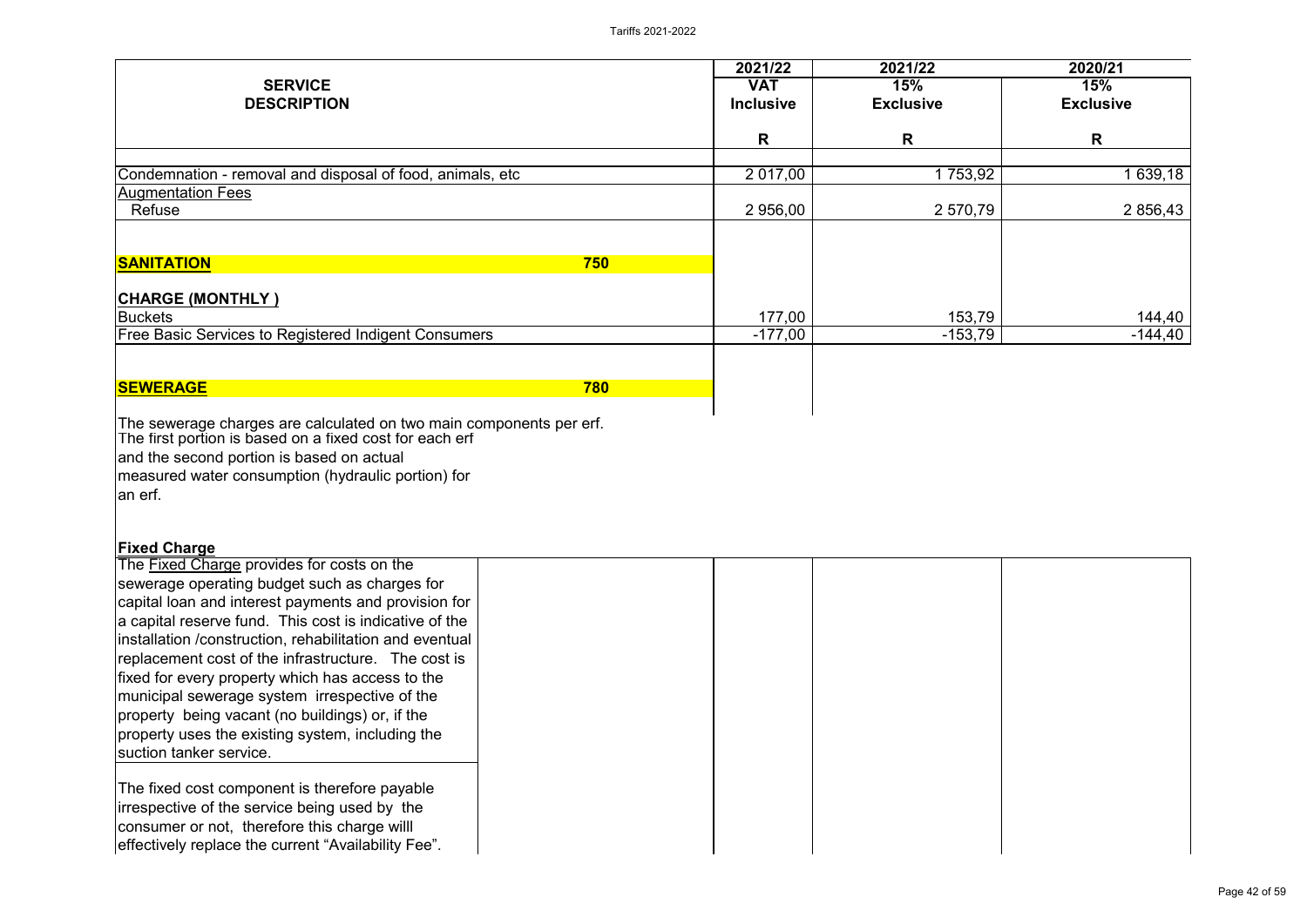| SERVICE DESCRIPTION | | 2021/22 VAT Inclusive | 2021/22 15% Exclusive | 2020/21 15% Exclusive |
|---|---|---|---|---|
| | | R | R | R |
| Condemnation - removal and disposal of food, animals, etc | | 2 017,00 | 1 753,92 | 1 639,18 |
| Augmentation Fees | | | | |
| Refuse | | 2 956,00 | 2 570,79 | 2 856,43 |
| **SANITATION** | **750** | | | |
| **CHARGE (MONTHLY )** | | | | |
| Buckets | | 177,00 | 153,79 | 144,40 |
| Free Basic Services to Registered Indigent Consumers | | -177,00 | -153,79 | -144,40 |
| **SEWERAGE** | **780** | | | |

The sewerage charges are calculated on two main components per erf. The first portion is based on a fixed cost for each erf and the second portion is based on actual measured water consumption (hydraulic portion) for an erf.

**Fixed Charge**

The Fixed Charge provides for costs on the sewerage operating budget such as charges for capital loan and interest payments and provision for a capital reserve fund. This cost is indicative of the installation /construction, rehabilitation and eventual replacement cost of the infrastructure. The cost is fixed for every property which has access to the municipal sewerage system irrespective of the property being vacant (no buildings) or, if the property uses the existing system, including the suction tanker service.

The fixed cost component is therefore payable irrespective of the service being used by the consumer or not, therefore this charge willl effectively replace the current "Availability Fee".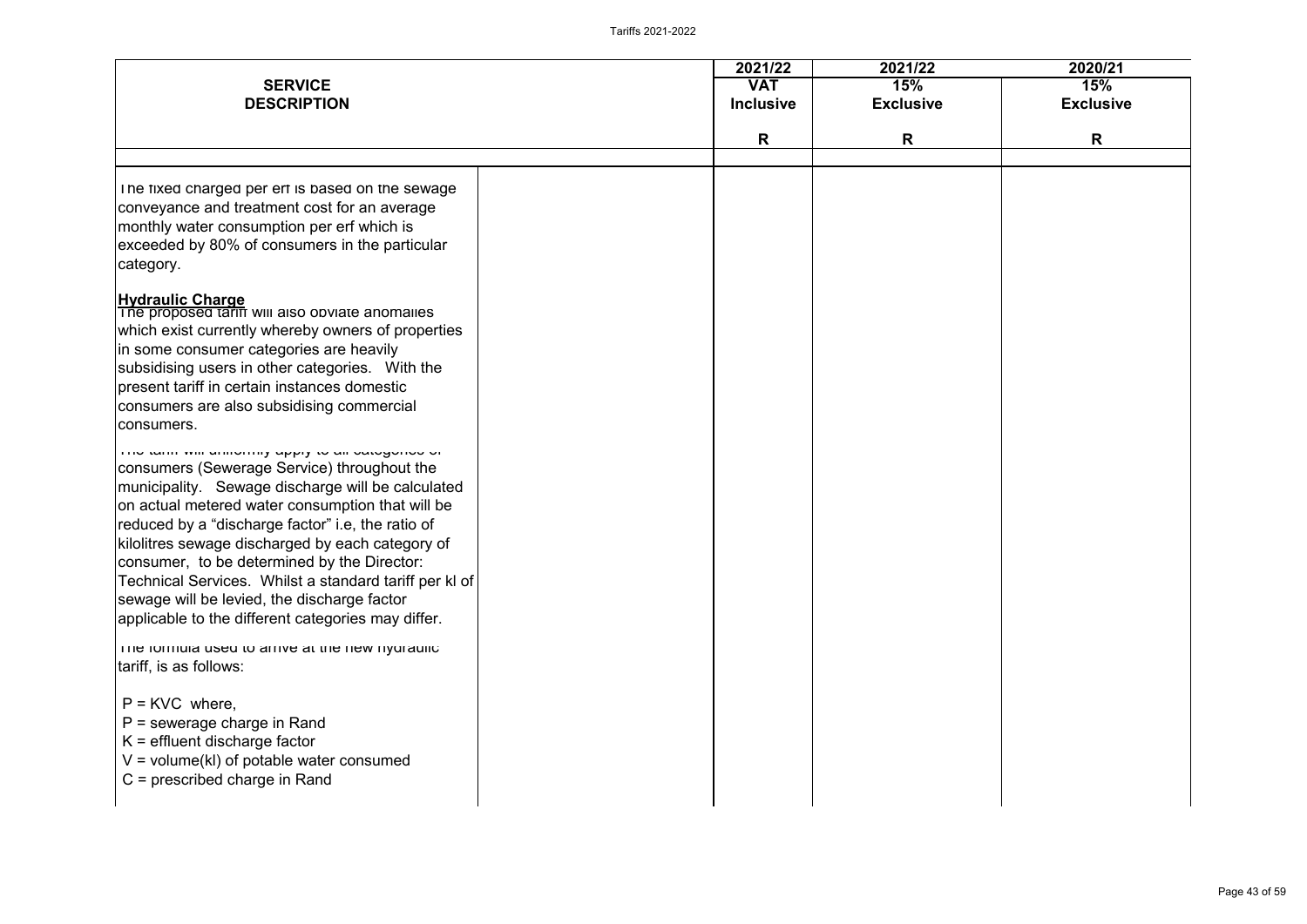| SERVICE DESCRIPTION | | 2021/22 VAT Inclusive | 2021/22 15% Exclusive | 2020/21 15% Exclusive |
|---|---|---|---|---|
| | | R | R | R |

The fixed charged per erf is based on the sewage conveyance and treatment cost for an average monthly water consumption per erf which is exceeded by 80% of consumers in the particular category.

**Hydraulic Charge**

The proposed tariff will also obviate anomalies which exist currently whereby owners of properties in some consumer categories are heavily subsidising users in other categories. With the present tariff in certain instances domestic consumers are also subsidising commercial consumers.

The tariff will uniformly apply to all categories of consumers (Sewerage Service) throughout the municipality. Sewage discharge will be calculated on actual metered water consumption that will be reduced by a "discharge factor" i.e, the ratio of kilolitres sewage discharged by each category of consumer, to be determined by the Director: Technical Services. Whilst a standard tariff per kl of sewage will be levied, the discharge factor applicable to the different categories may differ.

The formula used to arrive at the new hydraulic tariff, is as follows:

$P = KVC$ where,

$P$ = sewerage charge in Rand

$K$ = effluent discharge factor

$V$ = volume(kl) of potable water consumed

$C$ = prescribed charge in Rand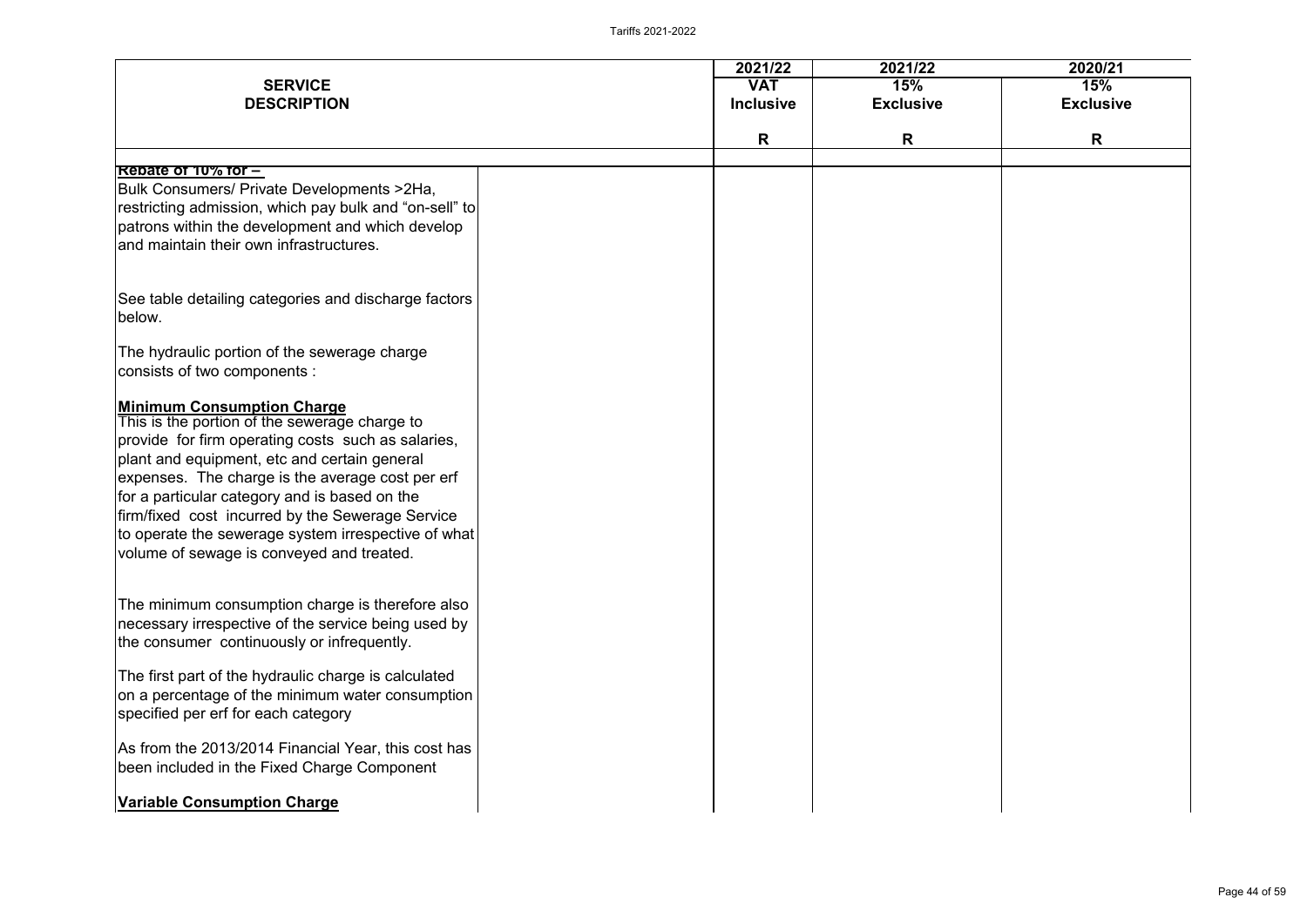| SERVICE DESCRIPTION | | 2021/22 VAT Inclusive | 2021/22 15% Exclusive | 2020/21 15% Exclusive |
|---|---|---|---|---|
| | | R | R | R |
| **Rebate of 10% for –**<br>Bulk Consumers/ Private Developments >2Ha, restricting admission, which pay bulk and "on-sell" to patrons within the development and which develop and maintain their own infrastructures. | | | | |
| See table detailing categories and discharge factors below. | | | | |
| The hydraulic portion of the sewerage charge consists of two components : | | | | |
| **Minimum Consumption Charge**<br>This is the portion of the sewerage charge to provide for firm operating costs such as salaries, plant and equipment, etc and certain general expenses. The charge is the average cost per erf for a particular category and is based on the firm/fixed cost incurred by the Sewerage Service to operate the sewerage system irrespective of what volume of sewage is conveyed and treated. | | | | |
| The minimum consumption charge is therefore also necessary irrespective of the service being used by the consumer continuously or infrequently. | | | | |
| The first part of the hydraulic charge is calculated on a percentage of the minimum water consumption specified per erf for each category | | | | |
| As from the 2013/2014 Financial Year, this cost has been included in the Fixed Charge Component | | | | |
| **Variable Consumption Charge** | | | | |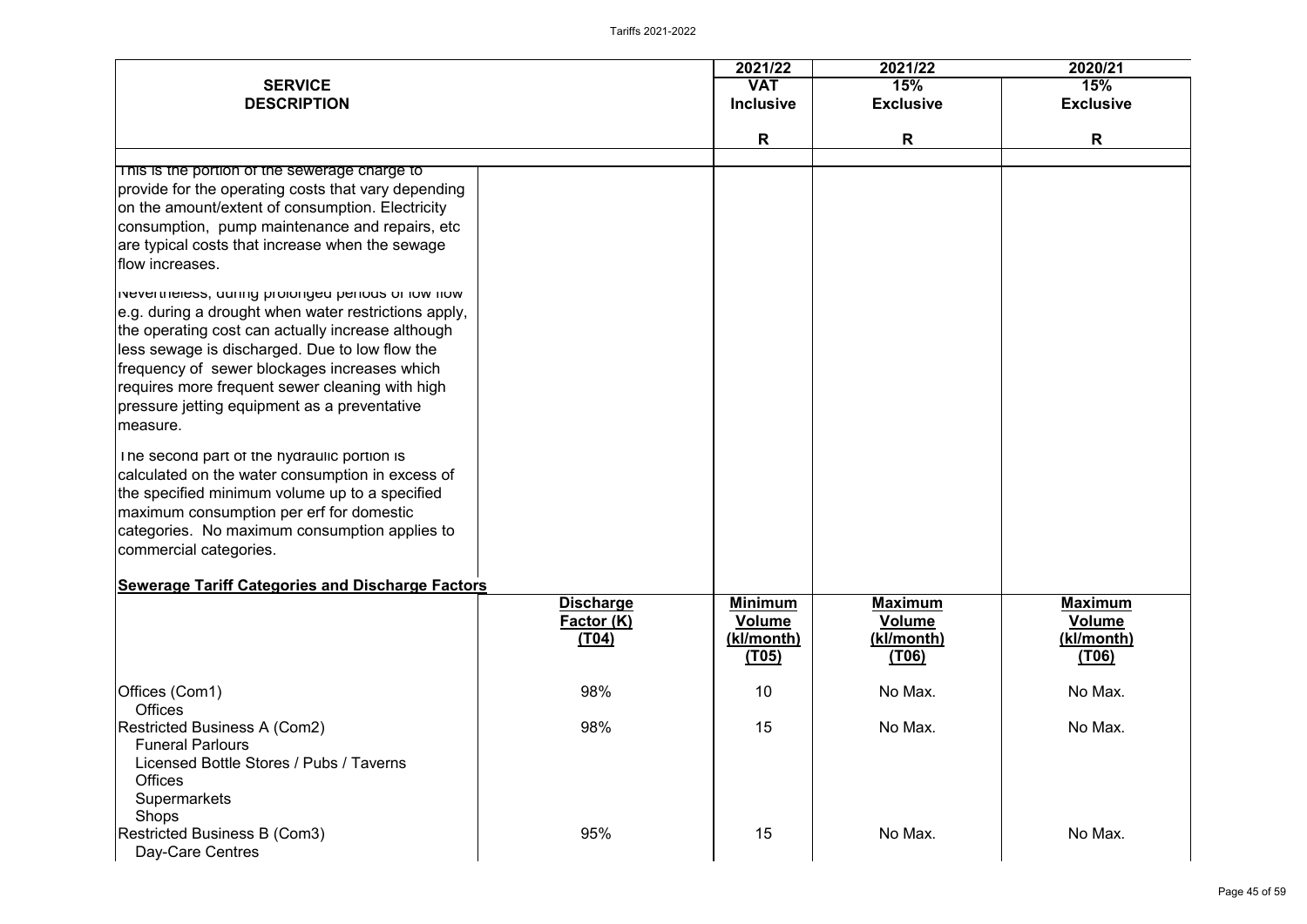| SERVICE DESCRIPTION | | 2021/22 VAT Inclusive R | 2021/22 15% Exclusive R | 2020/21 15% Exclusive R |
|---|---|---|---|---|
| This is the portion of the sewerage charge to provide for the operating costs that vary depending on the amount/extent of consumption. Electricity consumption, pump maintenance and repairs, etc are typical costs that increase when the sewage flow increases. | | | | |
| Nevertheless, during prolonged periods of low flow e.g. during a drought when water restrictions apply, the operating cost can actually increase although less sewage is discharged. Due to low flow the frequency of sewer blockages increases which requires more frequent sewer cleaning with high pressure jetting equipment as a preventative measure. | | | | |
| The second part of the hydraulic portion is calculated on the water consumption in excess of the specified minimum volume up to a specified maximum consumption per erf for domestic categories. No maximum consumption applies to commercial categories. | | | | |
| **Sewerage Tariff Categories and Discharge Factors** | | | | |
| | **Discharge Factor (K) (T04)** | **Minimum Volume (kl/month) (T05)** | **Maximum Volume (kl/month) (T06)** | **Maximum Volume (kl/month) (T06)** |
| Offices (Com1)<br>Offices | 98% | 10 | No Max. | No Max. |
| Restricted Business A (Com2)<br>Funeral Parlours<br>Licensed Bottle Stores / Pubs / Taverns<br>Offices<br>Supermarkets<br>Shops | 98% | 15 | No Max. | No Max. |
| Restricted Business B (Com3)<br>Day-Care Centres | 95% | 15 | No Max. | No Max. |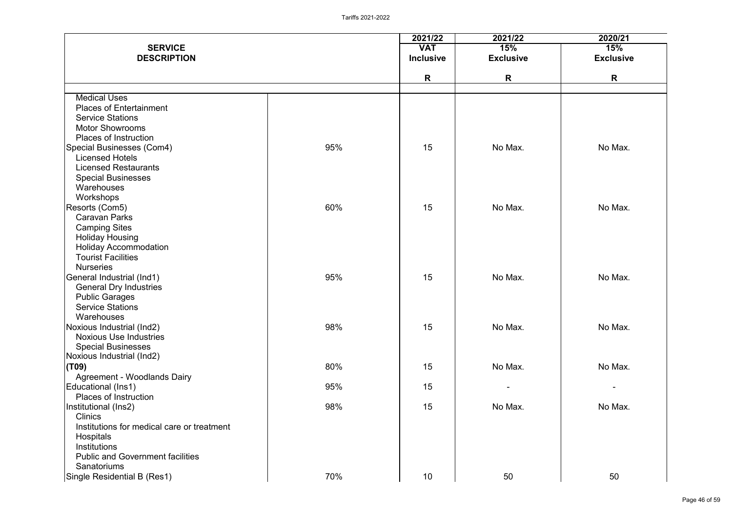| SERVICE DESCRIPTION | | 2021/22 VAT Inclusive | 2021/22 15% Exclusive | 2020/21 15% Exclusive |
|---|---|---|---|---|
| | | R | R | R |
| Medical Uses | | | | |
| Places of Entertainment | | | | |
| Service Stations | | | | |
| Motor Showrooms | | | | |
| Places of Instruction | | | | |
| Special Businesses (Com4) | 95% | 15 | No Max. | No Max. |
| Licensed Hotels | | | | |
| Licensed Restaurants | | | | |
| Special Businesses | | | | |
| Warehouses | | | | |
| Workshops | | | | |
| Resorts (Com5) | 60% | 15 | No Max. | No Max. |
| Caravan Parks | | | | |
| Camping Sites | | | | |
| Holiday Housing | | | | |
| Holiday Accommodation | | | | |
| Tourist Facilities | | | | |
| Nurseries | | | | |
| General Industrial (Ind1) | 95% | 15 | No Max. | No Max. |
| General Dry Industries | | | | |
| Public Garages | | | | |
| Service Stations | | | | |
| Warehouses | | | | |
| Noxious Industrial (Ind2) | 98% | 15 | No Max. | No Max. |
| Noxious Use Industries | | | | |
| Special Businesses | | | | |
| Noxious Industrial (Ind2) **(T09)** | 80% | 15 | No Max. | No Max. |
| Agreement - Woodlands Dairy | | | | |
| Educational (Ins1) | 95% | 15 | - | - |
| Places of Instruction | | | | |
| Institutional (Ins2) | 98% | 15 | No Max. | No Max. |
| Clinics | | | | |
| Institutions for medical care or treatment | | | | |
| Hospitals | | | | |
| Institutions | | | | |
| Public and Government facilities | | | | |
| Sanatoriums | | | | |
| Single Residential B (Res1) | 70% | 10 | 50 | 50 |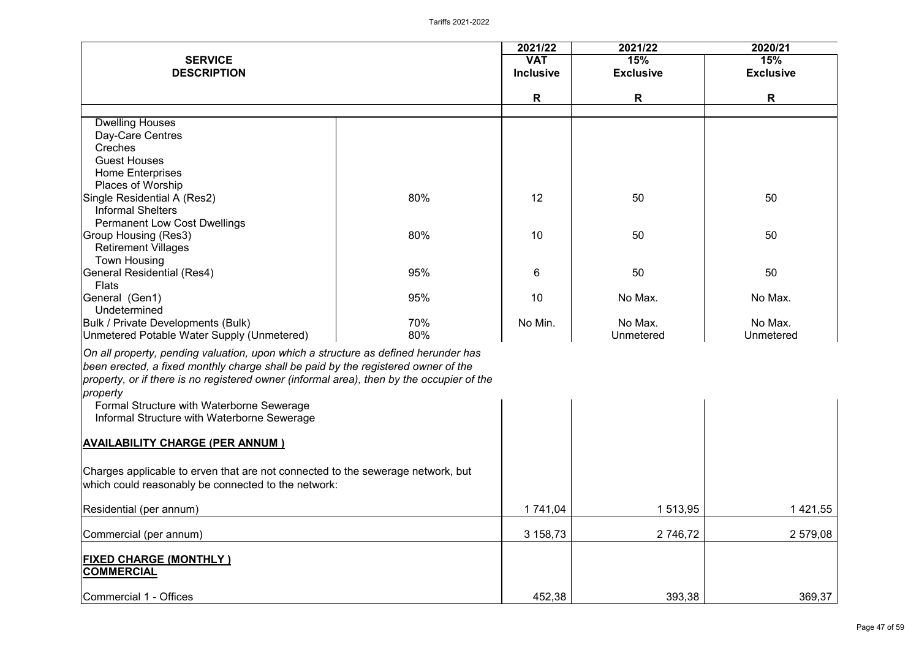| SERVICE DESCRIPTION | | 2021/22 VAT Inclusive | 2021/22 15% Exclusive | 2020/21 15% Exclusive |
|---|---|---|---|---|
| | | R | R | R |
| Dwelling Houses | | | | |
| Day-Care Centres | | | | |
| Creches | | | | |
| Guest Houses | | | | |
| Home Enterprises | | | | |
| Places of Worship | | | | |
| Single Residential A (Res2) | 80% | 12 | 50 | 50 |
| Informal Shelters | | | | |
| Permanent Low Cost Dwellings | | | | |
| Group Housing (Res3) | 80% | 10 | 50 | 50 |
| Retirement Villages | | | | |
| Town Housing | | | | |
| General Residential (Res4) | 95% | 6 | 50 | 50 |
| Flats | | | | |
| General (Gen1) | 95% | 10 | No Max. | No Max. |
| Undetermined | | | | |
| Bulk / Private Developments (Bulk) | 70% | No Min. | No Max. | No Max. |
| Unmetered Potable Water Supply (Unmetered) | 80% | | Unmetered | Unmetered |
| *On all property, pending valuation, upon which a structure as defined herunder has been erected, a fixed monthly charge shall be paid by the registered owner of the property, or if there is no registered owner (informal area), then by the occupier of the property* | | | | |
| Formal Structure with Waterborne Sewerage | | | | |
| Informal Structure with Waterborne Sewerage | | | | |
| **AVAILABILITY CHARGE (PER ANNUM )** | | | | |
| Charges applicable to erven that are not connected to the sewerage network, but which could reasonably be connected to the network: | | | | |
| Residential (per annum) | | 1 741,04 | 1 513,95 | 1 421,55 |
| Commercial (per annum) | | 3 158,73 | 2 746,72 | 2 579,08 |
| **FIXED CHARGE (MONTHLY )** | | | | |
| **COMMERCIAL** | | | | |
| Commercial 1 - Offices | | 452,38 | 393,38 | 369,37 |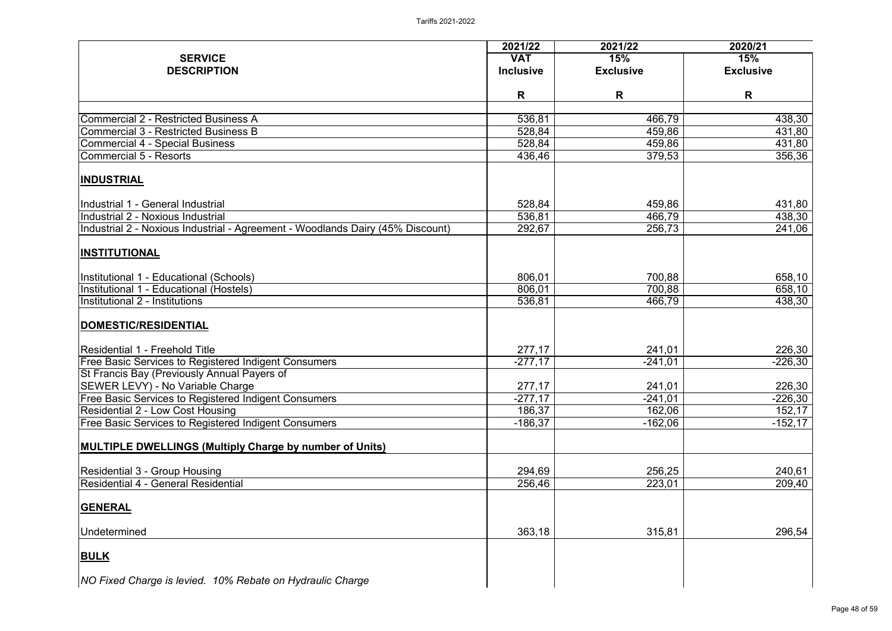| SERVICE DESCRIPTION | 2021/22 VAT Inclusive | 2021/22 15% Exclusive | 2020/21 15% Exclusive |
|---|---|---|---|
| | R | R | R |
| Commercial 2 - Restricted Business A | 536,81 | 466,79 | 438,30 |
| Commercial 3 - Restricted Business B | 528,84 | 459,86 | 431,80 |
| Commercial 4 - Special Business | 528,84 | 459,86 | 431,80 |
| Commercial 5 - Resorts | 436,46 | 379,53 | 356,36 |
| **INDUSTRIAL** | | | |
| Industrial 1 - General Industrial | 528,84 | 459,86 | 431,80 |
| Industrial 2 - Noxious Industrial | 536,81 | 466,79 | 438,30 |
| Industrial 2 - Noxious Industrial - Agreement - Woodlands Dairy (45% Discount) | 292,67 | 256,73 | 241,06 |
| **INSTITUTIONAL** | | | |
| Institutional 1 - Educational (Schools) | 806,01 | 700,88 | 658,10 |
| Institutional 1 - Educational (Hostels) | 806,01 | 700,88 | 658,10 |
| Institutional 2 - Institutions | 536,81 | 466,79 | 438,30 |
| **DOMESTIC/RESIDENTIAL** | | | |
| Residential 1 - Freehold Title | 277,17 | 241,01 | 226,30 |
| Free Basic Services to Registered Indigent Consumers | -277,17 | -241,01 | -226,30 |
| St Francis Bay (Previously Annual Payers of SEWER LEVY) - No Variable Charge | 277,17 | 241,01 | 226,30 |
| Free Basic Services to Registered Indigent Consumers | -277,17 | -241,01 | -226,30 |
| Residential 2 - Low Cost Housing | 186,37 | 162,06 | 152,17 |
| Free Basic Services to Registered Indigent Consumers | -186,37 | -162,06 | -152,17 |
| **MULTIPLE DWELLINGS (Multiply Charge by number of Units)** | | | |
| Residential 3 - Group Housing | 294,69 | 256,25 | 240,61 |
| Residential 4 - General Residential | 256,46 | 223,01 | 209,40 |
| **GENERAL** | | | |
| Undetermined | 363,18 | 315,81 | 296,54 |
| **BULK** | | | |
| *NO Fixed Charge is levied. 10% Rebate on Hydraulic Charge* | | | |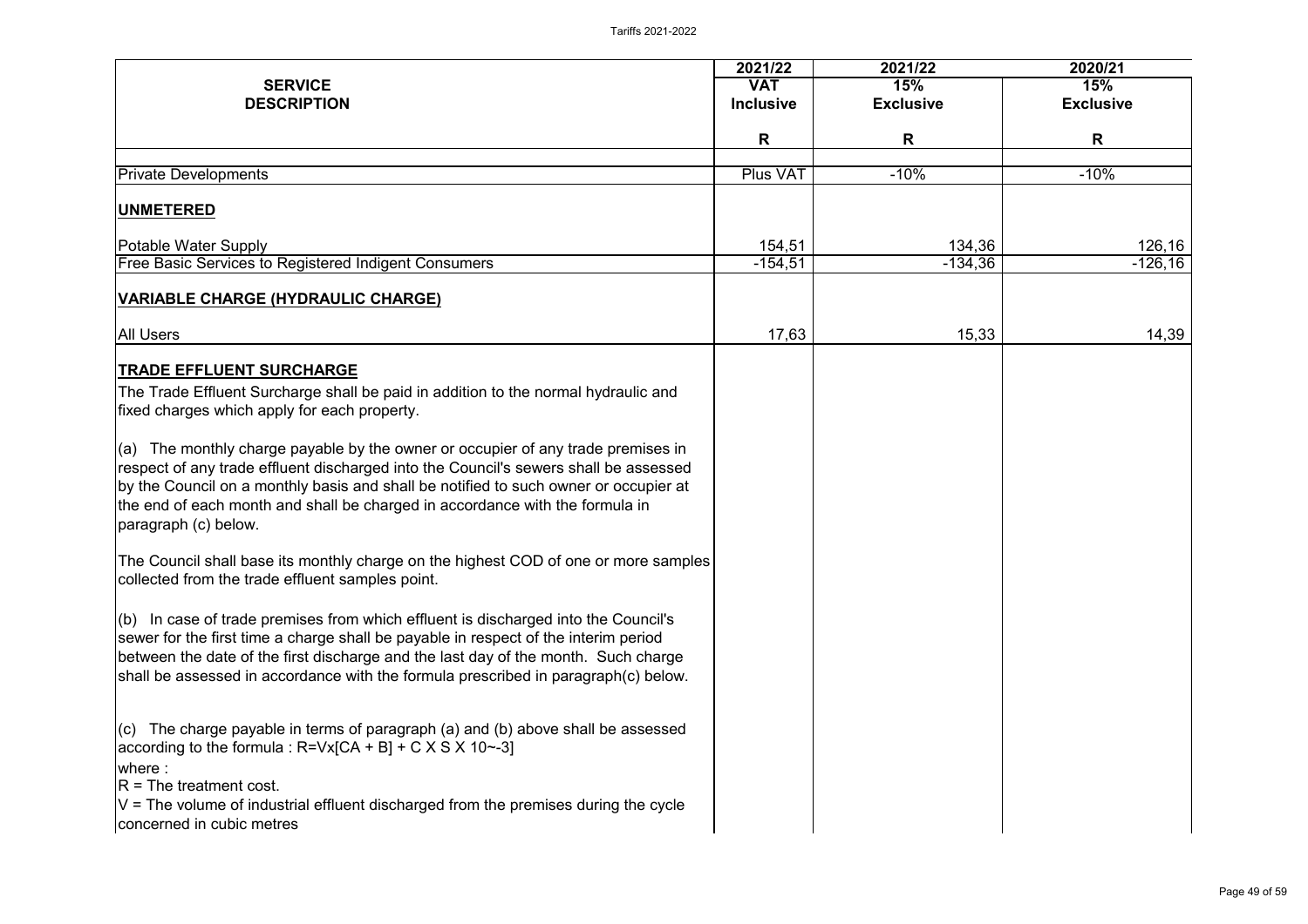| SERVICE DESCRIPTION | 2021/22 VAT Inclusive | 2021/22 15% Exclusive | 2020/21 15% Exclusive |
|---|---|---|---|
| | R | R | R |
| Private Developments | Plus VAT | -10% | -10% |
| **UNMETERED** | | | |
| Potable Water Supply | 154,51 | 134,36 | 126,16 |
| Free Basic Services to Registered Indigent Consumers | -154,51 | -134,36 | -126,16 |
| **VARIABLE CHARGE (HYDRAULIC CHARGE)** | | | |
| All Users | 17,63 | 15,33 | 14,39 |

**TRADE EFFLUENT SURCHARGE**

The Trade Effluent Surcharge shall be paid in addition to the normal hydraulic and fixed charges which apply for each property.

(a) The monthly charge payable by the owner or occupier of any trade premises in respect of any trade effluent discharged into the Council's sewers shall be assessed by the Council on a monthly basis and shall be notified to such owner or occupier at the end of each month and shall be charged in accordance with the formula in paragraph (c) below.

The Council shall base its monthly charge on the highest COD of one or more samples collected from the trade effluent samples point.

(b) In case of trade premises from which effluent is discharged into the Council's sewer for the first time a charge shall be payable in respect of the interim period between the date of the first discharge and the last day of the month. Such charge shall be assessed in accordance with the formula prescribed in paragraph(c) below.

(c) The charge payable in terms of paragraph (a) and (b) above shall be assessed according to the formula : R=Vx[CA + B] + C X S X 10~-3]

where :

R = The treatment cost.

V = The volume of industrial effluent discharged from the premises during the cycle concerned in cubic metres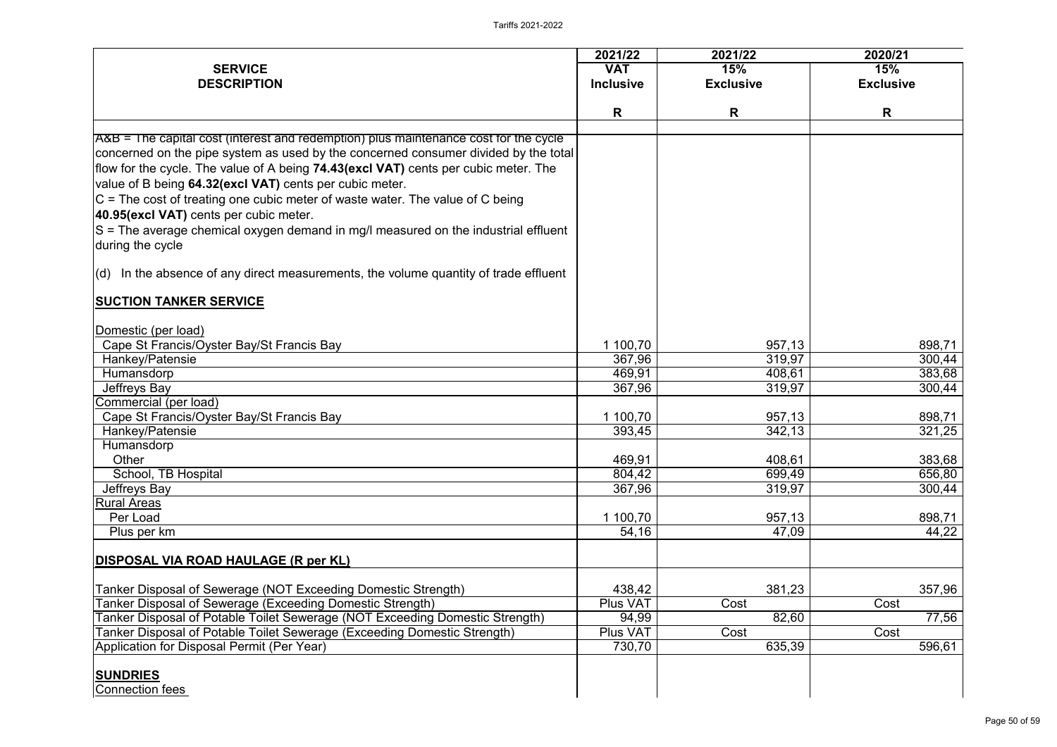| SERVICE DESCRIPTION | 2021/22 VAT Inclusive | 2021/22 15% Exclusive | 2020/21 15% Exclusive |
|---|---|---|---|
| | R | R | R |
| A&B = The capital cost (interest and redemption) plus maintenance cost for the cycle concerned on the pipe system as used by the concerned consumer divided by the total flow for the cycle. The value of A being **74.43(excl VAT)** cents per cubic meter. The value of B being **64.32(excl VAT)** cents per cubic meter. | | | |
| C = The cost of treating one cubic meter of waste water. The value of C being **40.95(excl VAT)** cents per cubic meter. | | | |
| S = The average chemical oxygen demand in mg/l measured on the industrial effluent during the cycle | | | |
| (d) In the absence of any direct measurements, the volume quantity of trade effluent | | | |
| **SUCTION TANKER SERVICE** | | | |
| Domestic (per load) | | | |
| Cape St Francis/Oyster Bay/St Francis Bay | 1 100,70 | 957,13 | 898,71 |
| Hankey/Patensie | 367,96 | 319,97 | 300,44 |
| Humansdorp | 469,91 | 408,61 | 383,68 |
| Jeffreys Bay | 367,96 | 319,97 | 300,44 |
| Commercial (per load) | | | |
| Cape St Francis/Oyster Bay/St Francis Bay | 1 100,70 | 957,13 | 898,71 |
| Hankey/Patensie | 393,45 | 342,13 | 321,25 |
| Humansdorp | | | |
| Other | 469,91 | 408,61 | 383,68 |
| School, TB Hospital | 804,42 | 699,49 | 656,80 |
| Jeffreys Bay | 367,96 | 319,97 | 300,44 |
| Rural Areas | | | |
| Per Load | 1 100,70 | 957,13 | 898,71 |
| Plus per km | 54,16 | 47,09 | 44,22 |
| **DISPOSAL VIA ROAD HAULAGE (R per KL)** | | | |
| Tanker Disposal of Sewerage (NOT Exceeding Domestic Strength) | 438,42 | 381,23 | 357,96 |
| Tanker Disposal of Sewerage (Exceeding Domestic Strength) | Plus VAT | Cost | Cost |
| Tanker Disposal of Potable Toilet Sewerage (NOT Exceeding Domestic Strength) | 94,99 | 82,60 | 77,56 |
| Tanker Disposal of Potable Toilet Sewerage (Exceeding Domestic Strength) | Plus VAT | Cost | Cost |
| Application for Disposal Permit (Per Year) | 730,70 | 635,39 | 596,61 |
| **SUNDRIES** | | | |
| Connection fees | | | |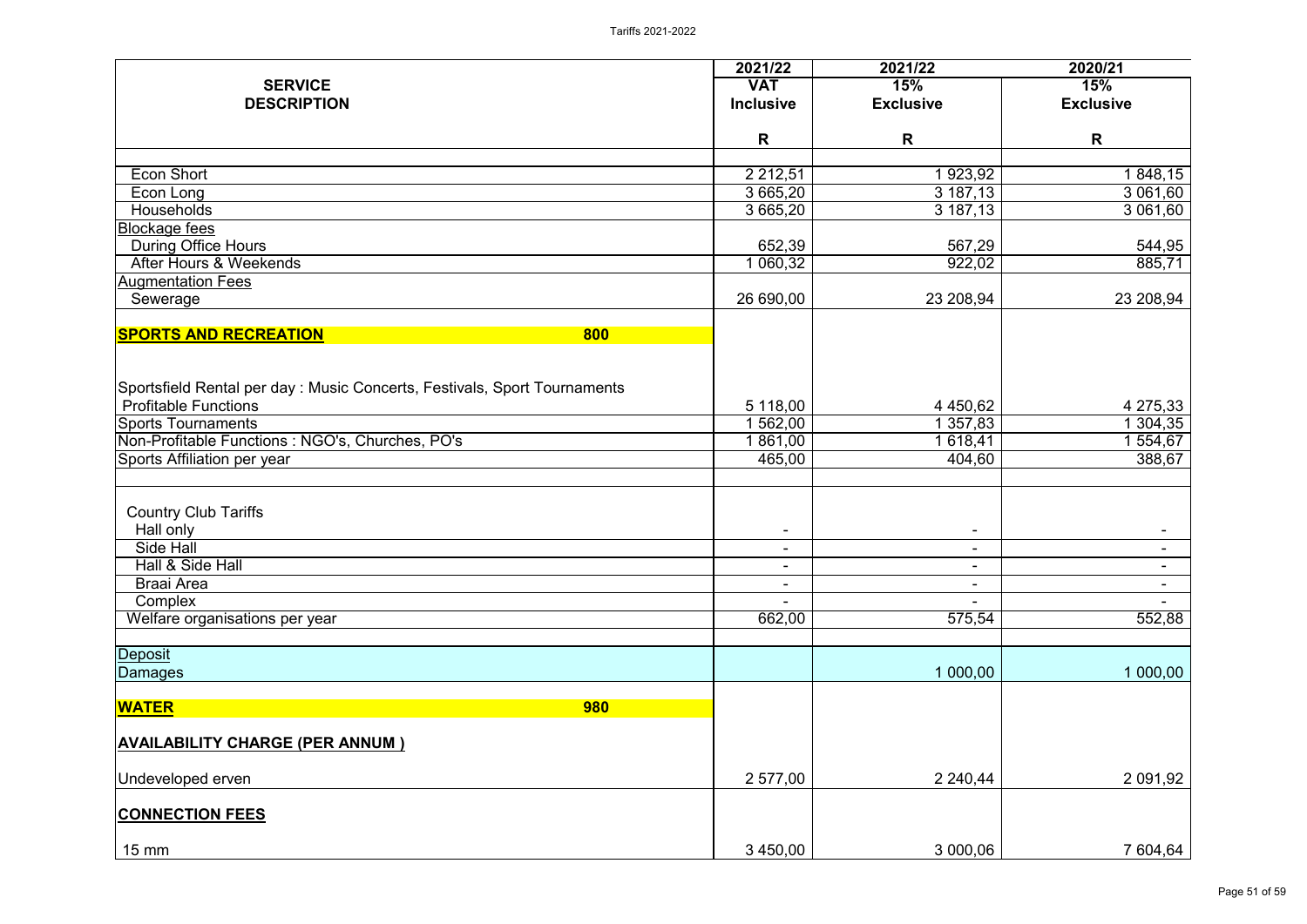| SERVICE DESCRIPTION | 2021/22 VAT Inclusive | 2021/22 15% Exclusive | 2020/21 15% Exclusive |
|---|---|---|---|
| | R | R | R |
| | | | |
| Econ Short | 2 212,51 | 1 923,92 | 1 848,15 |
| Econ Long | 3 665,20 | 3 187,13 | 3 061,60 |
| Households | 3 665,20 | 3 187,13 | 3 061,60 |
| Blockage fees | | | |
| During Office Hours | 652,39 | 567,29 | 544,95 |
| After Hours & Weekends | 1 060,32 | 922,02 | 885,71 |
| Augmentation Fees | | | |
| Sewerage | 26 690,00 | 23 208,94 | 23 208,94 |
| **SPORTS AND RECREATION** 800 | | | |
| Sportsfield Rental per day : Music Concerts, Festivals, Sport Tournaments | | | |
| Profitable Functions | 5 118,00 | 4 450,62 | 4 275,33 |
| Sports Tournaments | 1 562,00 | 1 357,83 | 1 304,35 |
| Non-Profitable Functions : NGO's, Churches, PO's | 1 861,00 | 1 618,41 | 1 554,67 |
| Sports Affiliation per year | 465,00 | 404,60 | 388,67 |
| | | | |
| Country Club Tariffs | | | |
| Hall only | - | - | - |
| Side Hall | - | - | - |
| Hall & Side Hall | - | - | - |
| Braai Area | - | - | - |
| Complex | - | - | - |
| Welfare organisations per year | 662,00 | 575,54 | 552,88 |
| | | | |
| Deposit | | | |
| Damages | | 1 000,00 | 1 000,00 |
| **WATER** 980 | | | |
| **AVAILABILITY CHARGE (PER ANNUM )** | | | |
| Undeveloped erven | 2 577,00 | 2 240,44 | 2 091,92 |
| **CONNECTION FEES** | | | |
| 15 mm | 3 450,00 | 3 000,06 | 7 604,64 |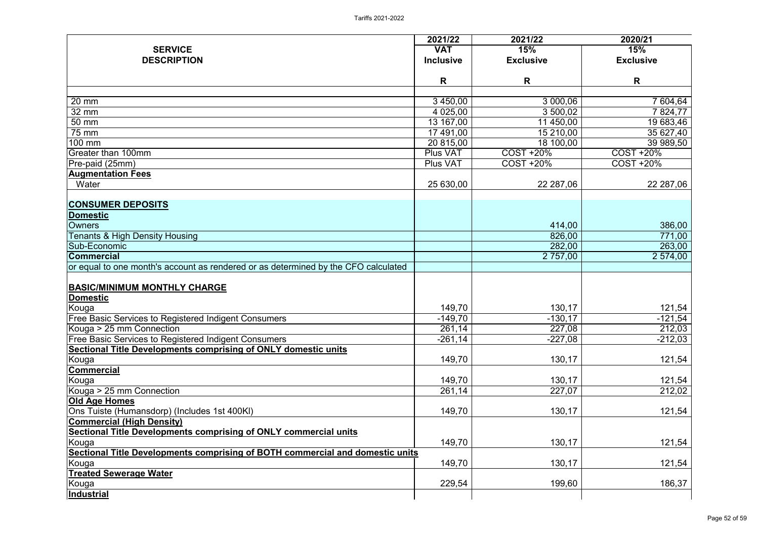| SERVICE DESCRIPTION | 2021/22 VAT Inclusive | 2021/22 15% Exclusive | 2020/21 15% Exclusive |
|---|---|---|---|
| | R | R | R |
| 20 mm | 3 450,00 | 3 000,06 | 7 604,64 |
| 32 mm | 4 025,00 | 3 500,02 | 7 824,77 |
| 50 mm | 13 167,00 | 11 450,00 | 19 683,46 |
| 75 mm | 17 491,00 | 15 210,00 | 35 627,40 |
| 100 mm | 20 815,00 | 18 100,00 | 39 989,50 |
| Greater than 100mm | Plus VAT | COST +20% | COST +20% |
| Pre-paid (25mm) | Plus VAT | COST +20% | COST +20% |
| **Augmentation Fees** | | | |
| Water | 25 630,00 | 22 287,06 | 22 287,06 |
| **CONSUMER DEPOSITS** | | | |
| **Domestic** | | | |
| Owners | | 414,00 | 386,00 |
| Tenants & High Density Housing | | 826,00 | 771,00 |
| Sub-Economic | | 282,00 | 263,00 |
| **Commercial** | | 2 757,00 | 2 574,00 |
| or equal to one month's account as rendered or as determined by the CFO calculated | | | |
| **BASIC/MINIMUM MONTHLY CHARGE** | | | |
| **Domestic** | | | |
| Kouga | 149,70 | 130,17 | 121,54 |
| Free Basic Services to Registered Indigent Consumers | -149,70 | -130,17 | -121,54 |
| Kouga > 25 mm Connection | 261,14 | 227,08 | 212,03 |
| Free Basic Services to Registered Indigent Consumers | -261,14 | -227,08 | -212,03 |
| **Sectional Title Developments comprising of ONLY domestic units** | | | |
| Kouga | 149,70 | 130,17 | 121,54 |
| **Commercial** | | | |
| Kouga | 149,70 | 130,17 | 121,54 |
| Kouga > 25 mm Connection | 261,14 | 227,07 | 212,02 |
| **Old Age Homes** | | | |
| Ons Tuiste (Humansdorp) (Includes 1st 400Kl) | 149,70 | 130,17 | 121,54 |
| **Commercial (High Density)** | | | |
| **Sectional Title Developments comprising of ONLY commercial units** | | | |
| Kouga | 149,70 | 130,17 | 121,54 |
| **Sectional Title Developments comprising of BOTH commercial and domestic units** | | | |
| Kouga | 149,70 | 130,17 | 121,54 |
| **Treated Sewerage Water** | | | |
| Kouga | 229,54 | 199,60 | 186,37 |
| **Industrial** | | | |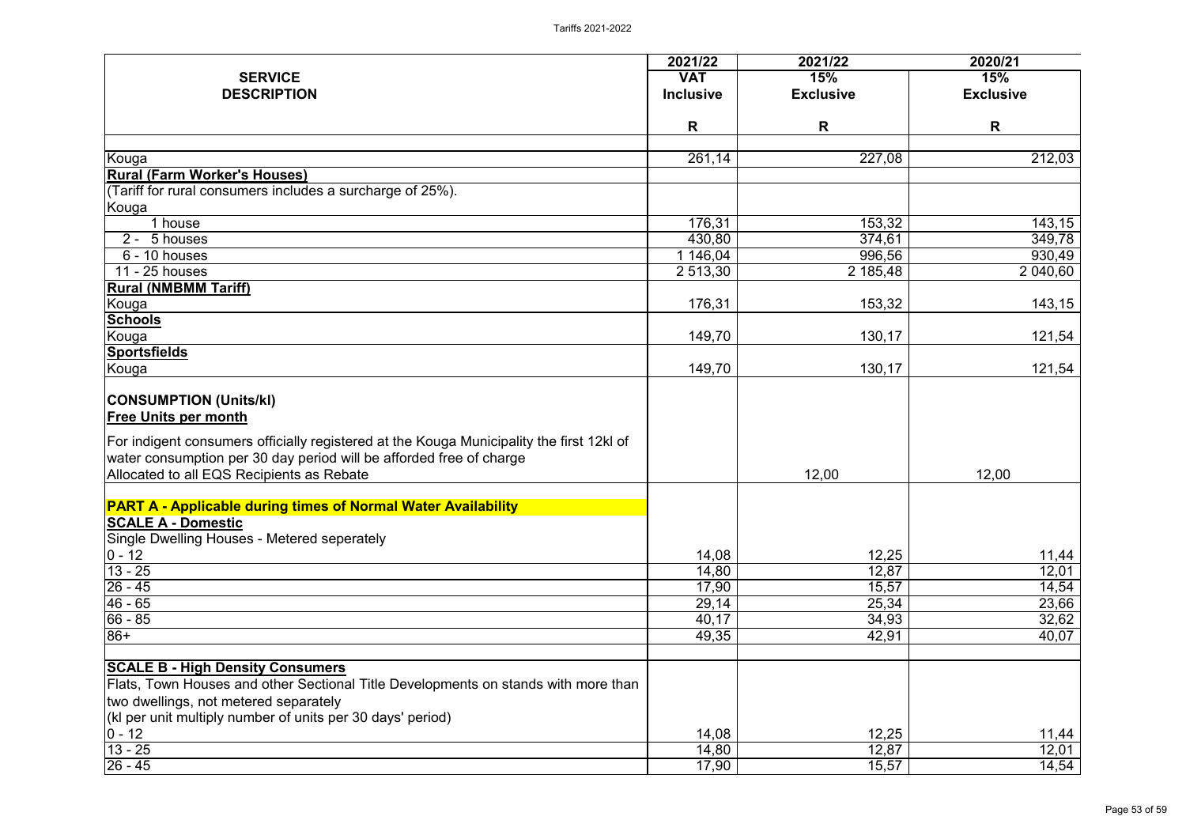| SERVICE DESCRIPTION | 2021/22 VAT Inclusive | 2021/22 15% Exclusive | 2020/21 15% Exclusive |
|---|---|---|---|
| | R | R | R |
| Kouga | 261,14 | 227,08 | 212,03 |
| **Rural (Farm Worker's Houses)** | | | |
| (Tariff for rural consumers includes a surcharge of 25%). | | | |
| Kouga | | | |
| 1 house | 176,31 | 153,32 | 143,15 |
| 2 - 5 houses | 430,80 | 374,61 | 349,78 |
| 6 - 10 houses | 1 146,04 | 996,56 | 930,49 |
| 11 - 25 houses | 2 513,30 | 2 185,48 | 2 040,60 |
| **Rural (NMBMM Tariff)** | | | |
| Kouga | 176,31 | 153,32 | 143,15 |
| **Schools** | | | |
| Kouga | 149,70 | 130,17 | 121,54 |
| **Sportsfields** | | | |
| Kouga | 149,70 | 130,17 | 121,54 |
| **CONSUMPTION (Units/kl)** | | | |
| **Free Units per month** | | | |
| For indigent consumers officially registered at the Kouga Municipality the first 12kl of water consumption per 30 day period will be afforded free of charge | | | |
| Allocated to all EQS Recipients as Rebate | | 12,00 | 12,00 |
| **PART A - Applicable during times of Normal Water Availability** | | | |
| **SCALE A - Domestic** | | | |
| Single Dwelling Houses - Metered seperately | | | |
| 0 - 12 | 14,08 | 12,25 | 11,44 |
| 13 - 25 | 14,80 | 12,87 | 12,01 |
| 26 - 45 | 17,90 | 15,57 | 14,54 |
| 46 - 65 | 29,14 | 25,34 | 23,66 |
| 66 - 85 | 40,17 | 34,93 | 32,62 |
| 86+ | 49,35 | 42,91 | 40,07 |
| **SCALE B - High Density Consumers** | | | |
| Flats, Town Houses and other Sectional Title Developments on stands with more than two dwellings, not metered separately | | | |
| (kl per unit multiply number of units per 30 days' period) | | | |
| 0 - 12 | 14,08 | 12,25 | 11,44 |
| 13 - 25 | 14,80 | 12,87 | 12,01 |
| 26 - 45 | 17,90 | 15,57 | 14,54 |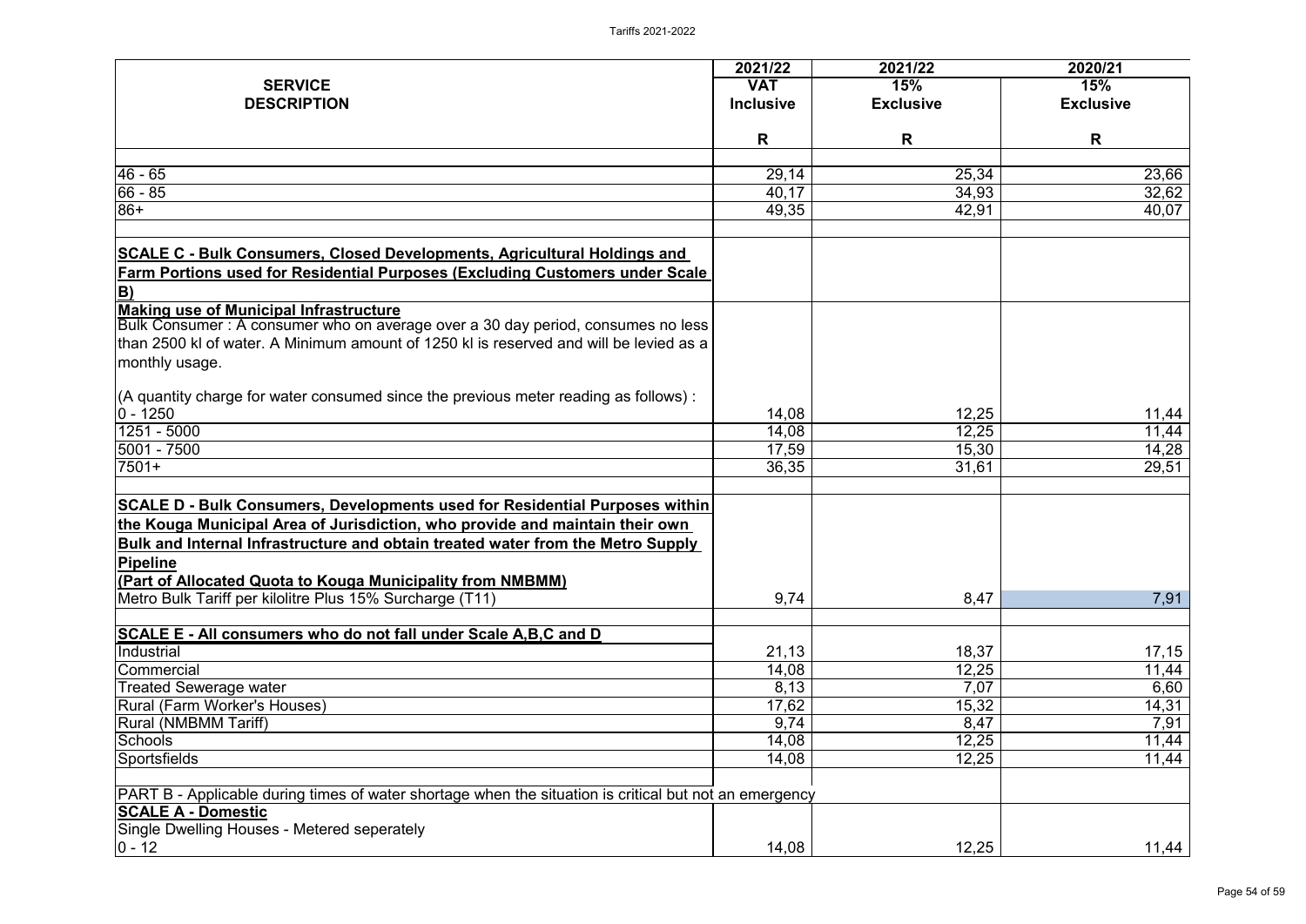| SERVICE DESCRIPTION | 2021/22 VAT Inclusive | 2021/22 15% Exclusive | 2020/21 15% Exclusive |
|---|---|---|---|
| | R | R | R |
| 46 - 65 | 29,14 | 25,34 | 23,66 |
| 66 - 85 | 40,17 | 34,93 | 32,62 |
| 86+ | 49,35 | 42,91 | 40,07 |
| **SCALE C - Bulk Consumers, Closed Developments, Agricultural Holdings and Farm Portions used for Residential Purposes (Excluding Customers under Scale B)** | | | |
| **Making use of Municipal Infrastructure** Bulk Consumer : A consumer who on average over a 30 day period, consumes no less than 2500 kl of water. A Minimum amount of 1250 kl is reserved and will be levied as a monthly usage. | | | |
| (A quantity charge for water consumed since the previous meter reading as follows) : 0 - 1250 | 14,08 | 12,25 | 11,44 |
| 1251 - 5000 | 14,08 | 12,25 | 11,44 |
| 5001 - 7500 | 17,59 | 15,30 | 14,28 |
| 7501+ | 36,35 | 31,61 | 29,51 |
| **SCALE D - Bulk Consumers, Developments used for Residential Purposes within the Kouga Municipal Area of Jurisdiction, who provide and maintain their own Bulk and Internal Infrastructure and obtain treated water from the Metro Supply Pipeline** | | | |
| **(Part of Allocated Quota to Kouga Municipality from NMBMM)** Metro Bulk Tariff per kilolitre Plus 15% Surcharge (T11) | 9,74 | 8,47 | 7,91 |
| **SCALE E - All consumers who do not fall under Scale A,B,C and D** | | | |
| Industrial | 21,13 | 18,37 | 17,15 |
| Commercial | 14,08 | 12,25 | 11,44 |
| Treated Sewerage water | 8,13 | 7,07 | 6,60 |
| Rural (Farm Worker's Houses) | 17,62 | 15,32 | 14,31 |
| Rural (NMBMM Tariff) | 9,74 | 8,47 | 7,91 |
| Schools | 14,08 | 12,25 | 11,44 |
| Sportsfields | 14,08 | 12,25 | 11,44 |
| PART B - Applicable during times of water shortage when the situation is critical but not an emergency | | | |
| **SCALE A - Domestic** | | | |
| Single Dwelling Houses - Metered seperately 0 - 12 | 14,08 | 12,25 | 11,44 |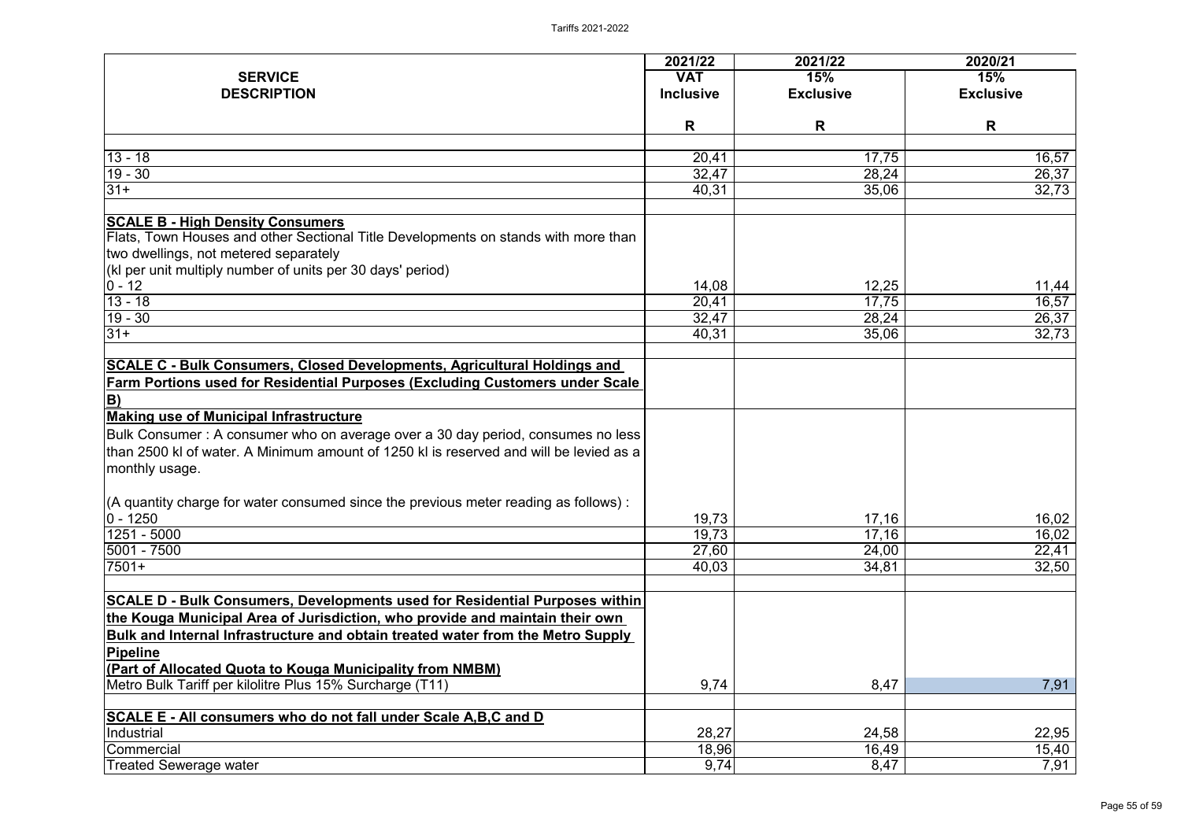| SERVICE DESCRIPTION | 2021/22 VAT Inclusive | 2021/22 15% Exclusive | 2020/21 15% Exclusive |
|---|---|---|---|
| | R | R | R |
| 13 - 18 | 20,41 | 17,75 | 16,57 |
| 19 - 30 | 32,47 | 28,24 | 26,37 |
| 31+ | 40,31 | 35,06 | 32,73 |
| | | | |
| **SCALE B - High Density Consumers** Flats, Town Houses and other Sectional Title Developments on stands with more than two dwellings, not metered separately (kl per unit multiply number of units per 30 days' period) | | | |
| 0 - 12 | 14,08 | 12,25 | 11,44 |
| 13 - 18 | 20,41 | 17,75 | 16,57 |
| 19 - 30 | 32,47 | 28,24 | 26,37 |
| 31+ | 40,31 | 35,06 | 32,73 |
| | | | |
| **SCALE C - Bulk Consumers, Closed Developments, Agricultural Holdings and Farm Portions used for Residential Purposes (Excluding Customers under Scale B)** | | | |
| **Making use of Municipal Infrastructure** | | | |
| Bulk Consumer : A consumer who on average over a 30 day period, consumes no less than 2500 kl of water. A Minimum amount of 1250 kl is reserved and will be levied as a monthly usage. | | | |
| (A quantity charge for water consumed since the previous meter reading as follows) : | | | |
| 0 - 1250 | 19,73 | 17,16 | 16,02 |
| 1251 - 5000 | 19,73 | 17,16 | 16,02 |
| 5001 - 7500 | 27,60 | 24,00 | 22,41 |
| 7501+ | 40,03 | 34,81 | 32,50 |
| | | | |
| **SCALE D - Bulk Consumers, Developments used for Residential Purposes within the Kouga Municipal Area of Jurisdiction, who provide and maintain their own Bulk and Internal Infrastructure and obtain treated water from the Metro Supply Pipeline** | | | |
| **(Part of Allocated Quota to Kouga Municipality from NMBM)** | | | |
| Metro Bulk Tariff per kilolitre Plus 15% Surcharge (T11) | 9,74 | 8,47 | 7,91 |
| | | | |
| **SCALE E - All consumers who do not fall under Scale A,B,C and D** | | | |
| Industrial | 28,27 | 24,58 | 22,95 |
| Commercial | 18,96 | 16,49 | 15,40 |
| Treated Sewerage water | 9,74 | 8,47 | 7,91 |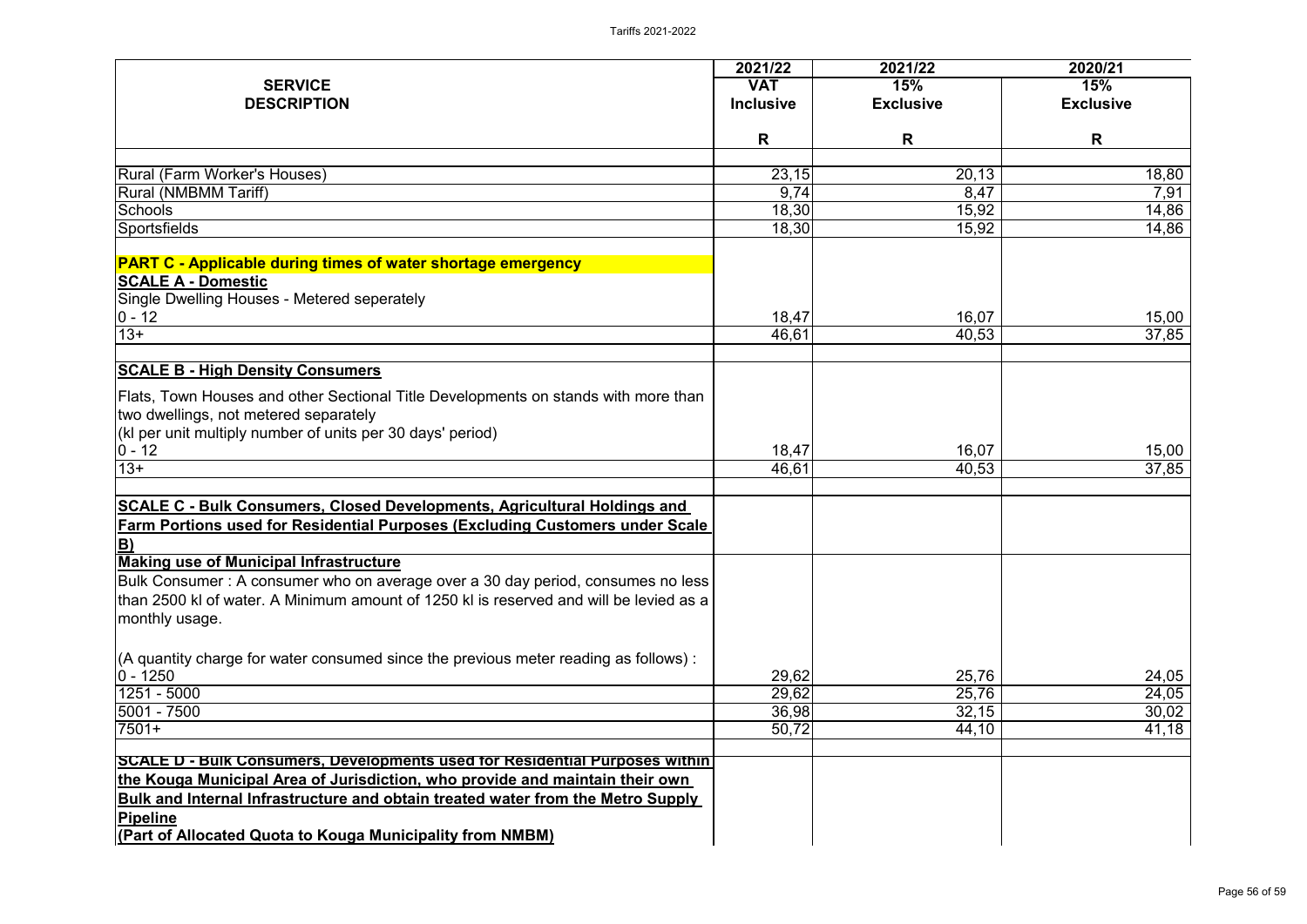| SERVICE DESCRIPTION | 2021/22 VAT Inclusive | 2021/22 15% Exclusive | 2020/21 15% Exclusive |
|---|---|---|---|
| | R | R | R |
| Rural (Farm Worker's Houses) | 23,15 | 20,13 | 18,80 |
| Rural (NMBMM Tariff) | 9,74 | 8,47 | 7,91 |
| Schools | 18,30 | 15,92 | 14,86 |
| Sportsfields | 18,30 | 15,92 | 14,86 |
| **PART C - Applicable during times of water shortage emergency** | | | |
| **SCALE A - Domestic** | | | |
| Single Dwelling Houses - Metered seperately | | | |
| 0 - 12 | 18,47 | 16,07 | 15,00 |
| 13+ | 46,61 | 40,53 | 37,85 |
| **SCALE B - High Density Consumers** | | | |
| Flats, Town Houses and other Sectional Title Developments on stands with more than two dwellings, not metered separately (kl per unit multiply number of units per 30 days' period) | | | |
| 0 - 12 | 18,47 | 16,07 | 15,00 |
| 13+ | 46,61 | 40,53 | 37,85 |
| **SCALE C - Bulk Consumers, Closed Developments, Agricultural Holdings and Farm Portions used for Residential Purposes (Excluding Customers under Scale B)** | | | |
| **Making use of Municipal Infrastructure** | | | |
| Bulk Consumer : A consumer who on average over a 30 day period, consumes no less than 2500 kl of water. A Minimum amount of 1250 kl is reserved and will be levied as a monthly usage. | | | |
| (A quantity charge for water consumed since the previous meter reading as follows) : | | | |
| 0 - 1250 | 29,62 | 25,76 | 24,05 |
| 1251 - 5000 | 29,62 | 25,76 | 24,05 |
| 5001 - 7500 | 36,98 | 32,15 | 30,02 |
| 7501+ | 50,72 | 44,10 | 41,18 |
| **SCALE D - Bulk Consumers, Developments used for Residential Purposes within the Kouga Municipal Area of Jurisdiction, who provide and maintain their own Bulk and Internal Infrastructure and obtain treated water from the Metro Supply Pipeline** | | | |
| **(Part of Allocated Quota to Kouga Municipality from NMBM)** | | | |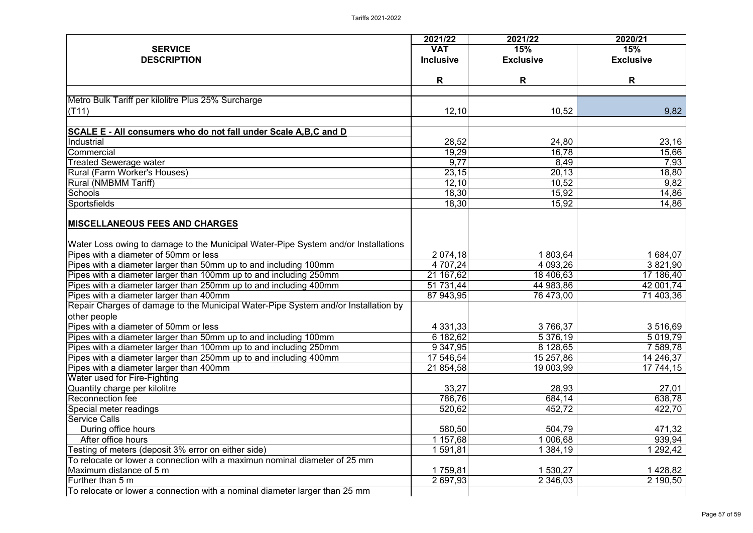| SERVICE DESCRIPTION | 2021/22 VAT Inclusive | 2021/22 15% Exclusive | 2020/21 15% Exclusive |
|---|---|---|---|
| | R | R | R |
| Metro Bulk Tariff per kilolitre Plus 25% Surcharge (T11) | 12,10 | 10,52 | 9,82 |
| **SCALE E - All consumers who do not fall under Scale A,B,C and D** | | | |
| Industrial | 28,52 | 24,80 | 23,16 |
| Commercial | 19,29 | 16,78 | 15,66 |
| Treated Sewerage water | 9,77 | 8,49 | 7,93 |
| Rural (Farm Worker's Houses) | 23,15 | 20,13 | 18,80 |
| Rural (NMBMM Tariff) | 12,10 | 10,52 | 9,82 |
| Schools | 18,30 | 15,92 | 14,86 |
| Sportsfields | 18,30 | 15,92 | 14,86 |
| **MISCELLANEOUS FEES AND CHARGES** | | | |
| Water Loss owing to damage to the Municipal Water-Pipe System and/or Installations | | | |
| Pipes with a diameter of 50mm or less | 2 074,18 | 1 803,64 | 1 684,07 |
| Pipes with a diameter larger than 50mm up to and including 100mm | 4 707,24 | 4 093,26 | 3 821,90 |
| Pipes with a diameter larger than 100mm up to and including 250mm | 21 167,62 | 18 406,63 | 17 186,40 |
| Pipes with a diameter larger than 250mm up to and including 400mm | 51 731,44 | 44 983,86 | 42 001,74 |
| Pipes with a diameter larger than 400mm | 87 943,95 | 76 473,00 | 71 403,36 |
| Repair Charges of damage to the Municipal Water-Pipe System and/or Installation by other people | | | |
| Pipes with a diameter of 50mm or less | 4 331,33 | 3 766,37 | 3 516,69 |
| Pipes with a diameter larger than 50mm up to and including 100mm | 6 182,62 | 5 376,19 | 5 019,79 |
| Pipes with a diameter larger than 100mm up to and including 250mm | 9 347,95 | 8 128,65 | 7 589,78 |
| Pipes with a diameter larger than 250mm up to and including 400mm | 17 546,54 | 15 257,86 | 14 246,37 |
| Pipes with a diameter larger than 400mm | 21 854,58 | 19 003,99 | 17 744,15 |
| Water used for Fire-Fighting | | | |
| Quantity charge per kilolitre | 33,27 | 28,93 | 27,01 |
| Reconnection fee | 786,76 | 684,14 | 638,78 |
| Special meter readings | 520,62 | 452,72 | 422,70 |
| Service Calls | | | |
| During office hours | 580,50 | 504,79 | 471,32 |
| After office hours | 1 157,68 | 1 006,68 | 939,94 |
| Testing of meters (deposit 3% error on either side) | 1 591,81 | 1 384,19 | 1 292,42 |
| To relocate or lower a connection with a maximun nominal diameter of 25 mm | | | |
| Maximum distance of 5 m | 1 759,81 | 1 530,27 | 1 428,82 |
| Further than 5 m | 2 697,93 | 2 346,03 | 2 190,50 |
| To relocate or lower a connection with a nominal diameter larger than 25 mm | | | |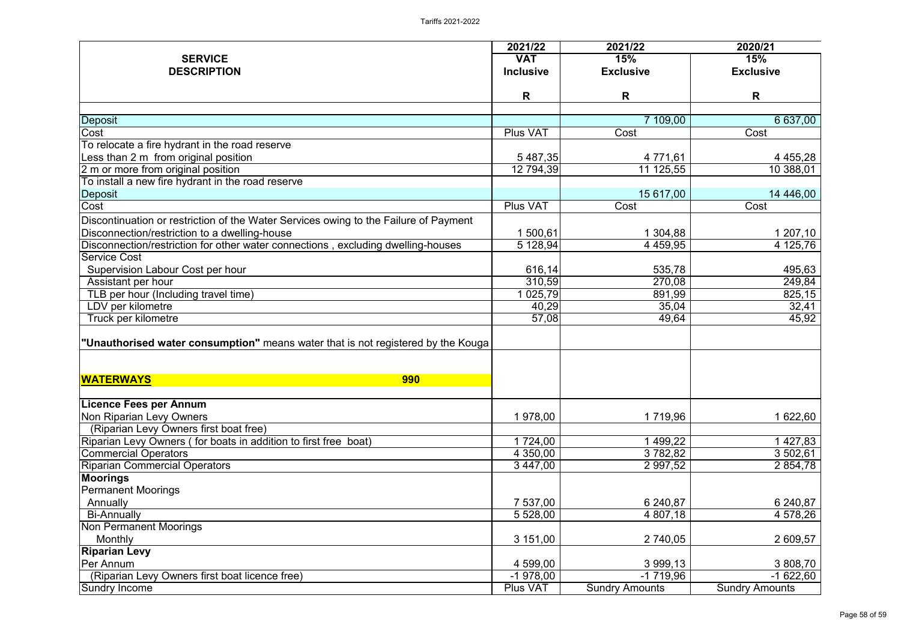| SERVICE DESCRIPTION | 2021/22 VAT Inclusive | 2021/22 15% Exclusive | 2020/21 15% Exclusive |
|---|---|---|---|
| | R | R | R |
| Deposit | | 7 109,00 | 6 637,00 |
| Cost | Plus VAT | Cost | Cost |
| To relocate a fire hydrant in the road reserve | | | |
| Less than 2 m from original position | 5 487,35 | 4 771,61 | 4 455,28 |
| 2 m or more from original position | 12 794,39 | 11 125,55 | 10 388,01 |
| To install a new fire hydrant in the road reserve | | | |
| Deposit | | 15 617,00 | 14 446,00 |
| Cost | Plus VAT | Cost | Cost |
| Discontinuation or restriction of the Water Services owing to the Failure of Payment | | | |
| Disconnection/restriction to a dwelling-house | 1 500,61 | 1 304,88 | 1 207,10 |
| Disconnection/restriction for other water connections , excluding dwelling-houses | 5 128,94 | 4 459,95 | 4 125,76 |
| Service Cost | | | |
| Supervision Labour Cost per hour | 616,14 | 535,78 | 495,63 |
| Assistant per hour | 310,59 | 270,08 | 249,84 |
| TLB per hour (Including travel time) | 1 025,79 | 891,99 | 825,15 |
| LDV per kilometre | 40,29 | 35,04 | 32,41 |
| Truck per kilometre | 57,08 | 49,64 | 45,92 |
| **"Unauthorised water consumption"** means water that is not registered by the Kouga | | | |
| **WATERWAYS** 990 | | | |
| **Licence Fees per Annum** | | | |
| Non Riparian Levy Owners | 1 978,00 | 1 719,96 | 1 622,60 |
| (Riparian Levy Owners first boat free) | | | |
| Riparian Levy Owners ( for boats in addition to first free boat) | 1 724,00 | 1 499,22 | 1 427,83 |
| Commercial Operators | 4 350,00 | 3 782,82 | 3 502,61 |
| Riparian Commercial Operators | 3 447,00 | 2 997,52 | 2 854,78 |
| **Moorings** | | | |
| Permanent Moorings | | | |
| Annually | 7 537,00 | 6 240,87 | 6 240,87 |
| Bi-Annually | 5 528,00 | 4 807,18 | 4 578,26 |
| Non Permanent Moorings | | | |
| Monthly | 3 151,00 | 2 740,05 | 2 609,57 |
| **Riparian Levy** | | | |
| Per Annum | 4 599,00 | 3 999,13 | 3 808,70 |
| (Riparian Levy Owners first boat licence free) | -1 978,00 | -1 719,96 | -1 622,60 |
| Sundry Income | Plus VAT | Sundry Amounts | Sundry Amounts |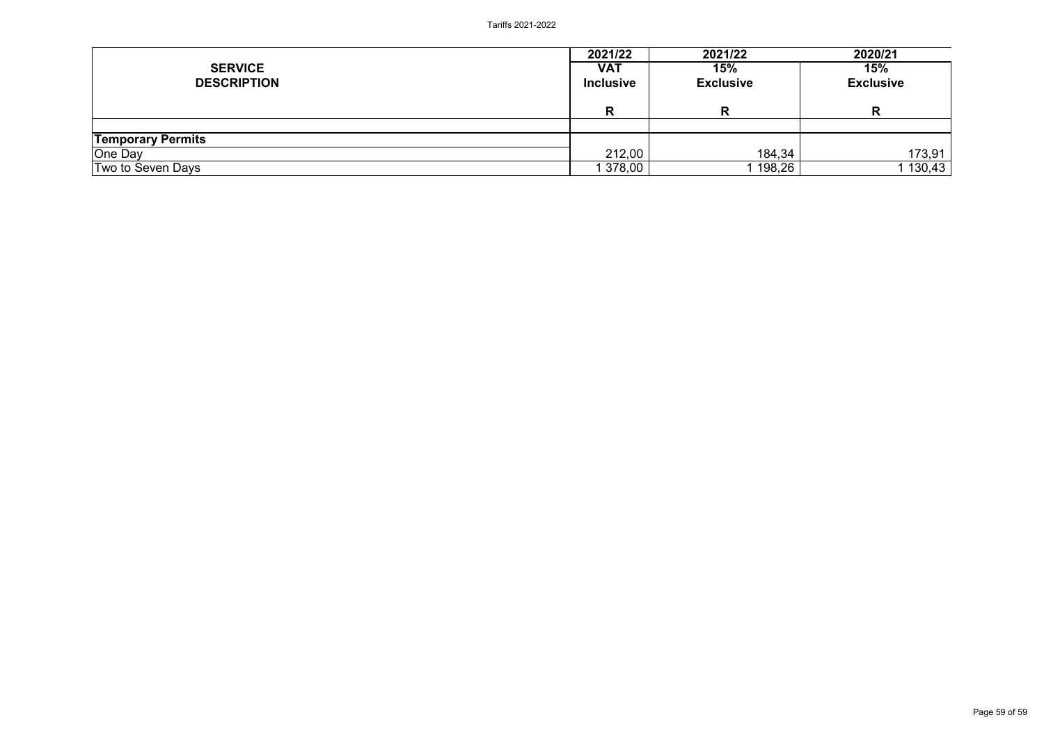| SERVICE DESCRIPTION | 2021/22 VAT Inclusive | 2021/22 15% Exclusive | 2020/21 15% Exclusive |
|---|---|---|---|
| | R | R | R |
| **Temporary Permits** | | | |
| One Day | 212,00 | 184,34 | 173,91 |
| Two to Seven Days | 1 378,00 | 1 198,26 | 1 130,43 |